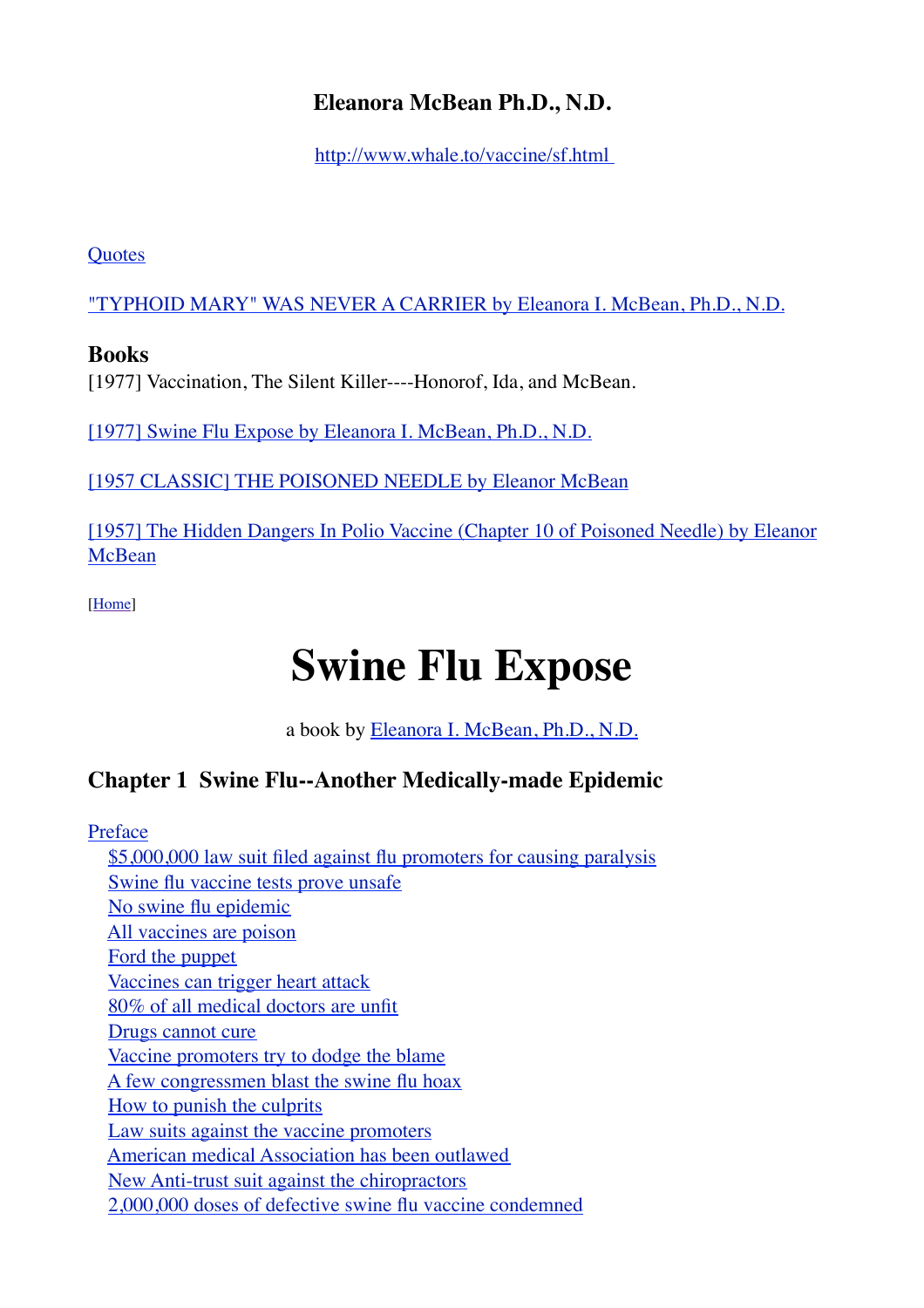**Eleanora McBean Ph.D., N.D.**

http://www.whale.to/vaccine/sf.html

Quotes

"TYPHOID MARY" WAS NEVER A CARRIER by Eleanora I. McBean, Ph.D., N.D.

### Books

[1977] Vaccination, The Silent Killer----Honorof, Ida, and McBean.

[1977] Swine Flu Expose by Eleanora I. McBean, Ph.D., N.D.

[1957 CLASSIC] THE POISONED NEEDLE by Eleanor McBean

[1957] The Hidden Dangers In Polio Vaccine (Chapter 10 of Poisoned Needle) by Eleanor McBean

[Home]

# Swine Flu Expose

a book by Eleanora I. McBean, Ph.D., N.D.

## Chapter 1 Swine Flu--Another Medically-made Epidemic

Preface

- $5,000,000 law suit filed against flu promoters for causing paralysis
- Swine flu vaccine tests prove unsafe
- No swine flu epidemic
- All vaccines are poison
- Ford the puppet
- Vaccines can trigger heart attack
- 80% of all medical doctors are unfit
- Drugs cannot cure
- Vaccine promoters try to dodge the blame
- A few congressmen blast the swine flu hoax
- How to punish the culprits
- Law suits against the vaccine promoters
- American medical Association has been outlawed
- New Anti-trust suit against the chiropractors
- 2,000,000 doses of defective swine flu vaccine condemned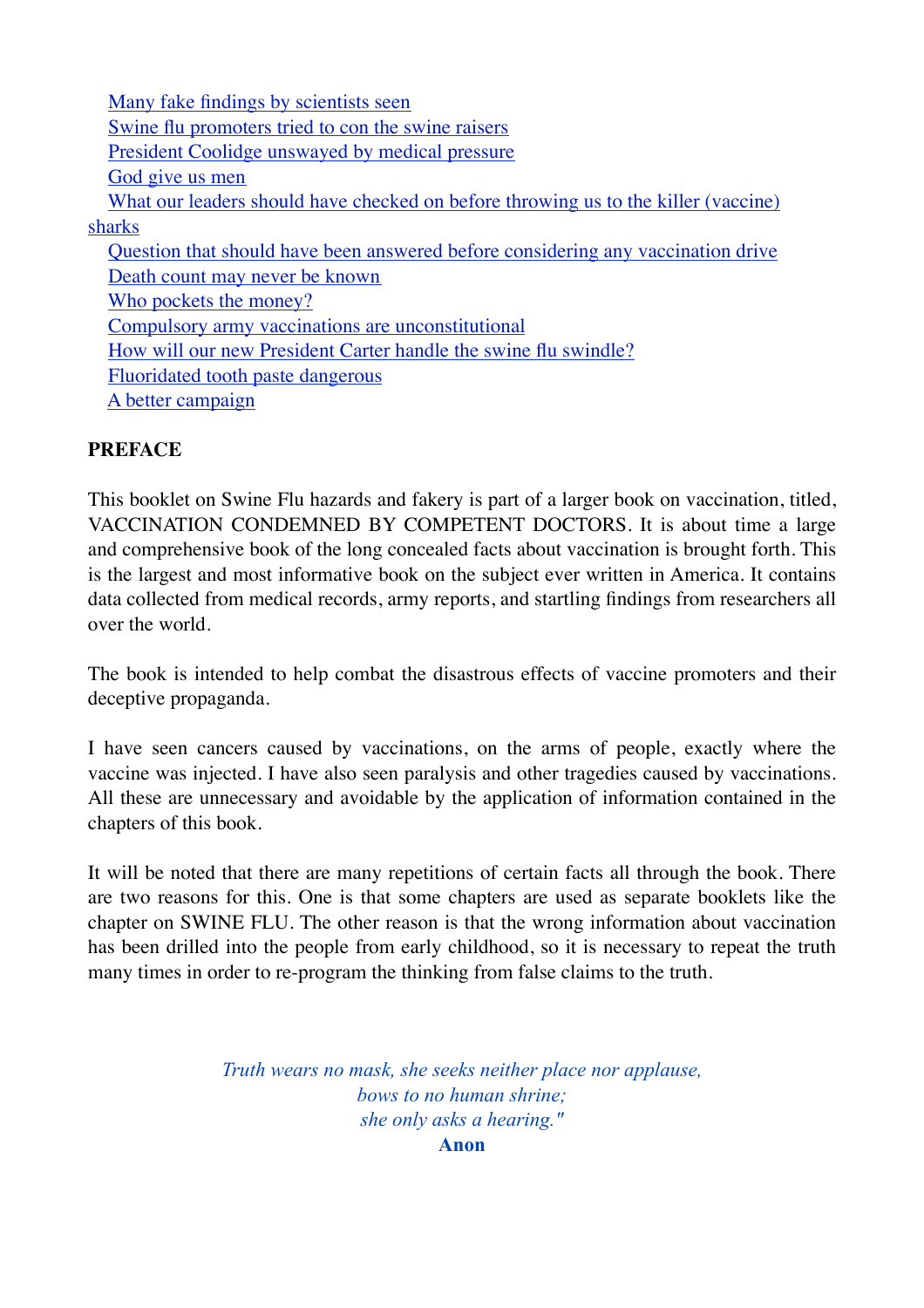- Many fake findings by scientists seen
- Swine flu promoters tried to con the swine raisers
- President Coolidge unswayed by medical pressure
- God give us men
- What our leaders should have checked on before throwing us to the killer (vaccine) sharks
- Question that should have been answered before considering any vaccination drive
- Death count may never be known
- Who pockets the money?
- Compulsory army vaccinations are unconstitutional
- How will our new President Carter handle the swine flu swindle?
- Fluoridated tooth paste dangerous
- A better campaign

**PREFACE**

This booklet on Swine Flu hazards and fakery is part of a larger book on vaccination, titled, VACCINATION CONDEMNED BY COMPETENT DOCTORS. It is about time a large and comprehensive book of the long concealed facts about vaccination is brought forth. This is the largest and most informative book on the subject ever written in America. It contains data collected from medical records, army reports, and startling findings from researchers all over the world.

The book is intended to help combat the disastrous effects of vaccine promoters and their deceptive propaganda.

I have seen cancers caused by vaccinations, on the arms of people, exactly where the vaccine was injected. I have also seen paralysis and other tragedies caused by vaccinations. All these are unnecessary and avoidable by the application of information contained in the chapters of this book.

It will be noted that there are many repetitions of certain facts all through the book. There are two reasons for this. One is that some chapters are used as separate booklets like the chapter on SWINE FLU. The other reason is that the wrong information about vaccination has been drilled into the people from early childhood, so it is necessary to repeat the truth many times in order to re-program the thinking from false claims to the truth.

*Truth wears no mask, she seeks neither place nor applause,*
*bows to no human shrine;*
*she only asks a hearing."*
**Anon**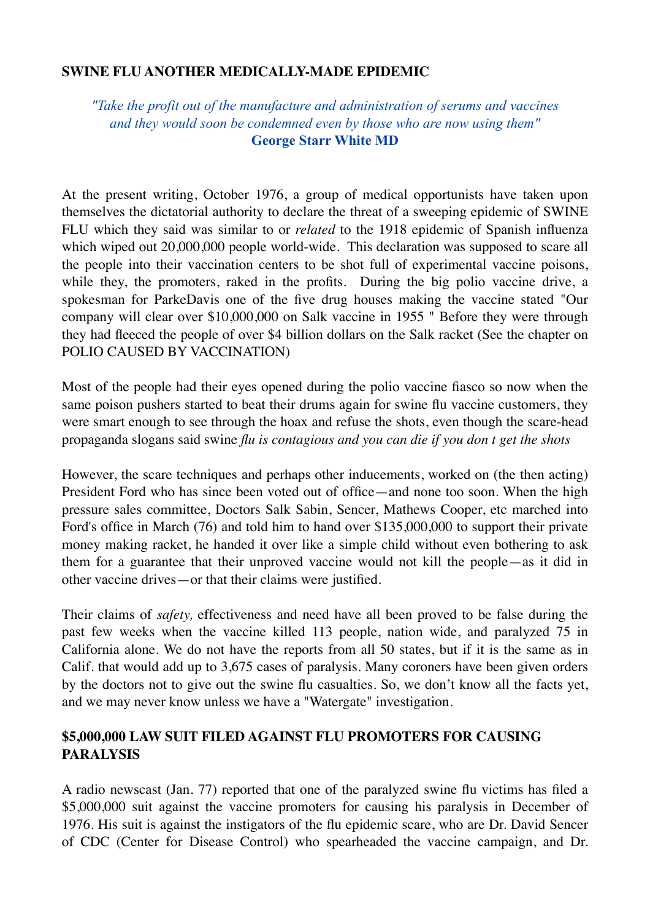## SWINE FLU ANOTHER MEDICALLY-MADE EPIDEMIC

*"Take the profit out of the manufacture and administration of serums and vaccines and they would soon be condemned even by those who are now using them"*
**George Starr White MD**

At the present writing, October 1976, a group of medical opportunists have taken upon themselves the dictatorial authority to declare the threat of a sweeping epidemic of SWINE FLU which they said was similar to or *related* to the 1918 epidemic of Spanish influenza which wiped out 20,000,000 people world-wide. This declaration was supposed to scare all the people into their vaccination centers to be shot full of experimental vaccine poisons, while they, the promoters, raked in the profits. During the big polio vaccine drive, a spokesman for ParkeDavis one of the five drug houses making the vaccine stated "Our company will clear over $10,000,000 on Salk vaccine in 1955 " Before they were through they had fleeced the people of over $4 billion dollars on the Salk racket (See the chapter on POLIO CAUSED BY VACCINATION)

Most of the people had their eyes opened during the polio vaccine fiasco so now when the same poison pushers started to beat their drums again for swine flu vaccine customers, they were smart enough to see through the hoax and refuse the shots, even though the scare-head propaganda slogans said swine *flu is contagious and you can die if you don t get the shots*

However, the scare techniques and perhaps other inducements, worked on (the then acting) President Ford who has since been voted out of office—and none too soon. When the high pressure sales committee, Doctors Salk Sabin, Sencer, Mathews Cooper, etc marched into Ford's office in March (76) and told him to hand over $135,000,000 to support their private money making racket, he handed it over like a simple child without even bothering to ask them for a guarantee that their unproved vaccine would not kill the people—as it did in other vaccine drives—or that their claims were justified.

Their claims of *safety,* effectiveness and need have all been proved to be false during the past few weeks when the vaccine killed 113 people, nation wide, and paralyzed 75 in California alone. We do not have the reports from all 50 states, but if it is the same as in Calif. that would add up to 3,675 cases of paralysis. Many coroners have been given orders by the doctors not to give out the swine flu casualties. So, we don’t know all the facts yet, and we may never know unless we have a "Watergate" investigation.

### $5,000,000 LAW SUIT FILED AGAINST FLU PROMOTERS FOR CAUSING PARALYSIS

A radio newscast (Jan. 77) reported that one of the paralyzed swine flu victims has filed a $5,000,000 suit against the vaccine promoters for causing his paralysis in December of 1976. His suit is against the instigators of the flu epidemic scare, who are Dr. David Sencer of CDC (Center for Disease Control) who spearheaded the vaccine campaign, and Dr.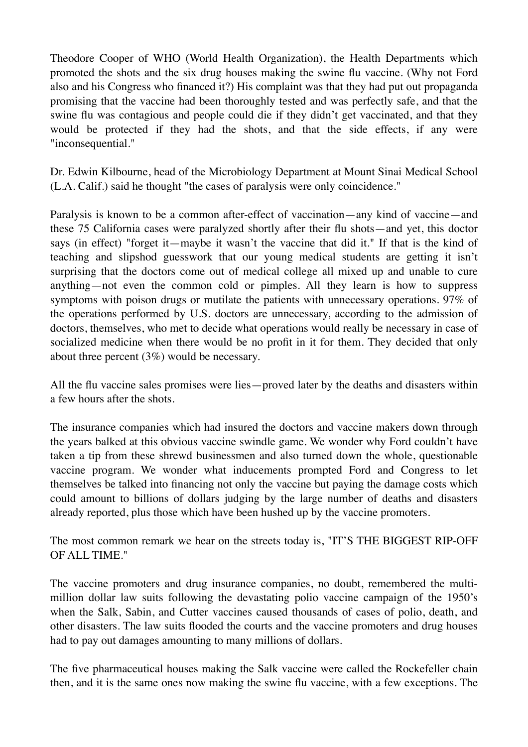Theodore Cooper of WHO (World Health Organization), the Health Departments which promoted the shots and the six drug houses making the swine flu vaccine. (Why not Ford also and his Congress who financed it?) His complaint was that they had put out propaganda promising that the vaccine had been thoroughly tested and was perfectly safe, and that the swine flu was contagious and people could die if they didn't get vaccinated, and that they would be protected if they had the shots, and that the side effects, if any were "inconsequential."

Dr. Edwin Kilbourne, head of the Microbiology Department at Mount Sinai Medical School (L.A. Calif.) said he thought "the cases of paralysis were only coincidence."

Paralysis is known to be a common after-effect of vaccination—any kind of vaccine—and these 75 California cases were paralyzed shortly after their flu shots—and yet, this doctor says (in effect) "forget it—maybe it wasn't the vaccine that did it." If that is the kind of teaching and slipshod guesswork that our young medical students are getting it isn't surprising that the doctors come out of medical college all mixed up and unable to cure anything—not even the common cold or pimples. All they learn is how to suppress symptoms with poison drugs or mutilate the patients with unnecessary operations. 97% of the operations performed by U.S. doctors are unnecessary, according to the admission of doctors, themselves, who met to decide what operations would really be necessary in case of socialized medicine when there would be no profit in it for them. They decided that only about three percent (3%) would be necessary.

All the flu vaccine sales promises were lies—proved later by the deaths and disasters within a few hours after the shots.

The insurance companies which had insured the doctors and vaccine makers down through the years balked at this obvious vaccine swindle game. We wonder why Ford couldn't have taken a tip from these shrewd businessmen and also turned down the whole, questionable vaccine program. We wonder what inducements prompted Ford and Congress to let themselves be talked into financing not only the vaccine but paying the damage costs which could amount to billions of dollars judging by the large number of deaths and disasters already reported, plus those which have been hushed up by the vaccine promoters.

The most common remark we hear on the streets today is, "IT'S THE BIGGEST RIP-OFF OF ALL TIME."

The vaccine promoters and drug insurance companies, no doubt, remembered the multi-million dollar law suits following the devastating polio vaccine campaign of the 1950's when the Salk, Sabin, and Cutter vaccines caused thousands of cases of polio, death, and other disasters. The law suits flooded the courts and the vaccine promoters and drug houses had to pay out damages amounting to many millions of dollars.

The five pharmaceutical houses making the Salk vaccine were called the Rockefeller chain then, and it is the same ones now making the swine flu vaccine, with a few exceptions. The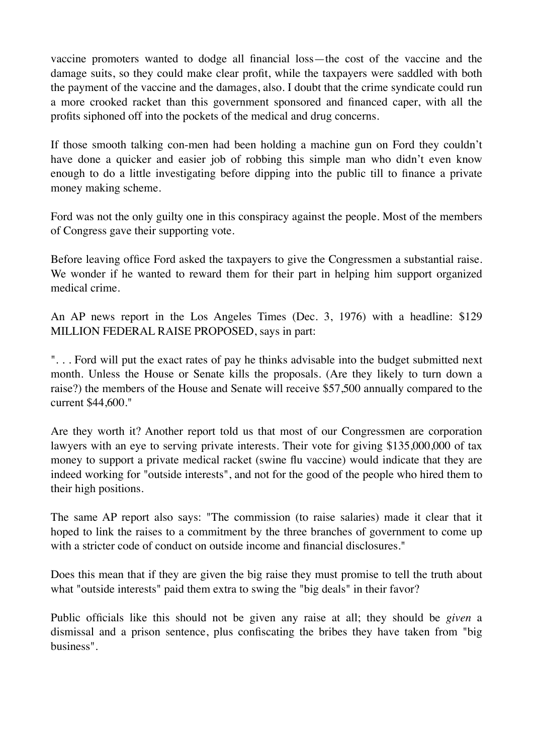vaccine promoters wanted to dodge all financial loss—the cost of the vaccine and the damage suits, so they could make clear profit, while the taxpayers were saddled with both the payment of the vaccine and the damages, also. I doubt that the crime syndicate could run a more crooked racket than this government sponsored and financed caper, with all the profits siphoned off into the pockets of the medical and drug concerns.

If those smooth talking con-men had been holding a machine gun on Ford they couldn't have done a quicker and easier job of robbing this simple man who didn't even know enough to do a little investigating before dipping into the public till to finance a private money making scheme.

Ford was not the only guilty one in this conspiracy against the people. Most of the members of Congress gave their supporting vote.

Before leaving office Ford asked the taxpayers to give the Congressmen a substantial raise. We wonder if he wanted to reward them for their part in helping him support organized medical crime.

An AP news report in the Los Angeles Times (Dec. 3, 1976) with a headline: $129 MILLION FEDERAL RAISE PROPOSED, says in part:

". . . Ford will put the exact rates of pay he thinks advisable into the budget submitted next month. Unless the House or Senate kills the proposals. (Are they likely to turn down a raise?) the members of the House and Senate will receive $57,500 annually compared to the current $44,600."

Are they worth it? Another report told us that most of our Congressmen are corporation lawyers with an eye to serving private interests. Their vote for giving $135,000,000 of tax money to support a private medical racket (swine flu vaccine) would indicate that they are indeed working for "outside interests", and not for the good of the people who hired them to their high positions.

The same AP report also says: "The commission (to raise salaries) made it clear that it hoped to link the raises to a commitment by the three branches of government to come up with a stricter code of conduct on outside income and financial disclosures."

Does this mean that if they are given the big raise they must promise to tell the truth about what "outside interests" paid them extra to swing the "big deals" in their favor?

Public officials like this should not be given any raise at all; they should be *given* a dismissal and a prison sentence, plus confiscating the bribes they have taken from "big business".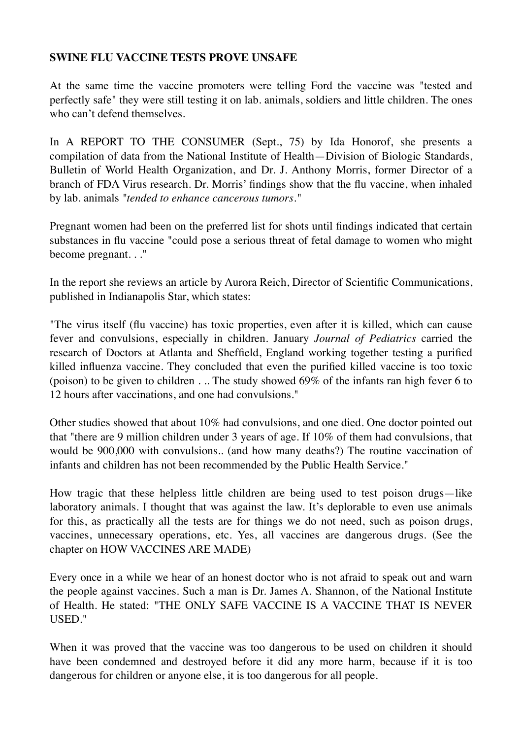**SWINE FLU VACCINE TESTS PROVE UNSAFE**

At the same time the vaccine promoters were telling Ford the vaccine was "tested and perfectly safe" they were still testing it on lab. animals, soldiers and little children. The ones who can't defend themselves.

In A REPORT TO THE CONSUMER (Sept., 75) by Ida Honorof, she presents a compilation of data from the National Institute of Health—Division of Biologic Standards, Bulletin of World Health Organization, and Dr. J. Anthony Morris, former Director of a branch of FDA Virus research. Dr. Morris' findings show that the flu vaccine, when inhaled by lab. animals *"tended to enhance cancerous tumors."*

Pregnant women had been on the preferred list for shots until findings indicated that certain substances in flu vaccine "could pose a serious threat of fetal damage to women who might become pregnant. . ."

In the report she reviews an article by Aurora Reich, Director of Scientific Communications, published in Indianapolis Star, which states:

"The virus itself (flu vaccine) has toxic properties, even after it is killed, which can cause fever and convulsions, especially in children. January *Journal of Pediatrics* carried the research of Doctors at Atlanta and Sheffield, England working together testing a purified killed influenza vaccine. They concluded that even the purified killed vaccine is too toxic (poison) to be given to children . .. The study showed 69% of the infants ran high fever 6 to 12 hours after vaccinations, and one had convulsions."

Other studies showed that about 10% had convulsions, and one died. One doctor pointed out that "there are 9 million children under 3 years of age. If 10% of them had convulsions, that would be 900,000 with convulsions.. (and how many deaths?) The routine vaccination of infants and children has not been recommended by the Public Health Service."

How tragic that these helpless little children are being used to test poison drugs—like laboratory animals. I thought that was against the law. It's deplorable to even use animals for this, as practically all the tests are for things we do not need, such as poison drugs, vaccines, unnecessary operations, etc. Yes, all vaccines are dangerous drugs. (See the chapter on HOW VACCINES ARE MADE)

Every once in a while we hear of an honest doctor who is not afraid to speak out and warn the people against vaccines. Such a man is Dr. James A. Shannon, of the National Institute of Health. He stated: "THE ONLY SAFE VACCINE IS A VACCINE THAT IS NEVER USED."

When it was proved that the vaccine was too dangerous to be used on children it should have been condemned and destroyed before it did any more harm, because if it is too dangerous for children or anyone else, it is too dangerous for all people.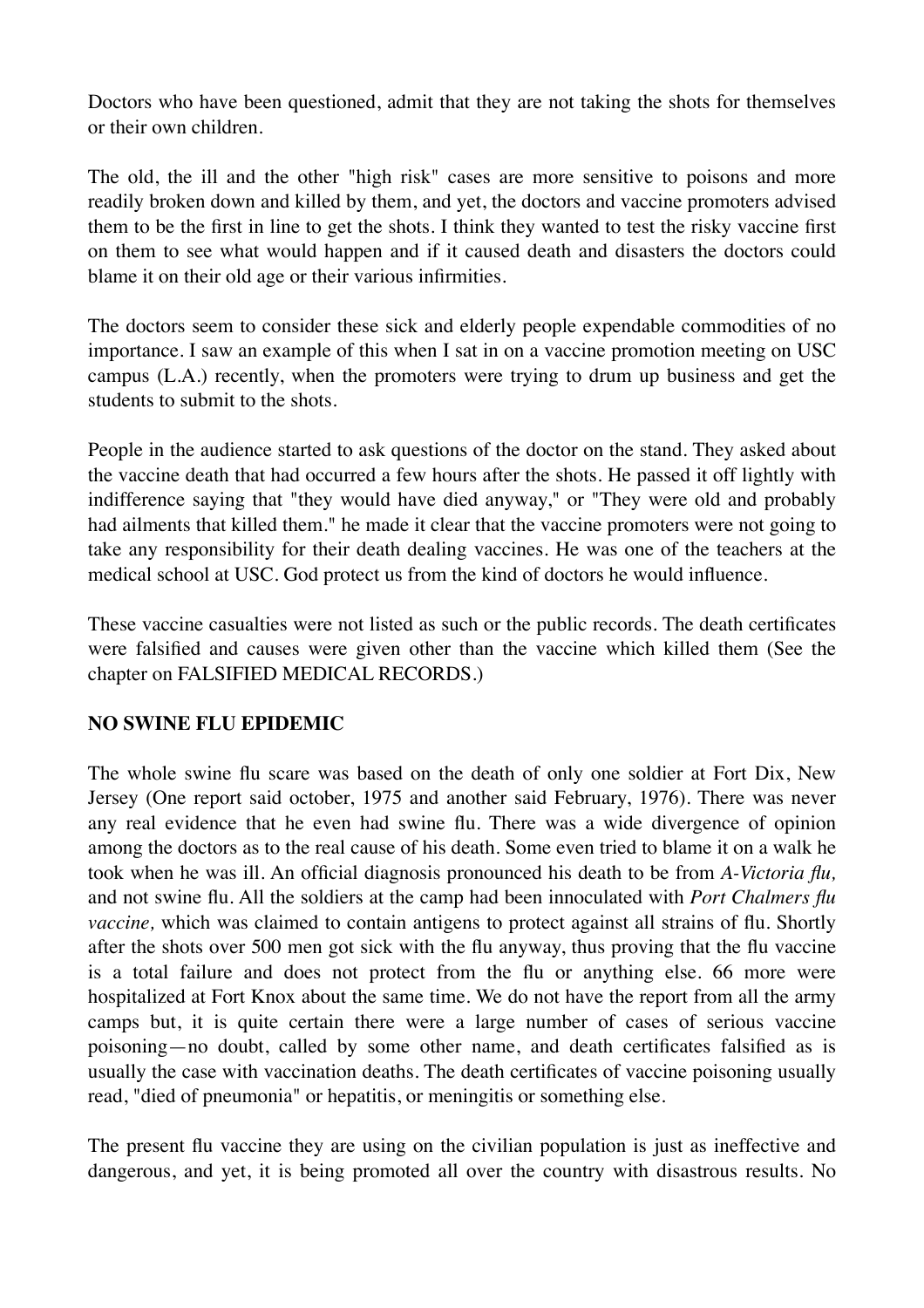Doctors who have been questioned, admit that they are not taking the shots for themselves or their own children.

The old, the ill and the other "high risk" cases are more sensitive to poisons and more readily broken down and killed by them, and yet, the doctors and vaccine promoters advised them to be the first in line to get the shots. I think they wanted to test the risky vaccine first on them to see what would happen and if it caused death and disasters the doctors could blame it on their old age or their various infirmities.

The doctors seem to consider these sick and elderly people expendable commodities of no importance. I saw an example of this when I sat in on a vaccine promotion meeting on USC campus (L.A.) recently, when the promoters were trying to drum up business and get the students to submit to the shots.

People in the audience started to ask questions of the doctor on the stand. They asked about the vaccine death that had occurred a few hours after the shots. He passed it off lightly with indifference saying that "they would have died anyway," or "They were old and probably had ailments that killed them." he made it clear that the vaccine promoters were not going to take any responsibility for their death dealing vaccines. He was one of the teachers at the medical school at USC. God protect us from the kind of doctors he would influence.

These vaccine casualties were not listed as such or the public records. The death certificates were falsified and causes were given other than the vaccine which killed them (See the chapter on FALSIFIED MEDICAL RECORDS.)

**NO SWINE FLU EPIDEMIC**

The whole swine flu scare was based on the death of only one soldier at Fort Dix, New Jersey (One report said october, 1975 and another said February, 1976). There was never any real evidence that he even had swine flu. There was a wide divergence of opinion among the doctors as to the real cause of his death. Some even tried to blame it on a walk he took when he was ill. An official diagnosis pronounced his death to be from *A-Victoria flu,* and not swine flu. All the soldiers at the camp had been innoculated with *Port Chalmers flu vaccine,* which was claimed to contain antigens to protect against all strains of flu. Shortly after the shots over 500 men got sick with the flu anyway, thus proving that the flu vaccine is a total failure and does not protect from the flu or anything else. 66 more were hospitalized at Fort Knox about the same time. We do not have the report from all the army camps but, it is quite certain there were a large number of cases of serious vaccine poisoning—no doubt, called by some other name, and death certificates falsified as is usually the case with vaccination deaths. The death certificates of vaccine poisoning usually read, "died of pneumonia" or hepatitis, or meningitis or something else.

The present flu vaccine they are using on the civilian population is just as ineffective and dangerous, and yet, it is being promoted all over the country with disastrous results. No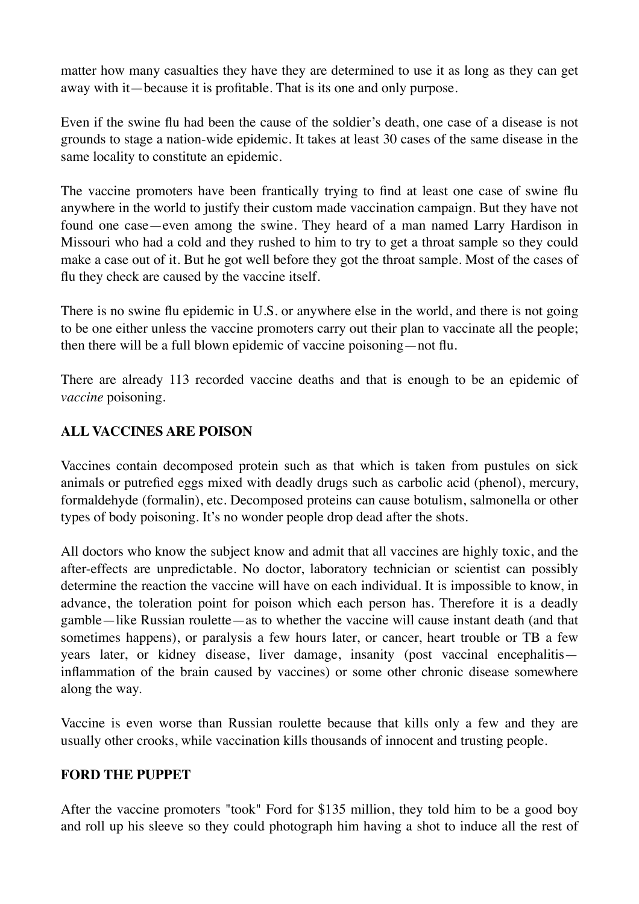matter how many casualties they have they are determined to use it as long as they can get away with it—because it is profitable. That is its one and only purpose.

Even if the swine flu had been the cause of the soldier's death, one case of a disease is not grounds to stage a nation-wide epidemic. It takes at least 30 cases of the same disease in the same locality to constitute an epidemic.

The vaccine promoters have been frantically trying to find at least one case of swine flu anywhere in the world to justify their custom made vaccination campaign. But they have not found one case—even among the swine. They heard of a man named Larry Hardison in Missouri who had a cold and they rushed to him to try to get a throat sample so they could make a case out of it. But he got well before they got the throat sample. Most of the cases of flu they check are caused by the vaccine itself.

There is no swine flu epidemic in U.S. or anywhere else in the world, and there is not going to be one either unless the vaccine promoters carry out their plan to vaccinate all the people; then there will be a full blown epidemic of vaccine poisoning—not flu.

There are already 113 recorded vaccine deaths and that is enough to be an epidemic of *vaccine* poisoning.

**ALL VACCINES ARE POISON**

Vaccines contain decomposed protein such as that which is taken from pustules on sick animals or putrefied eggs mixed with deadly drugs such as carbolic acid (phenol), mercury, formaldehyde (formalin), etc. Decomposed proteins can cause botulism, salmonella or other types of body poisoning. It's no wonder people drop dead after the shots.

All doctors who know the subject know and admit that all vaccines are highly toxic, and the after-effects are unpredictable. No doctor, laboratory technician or scientist can possibly determine the reaction the vaccine will have on each individual. It is impossible to know, in advance, the toleration point for poison which each person has. Therefore it is a deadly gamble—like Russian roulette—as to whether the vaccine will cause instant death (and that sometimes happens), or paralysis a few hours later, or cancer, heart trouble or TB a few years later, or kidney disease, liver damage, insanity (post vaccinal encephalitis—inflammation of the brain caused by vaccines) or some other chronic disease somewhere along the way.

Vaccine is even worse than Russian roulette because that kills only a few and they are usually other crooks, while vaccination kills thousands of innocent and trusting people.

**FORD THE PUPPET**

After the vaccine promoters "took" Ford for $135 million, they told him to be a good boy and roll up his sleeve so they could photograph him having a shot to induce all the rest of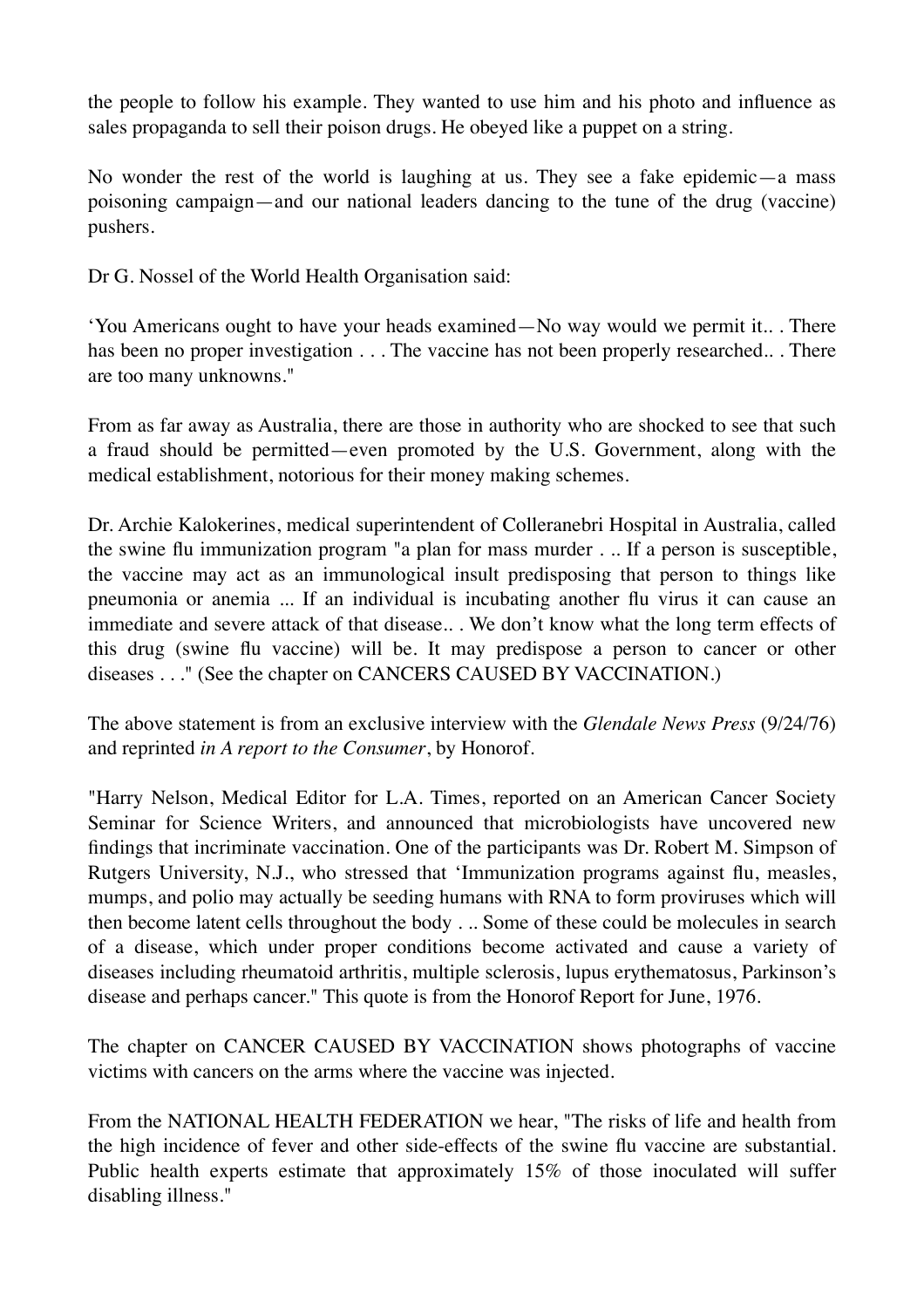the people to follow his example. They wanted to use him and his photo and influence as sales propaganda to sell their poison drugs. He obeyed like a puppet on a string.

No wonder the rest of the world is laughing at us. They see a fake epidemic—a mass poisoning campaign—and our national leaders dancing to the tune of the drug (vaccine) pushers.

Dr G. Nossel of the World Health Organisation said:

'You Americans ought to have your heads examined—No way would we permit it.. . There has been no proper investigation . . . The vaccine has not been properly researched.. . There are too many unknowns."

From as far away as Australia, there are those in authority who are shocked to see that such a fraud should be permitted—even promoted by the U.S. Government, along with the medical establishment, notorious for their money making schemes.

Dr. Archie Kalokerines, medical superintendent of Colleranebri Hospital in Australia, called the swine flu immunization program "a plan for mass murder . .. If a person is susceptible, the vaccine may act as an immunological insult predisposing that person to things like pneumonia or anemia ... If an individual is incubating another flu virus it can cause an immediate and severe attack of that disease.. . We don't know what the long term effects of this drug (swine flu vaccine) will be. It may predispose a person to cancer or other diseases . . ." (See the chapter on CANCERS CAUSED BY VACCINATION.)

The above statement is from an exclusive interview with the *Glendale News Press* (9/24/76) and reprinted *in A report to the Consumer*, by Honorof.

"Harry Nelson, Medical Editor for L.A. Times, reported on an American Cancer Society Seminar for Science Writers, and announced that microbiologists have uncovered new findings that incriminate vaccination. One of the participants was Dr. Robert M. Simpson of Rutgers University, N.J., who stressed that 'Immunization programs against flu, measles, mumps, and polio may actually be seeding humans with RNA to form proviruses which will then become latent cells throughout the body . .. Some of these could be molecules in search of a disease, which under proper conditions become activated and cause a variety of diseases including rheumatoid arthritis, multiple sclerosis, lupus erythematosus, Parkinson's disease and perhaps cancer." This quote is from the Honorof Report for June, 1976.

The chapter on CANCER CAUSED BY VACCINATION shows photographs of vaccine victims with cancers on the arms where the vaccine was injected.

From the NATIONAL HEALTH FEDERATION we hear, "The risks of life and health from the high incidence of fever and other side-effects of the swine flu vaccine are substantial. Public health experts estimate that approximately 15% of those inoculated will suffer disabling illness."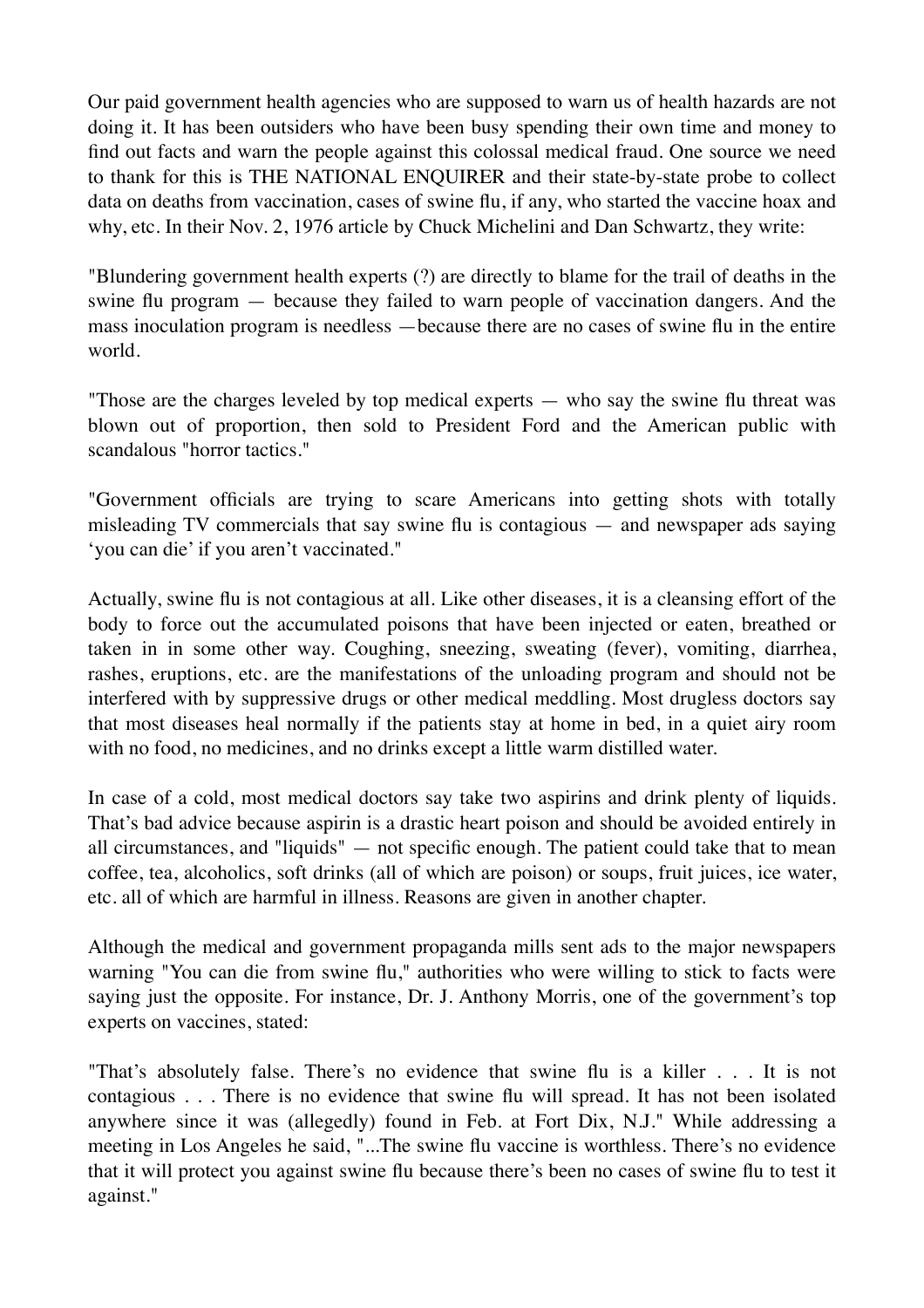Our paid government health agencies who are supposed to warn us of health hazards are not doing it. It has been outsiders who have been busy spending their own time and money to find out facts and warn the people against this colossal medical fraud. One source we need to thank for this is THE NATIONAL ENQUIRER and their state-by-state probe to collect data on deaths from vaccination, cases of swine flu, if any, who started the vaccine hoax and why, etc. In their Nov. 2, 1976 article by Chuck Michelini and Dan Schwartz, they write:

"Blundering government health experts (?) are directly to blame for the trail of deaths in the swine flu program — because they failed to warn people of vaccination dangers. And the mass inoculation program is needless —because there are no cases of swine flu in the entire world.

"Those are the charges leveled by top medical experts — who say the swine flu threat was blown out of proportion, then sold to President Ford and the American public with scandalous "horror tactics."

"Government officials are trying to scare Americans into getting shots with totally misleading TV commercials that say swine flu is contagious — and newspaper ads saying 'you can die' if you aren't vaccinated."

Actually, swine flu is not contagious at all. Like other diseases, it is a cleansing effort of the body to force out the accumulated poisons that have been injected or eaten, breathed or taken in in some other way. Coughing, sneezing, sweating (fever), vomiting, diarrhea, rashes, eruptions, etc. are the manifestations of the unloading program and should not be interfered with by suppressive drugs or other medical meddling. Most drugless doctors say that most diseases heal normally if the patients stay at home in bed, in a quiet airy room with no food, no medicines, and no drinks except a little warm distilled water.

In case of a cold, most medical doctors say take two aspirins and drink plenty of liquids. That's bad advice because aspirin is a drastic heart poison and should be avoided entirely in all circumstances, and "liquids" — not specific enough. The patient could take that to mean coffee, tea, alcoholics, soft drinks (all of which are poison) or soups, fruit juices, ice water, etc. all of which are harmful in illness. Reasons are given in another chapter.

Although the medical and government propaganda mills sent ads to the major newspapers warning "You can die from swine flu," authorities who were willing to stick to facts were saying just the opposite. For instance, Dr. J. Anthony Morris, one of the government's top experts on vaccines, stated:

"That's absolutely false. There's no evidence that swine flu is a killer . . . It is not contagious . . . There is no evidence that swine flu will spread. It has not been isolated anywhere since it was (allegedly) found in Feb. at Fort Dix, N.J." While addressing a meeting in Los Angeles he said, "...The swine flu vaccine is worthless. There's no evidence that it will protect you against swine flu because there's been no cases of swine flu to test it against."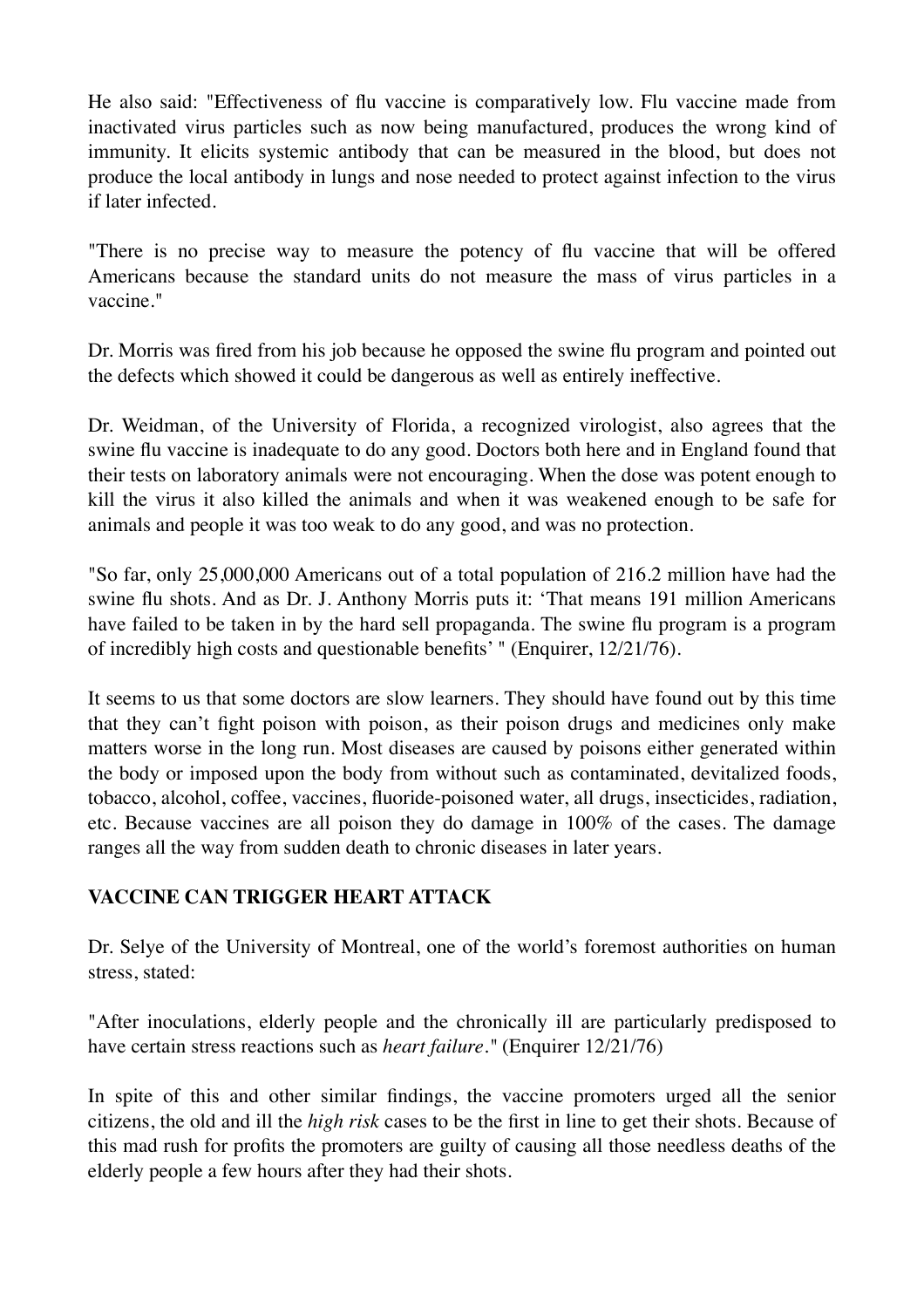He also said: "Effectiveness of flu vaccine is comparatively low. Flu vaccine made from inactivated virus particles such as now being manufactured, produces the wrong kind of immunity. It elicits systemic antibody that can be measured in the blood, but does not produce the local antibody in lungs and nose needed to protect against infection to the virus if later infected.

"There is no precise way to measure the potency of flu vaccine that will be offered Americans because the standard units do not measure the mass of virus particles in a vaccine."

Dr. Morris was fired from his job because he opposed the swine flu program and pointed out the defects which showed it could be dangerous as well as entirely ineffective.

Dr. Weidman, of the University of Florida, a recognized virologist, also agrees that the swine flu vaccine is inadequate to do any good. Doctors both here and in England found that their tests on laboratory animals were not encouraging. When the dose was potent enough to kill the virus it also killed the animals and when it was weakened enough to be safe for animals and people it was too weak to do any good, and was no protection.

"So far, only 25,000,000 Americans out of a total population of 216.2 million have had the swine flu shots. And as Dr. J. Anthony Morris puts it: 'That means 191 million Americans have failed to be taken in by the hard sell propaganda. The swine flu program is a program of incredibly high costs and questionable benefits' " (Enquirer, 12/21/76).

It seems to us that some doctors are slow learners. They should have found out by this time that they can't fight poison with poison, as their poison drugs and medicines only make matters worse in the long run. Most diseases are caused by poisons either generated within the body or imposed upon the body from without such as contaminated, devitalized foods, tobacco, alcohol, coffee, vaccines, fluoride-poisoned water, all drugs, insecticides, radiation, etc. Because vaccines are all poison they do damage in 100% of the cases. The damage ranges all the way from sudden death to chronic diseases in later years.

**VACCINE CAN TRIGGER HEART ATTACK**

Dr. Selye of the University of Montreal, one of the world's foremost authorities on human stress, stated:

"After inoculations, elderly people and the chronically ill are particularly predisposed to have certain stress reactions such as *heart failure*." (Enquirer 12/21/76)

In spite of this and other similar findings, the vaccine promoters urged all the senior citizens, the old and ill the *high risk* cases to be the first in line to get their shots. Because of this mad rush for profits the promoters are guilty of causing all those needless deaths of the elderly people a few hours after they had their shots.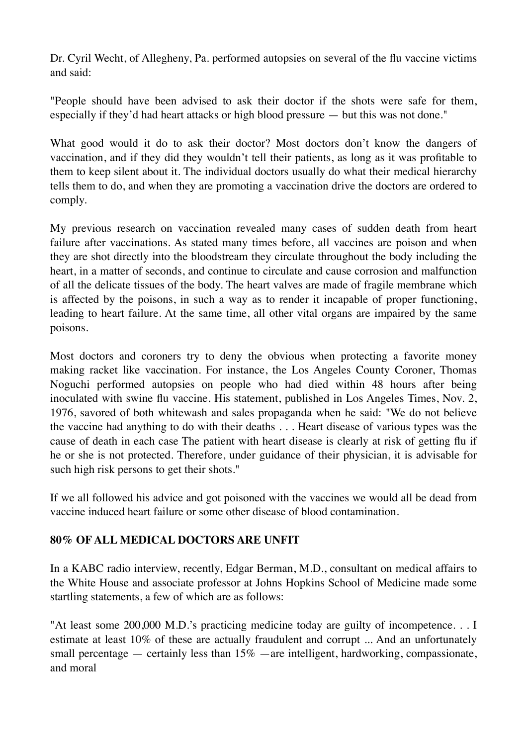Dr. Cyril Wecht, of Allegheny, Pa. performed autopsies on several of the flu vaccine victims and said:

"People should have been advised to ask their doctor if the shots were safe for them, especially if they'd had heart attacks or high blood pressure — but this was not done."

What good would it do to ask their doctor? Most doctors don't know the dangers of vaccination, and if they did they wouldn't tell their patients, as long as it was profitable to them to keep silent about it. The individual doctors usually do what their medical hierarchy tells them to do, and when they are promoting a vaccination drive the doctors are ordered to comply.

My previous research on vaccination revealed many cases of sudden death from heart failure after vaccinations. As stated many times before, all vaccines are poison and when they are shot directly into the bloodstream they circulate throughout the body including the heart, in a matter of seconds, and continue to circulate and cause corrosion and malfunction of all the delicate tissues of the body. The heart valves are made of fragile membrane which is affected by the poisons, in such a way as to render it incapable of proper functioning, leading to heart failure. At the same time, all other vital organs are impaired by the same poisons.

Most doctors and coroners try to deny the obvious when protecting a favorite money making racket like vaccination. For instance, the Los Angeles County Coroner, Thomas Noguchi performed autopsies on people who had died within 48 hours after being inoculated with swine flu vaccine. His statement, published in Los Angeles Times, Nov. 2, 1976, savored of both whitewash and sales propaganda when he said: "We do not believe the vaccine had anything to do with their deaths . . . Heart disease of various types was the cause of death in each case The patient with heart disease is clearly at risk of getting flu if he or she is not protected. Therefore, under guidance of their physician, it is advisable for such high risk persons to get their shots."

If we all followed his advice and got poisoned with the vaccines we would all be dead from vaccine induced heart failure or some other disease of blood contamination.

**80% OF ALL MEDICAL DOCTORS ARE UNFIT**

In a KABC radio interview, recently, Edgar Berman, M.D., consultant on medical affairs to the White House and associate professor at Johns Hopkins School of Medicine made some startling statements, a few of which are as follows:

"At least some 200,000 M.D.'s practicing medicine today are guilty of incompetence. . . I estimate at least 10% of these are actually fraudulent and corrupt ... And an unfortunately small percentage — certainly less than 15% —are intelligent, hardworking, compassionate, and moral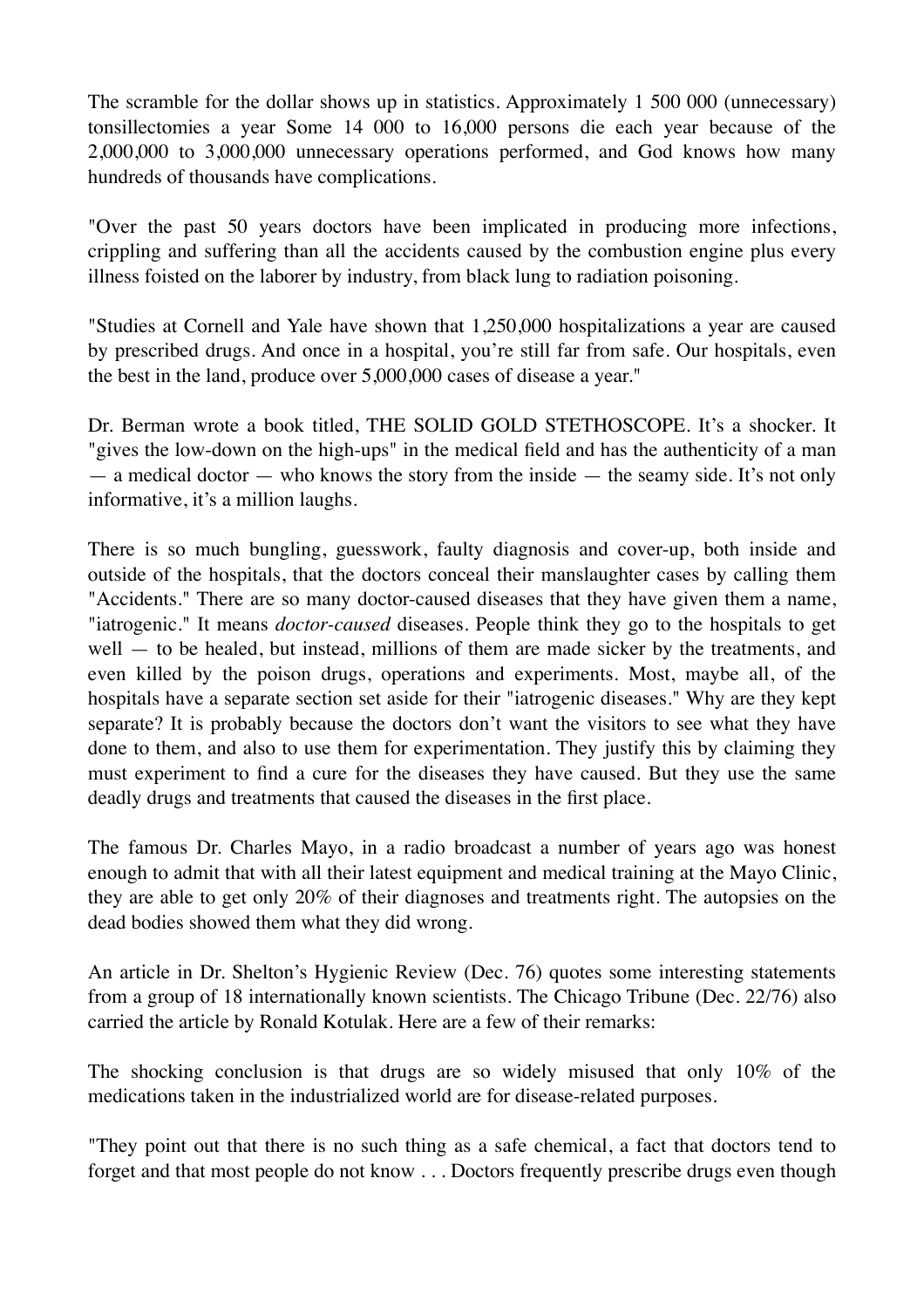The scramble for the dollar shows up in statistics. Approximately 1 500 000 (unnecessary) tonsillectomies a year Some 14 000 to 16,000 persons die each year because of the 2,000,000 to 3,000,000 unnecessary operations performed, and God knows how many hundreds of thousands have complications.

"Over the past 50 years doctors have been implicated in producing more infections, crippling and suffering than all the accidents caused by the combustion engine plus every illness foisted on the laborer by industry, from black lung to radiation poisoning.

"Studies at Cornell and Yale have shown that 1,250,000 hospitalizations a year are caused by prescribed drugs. And once in a hospital, you're still far from safe. Our hospitals, even the best in the land, produce over 5,000,000 cases of disease a year."

Dr. Berman wrote a book titled, THE SOLID GOLD STETHOSCOPE. It's a shocker. It "gives the low-down on the high-ups" in the medical field and has the authenticity of a man — a medical doctor — who knows the story from the inside — the seamy side. It's not only informative, it's a million laughs.

There is so much bungling, guesswork, faulty diagnosis and cover-up, both inside and outside of the hospitals, that the doctors conceal their manslaughter cases by calling them "Accidents." There are so many doctor-caused diseases that they have given them a name, "iatrogenic." It means *doctor-caused* diseases. People think they go to the hospitals to get well — to be healed, but instead, millions of them are made sicker by the treatments, and even killed by the poison drugs, operations and experiments. Most, maybe all, of the hospitals have a separate section set aside for their "iatrogenic diseases." Why are they kept separate? It is probably because the doctors don't want the visitors to see what they have done to them, and also to use them for experimentation. They justify this by claiming they must experiment to find a cure for the diseases they have caused. But they use the same deadly drugs and treatments that caused the diseases in the first place.

The famous Dr. Charles Mayo, in a radio broadcast a number of years ago was honest enough to admit that with all their latest equipment and medical training at the Mayo Clinic, they are able to get only 20% of their diagnoses and treatments right. The autopsies on the dead bodies showed them what they did wrong.

An article in Dr. Shelton's Hygienic Review (Dec. 76) quotes some interesting statements from a group of 18 internationally known scientists. The Chicago Tribune (Dec. 22/76) also carried the article by Ronald Kotulak. Here are a few of their remarks:

The shocking conclusion is that drugs are so widely misused that only 10% of the medications taken in the industrialized world are for disease-related purposes.

"They point out that there is no such thing as a safe chemical, a fact that doctors tend to forget and that most people do not know . . . Doctors frequently prescribe drugs even though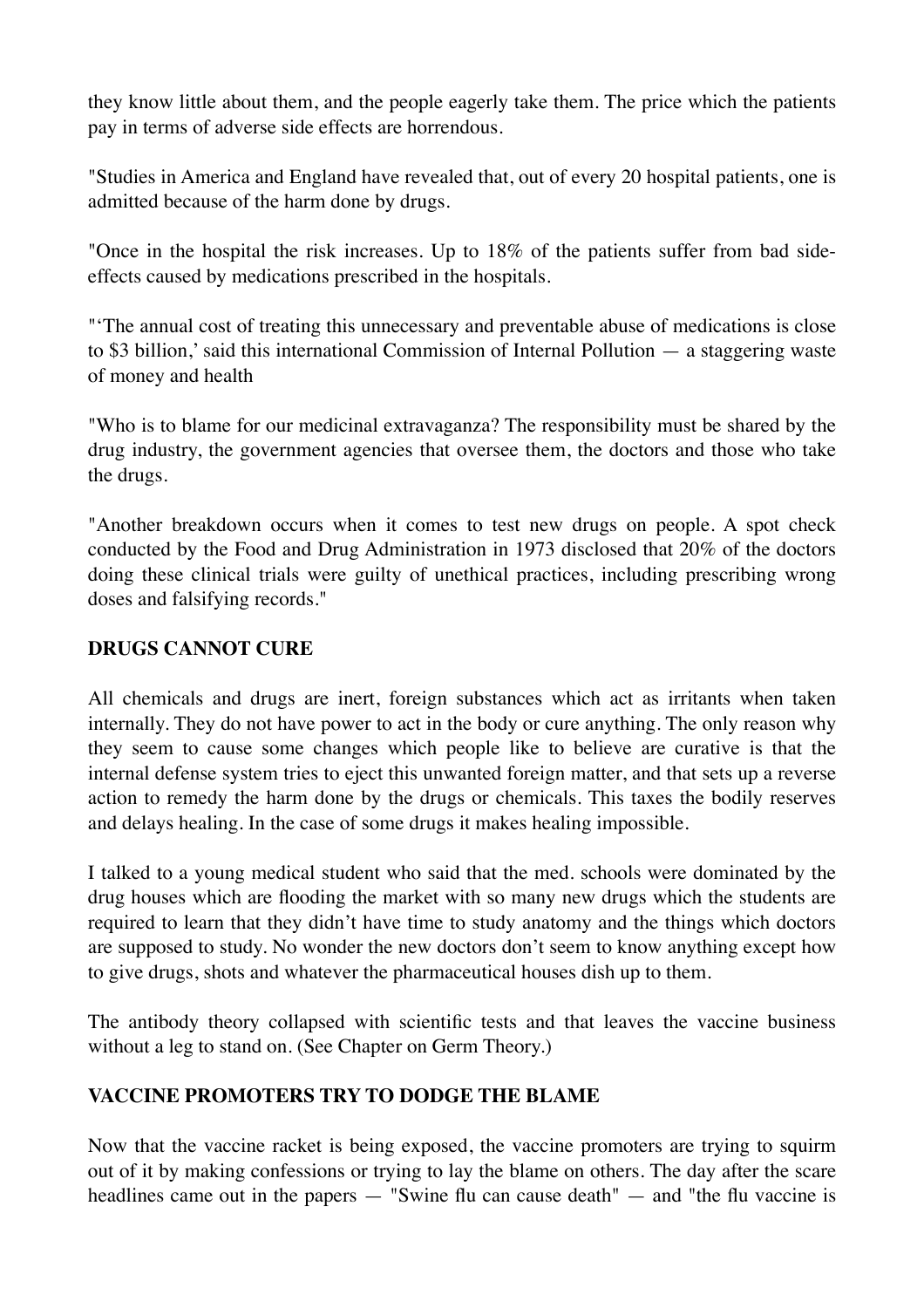they know little about them, and the people eagerly take them. The price which the patients pay in terms of adverse side effects are horrendous.

"Studies in America and England have revealed that, out of every 20 hospital patients, one is admitted because of the harm done by drugs.

"Once in the hospital the risk increases. Up to 18% of the patients suffer from bad side-effects caused by medications prescribed in the hospitals.

"'The annual cost of treating this unnecessary and preventable abuse of medications is close to $3 billion,' said this international Commission of Internal Pollution — a staggering waste of money and health

"Who is to blame for our medicinal extravaganza? The responsibility must be shared by the drug industry, the government agencies that oversee them, the doctors and those who take the drugs.

"Another breakdown occurs when it comes to test new drugs on people. A spot check conducted by the Food and Drug Administration in 1973 disclosed that 20% of the doctors doing these clinical trials were guilty of unethical practices, including prescribing wrong doses and falsifying records."

**DRUGS CANNOT CURE**

All chemicals and drugs are inert, foreign substances which act as irritants when taken internally. They do not have power to act in the body or cure anything. The only reason why they seem to cause some changes which people like to believe are curative is that the internal defense system tries to eject this unwanted foreign matter, and that sets up a reverse action to remedy the harm done by the drugs or chemicals. This taxes the bodily reserves and delays healing. In the case of some drugs it makes healing impossible.

I talked to a young medical student who said that the med. schools were dominated by the drug houses which are flooding the market with so many new drugs which the students are required to learn that they didn't have time to study anatomy and the things which doctors are supposed to study. No wonder the new doctors don't seem to know anything except how to give drugs, shots and whatever the pharmaceutical houses dish up to them.

The antibody theory collapsed with scientific tests and that leaves the vaccine business without a leg to stand on. (See Chapter on Germ Theory.)

**VACCINE PROMOTERS TRY TO DODGE THE BLAME**

Now that the vaccine racket is being exposed, the vaccine promoters are trying to squirm out of it by making confessions or trying to lay the blame on others. The day after the scare headlines came out in the papers — "Swine flu can cause death" — and "the flu vaccine is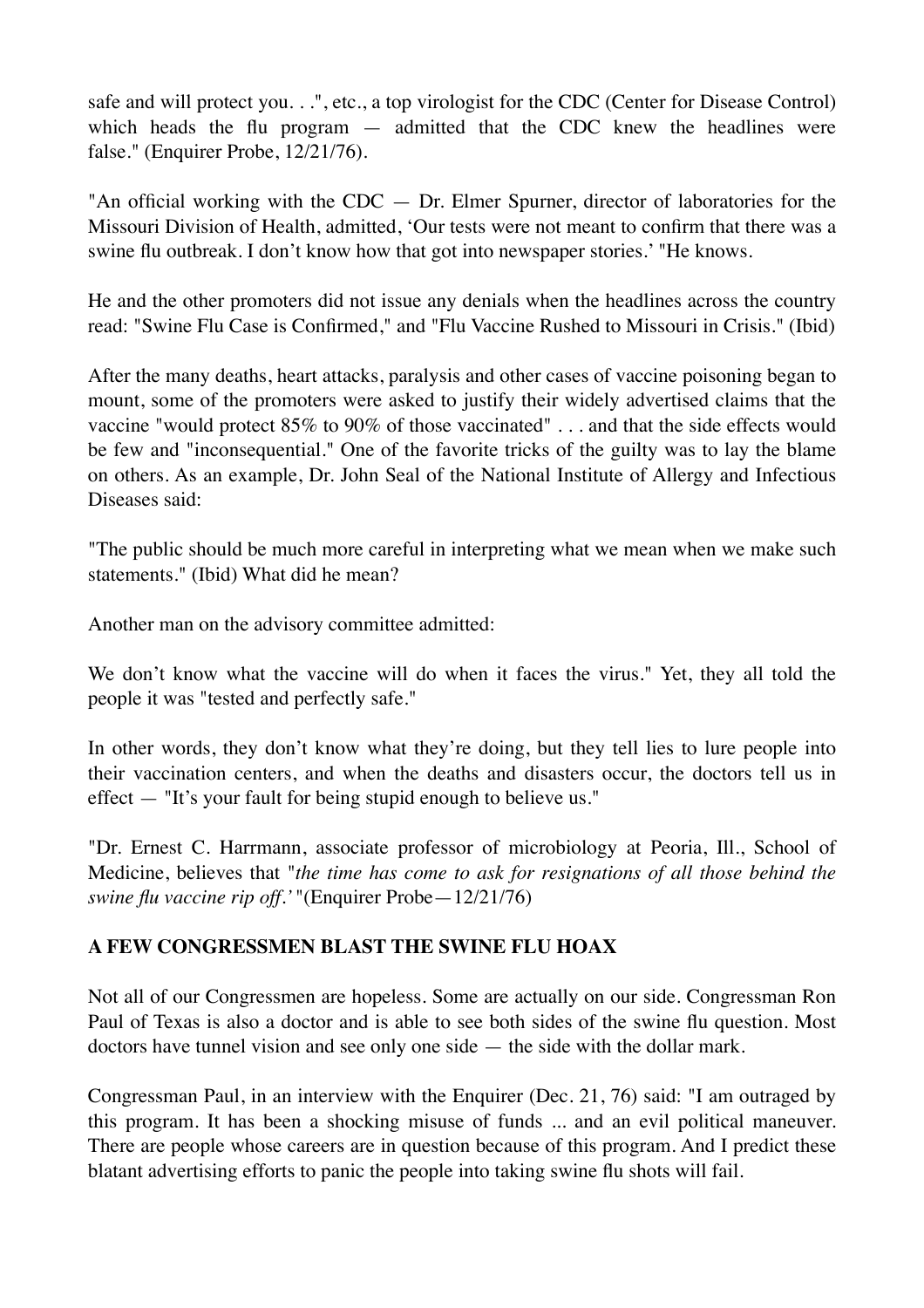safe and will protect you. . .", etc., a top virologist for the CDC (Center for Disease Control) which heads the flu program — admitted that the CDC knew the headlines were false." (Enquirer Probe, 12/21/76).

"An official working with the CDC — Dr. Elmer Spurner, director of laboratories for the Missouri Division of Health, admitted, 'Our tests were not meant to confirm that there was a swine flu outbreak. I don't know how that got into newspaper stories.' "He knows.

He and the other promoters did not issue any denials when the headlines across the country read: "Swine Flu Case is Confirmed," and "Flu Vaccine Rushed to Missouri in Crisis." (Ibid)

After the many deaths, heart attacks, paralysis and other cases of vaccine poisoning began to mount, some of the promoters were asked to justify their widely advertised claims that the vaccine "would protect 85% to 90% of those vaccinated" . . . and that the side effects would be few and "inconsequential." One of the favorite tricks of the guilty was to lay the blame on others. As an example, Dr. John Seal of the National Institute of Allergy and Infectious Diseases said:

"The public should be much more careful in interpreting what we mean when we make such statements." (Ibid) What did he mean?

Another man on the advisory committee admitted:

We don't know what the vaccine will do when it faces the virus." Yet, they all told the people it was "tested and perfectly safe."

In other words, they don't know what they're doing, but they tell lies to lure people into their vaccination centers, and when the deaths and disasters occur, the doctors tell us in effect — "It's your fault for being stupid enough to believe us."

"Dr. Ernest C. Harrmann, associate professor of microbiology at Peoria, Ill., School of Medicine, believes that "*the time has come to ask for resignations of all those behind the swine flu vaccine rip off.'* "(Enquirer Probe—12/21/76)

**A FEW CONGRESSMEN BLAST THE SWINE FLU HOAX**

Not all of our Congressmen are hopeless. Some are actually on our side. Congressman Ron Paul of Texas is also a doctor and is able to see both sides of the swine flu question. Most doctors have tunnel vision and see only one side — the side with the dollar mark.

Congressman Paul, in an interview with the Enquirer (Dec. 21, 76) said: "I am outraged by this program. It has been a shocking misuse of funds ... and an evil political maneuver. There are people whose careers are in question because of this program. And I predict these blatant advertising efforts to panic the people into taking swine flu shots will fail.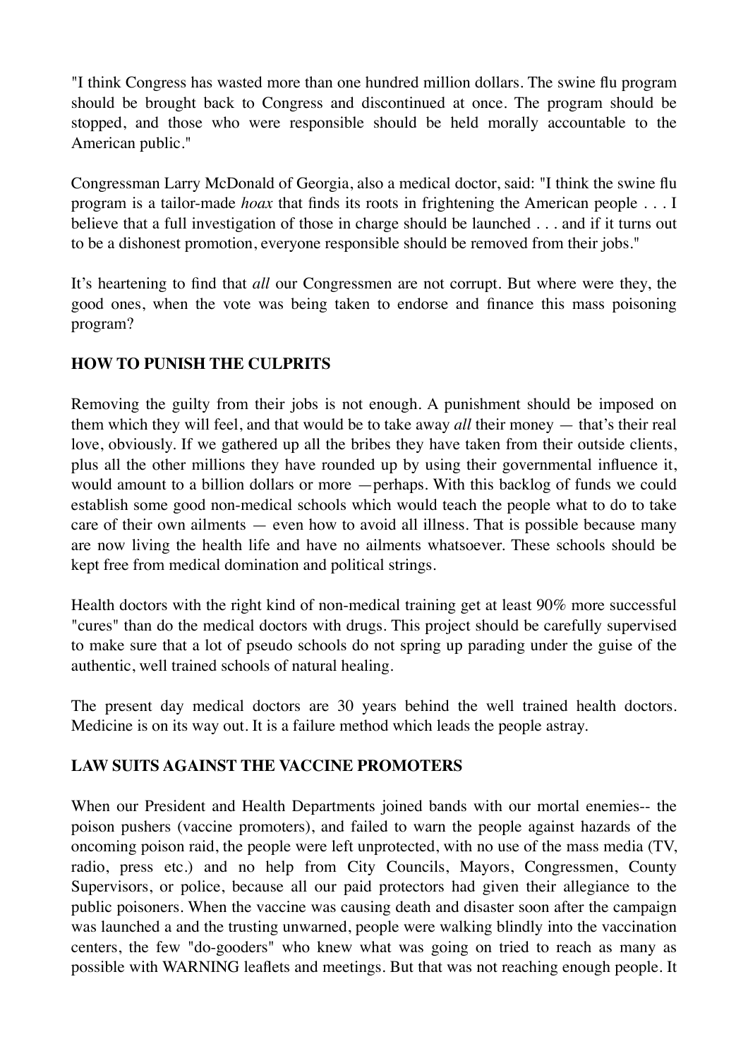"I think Congress has wasted more than one hundred million dollars. The swine flu program should be brought back to Congress and discontinued at once. The program should be stopped, and those who were responsible should be held morally accountable to the American public."

Congressman Larry McDonald of Georgia, also a medical doctor, said: "I think the swine flu program is a tailor-made *hoax* that finds its roots in frightening the American people . . . I believe that a full investigation of those in charge should be launched . . . and if it turns out to be a dishonest promotion, everyone responsible should be removed from their jobs."

It's heartening to find that *all* our Congressmen are not corrupt. But where were they, the good ones, when the vote was being taken to endorse and finance this mass poisoning program?

**HOW TO PUNISH THE CULPRITS**

Removing the guilty from their jobs is not enough. A punishment should be imposed on them which they will feel, and that would be to take away *all* their money — that's their real love, obviously. If we gathered up all the bribes they have taken from their outside clients, plus all the other millions they have rounded up by using their governmental influence it, would amount to a billion dollars or more —perhaps. With this backlog of funds we could establish some good non-medical schools which would teach the people what to do to take care of their own ailments — even how to avoid all illness. That is possible because many are now living the health life and have no ailments whatsoever. These schools should be kept free from medical domination and political strings.

Health doctors with the right kind of non-medical training get at least 90% more successful "cures" than do the medical doctors with drugs. This project should be carefully supervised to make sure that a lot of pseudo schools do not spring up parading under the guise of the authentic, well trained schools of natural healing.

The present day medical doctors are 30 years behind the well trained health doctors. Medicine is on its way out. It is a failure method which leads the people astray.

**LAW SUITS AGAINST THE VACCINE PROMOTERS**

When our President and Health Departments joined bands with our mortal enemies-- the poison pushers (vaccine promoters), and failed to warn the people against hazards of the oncoming poison raid, the people were left unprotected, with no use of the mass media (TV, radio, press etc.) and no help from City Councils, Mayors, Congressmen, County Supervisors, or police, because all our paid protectors had given their allegiance to the public poisoners. When the vaccine was causing death and disaster soon after the campaign was launched a and the trusting unwarned, people were walking blindly into the vaccination centers, the few "do-gooders" who knew what was going on tried to reach as many as possible with WARNING leaflets and meetings. But that was not reaching enough people. It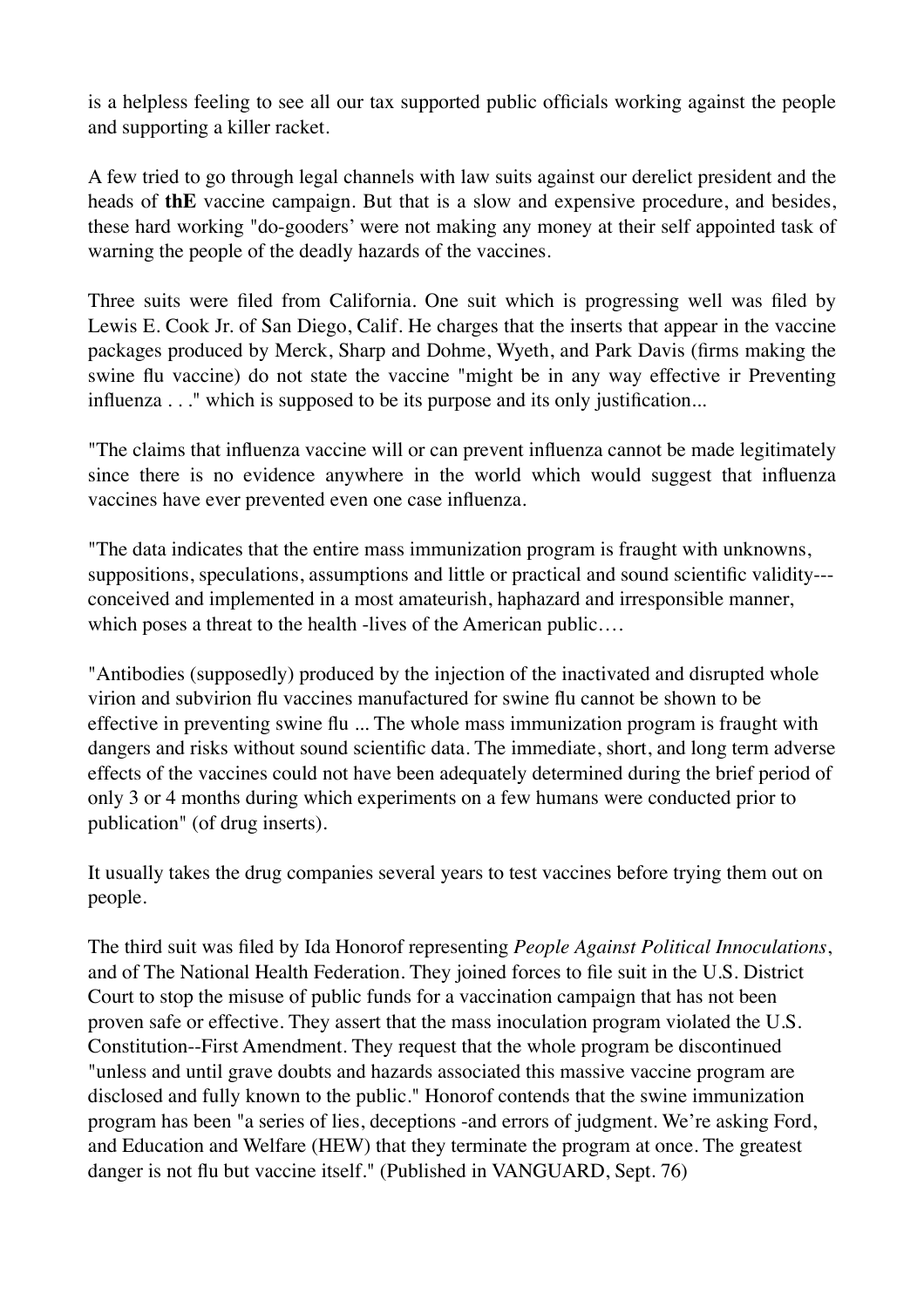is a helpless feeling to see all our tax supported public officials working against the people and supporting a killer racket.

A few tried to go through legal channels with law suits against our derelict president and the heads of **thE** vaccine campaign. But that is a slow and expensive procedure, and besides, these hard working "do-gooders' were not making any money at their self appointed task of warning the people of the deadly hazards of the vaccines.

Three suits were filed from California. One suit which is progressing well was filed by Lewis E. Cook Jr. of San Diego, Calif. He charges that the inserts that appear in the vaccine packages produced by Merck, Sharp and Dohme, Wyeth, and Park Davis (firms making the swine flu vaccine) do not state the vaccine "might be in any way effective ir Preventing influenza . . ." which is supposed to be its purpose and its only justification...

"The claims that influenza vaccine will or can prevent influenza cannot be made legitimately since there is no evidence anywhere in the world which would suggest that influenza vaccines have ever prevented even one case influenza.

"The data indicates that the entire mass immunization program is fraught with unknowns, suppositions, speculations, assumptions and little or practical and sound scientific validity---conceived and implemented in a most amateurish, haphazard and irresponsible manner, which poses a threat to the health -lives of the American public….

"Antibodies (supposedly) produced by the injection of the inactivated and disrupted whole virion and subvirion flu vaccines manufactured for swine flu cannot be shown to be effective in preventing swine flu ... The whole mass immunization program is fraught with dangers and risks without sound scientific data. The immediate, short, and long term adverse effects of the vaccines could not have been adequately determined during the brief period of only 3 or 4 months during which experiments on a few humans were conducted prior to publication" (of drug inserts).

It usually takes the drug companies several years to test vaccines before trying them out on people.

The third suit was filed by Ida Honorof representing *People Against Political Innoculations*, and of The National Health Federation. They joined forces to file suit in the U.S. District Court to stop the misuse of public funds for a vaccination campaign that has not been proven safe or effective. They assert that the mass inoculation program violated the U.S. Constitution--First Amendment. They request that the whole program be discontinued "unless and until grave doubts and hazards associated this massive vaccine program are disclosed and fully known to the public." Honorof contends that the swine immunization program has been "a series of lies, deceptions -and errors of judgment. We're asking Ford, and Education and Welfare (HEW) that they terminate the program at once. The greatest danger is not flu but vaccine itself." (Published in VANGUARD, Sept. 76)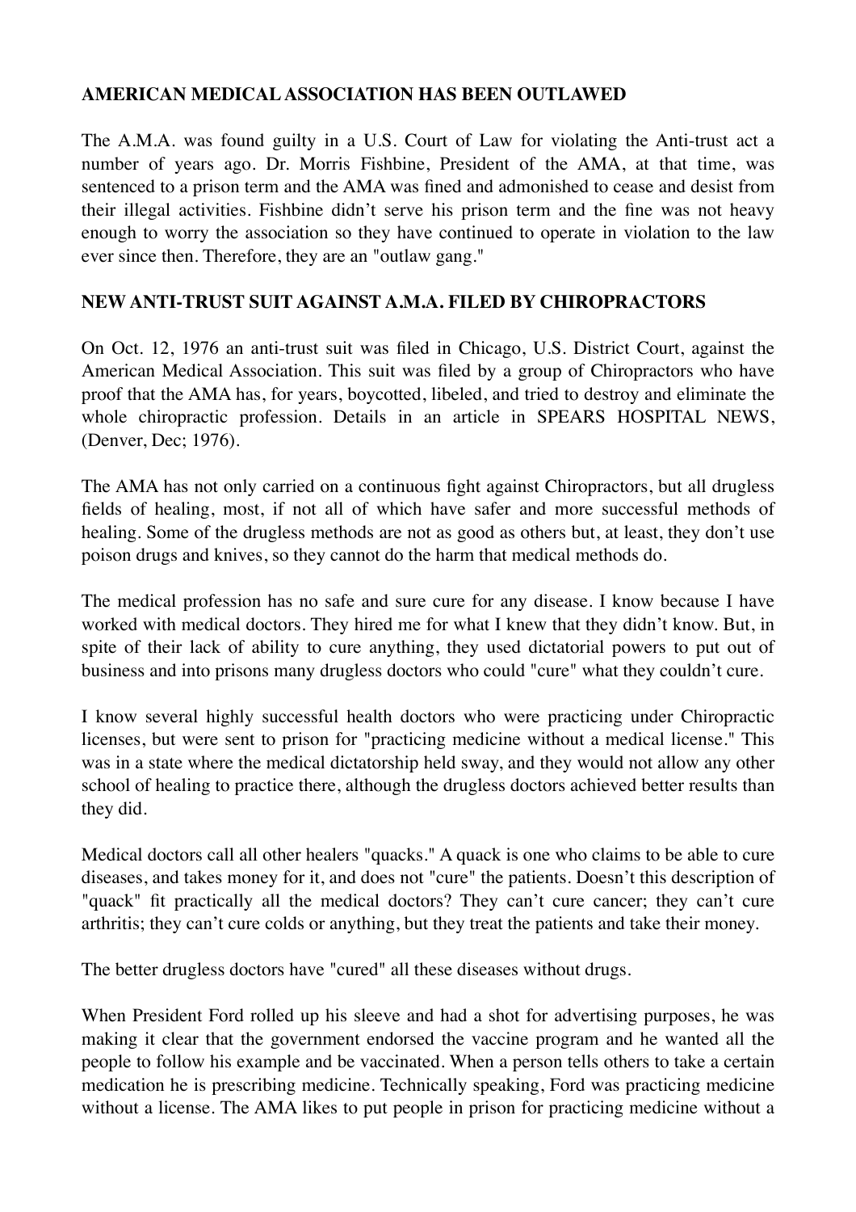**AMERICAN MEDICAL ASSOCIATION HAS BEEN OUTLAWED**

The A.M.A. was found guilty in a U.S. Court of Law for violating the Anti-trust act a number of years ago. Dr. Morris Fishbine, President of the AMA, at that time, was sentenced to a prison term and the AMA was fined and admonished to cease and desist from their illegal activities. Fishbine didn't serve his prison term and the fine was not heavy enough to worry the association so they have continued to operate in violation to the law ever since then. Therefore, they are an "outlaw gang."

**NEW ANTI-TRUST SUIT AGAINST A.M.A. FILED BY CHIROPRACTORS**

On Oct. 12, 1976 an anti-trust suit was filed in Chicago, U.S. District Court, against the American Medical Association. This suit was filed by a group of Chiropractors who have proof that the AMA has, for years, boycotted, libeled, and tried to destroy and eliminate the whole chiropractic profession. Details in an article in SPEARS HOSPITAL NEWS, (Denver, Dec; 1976).

The AMA has not only carried on a continuous fight against Chiropractors, but all drugless fields of healing, most, if not all of which have safer and more successful methods of healing. Some of the drugless methods are not as good as others but, at least, they don't use poison drugs and knives, so they cannot do the harm that medical methods do.

The medical profession has no safe and sure cure for any disease. I know because I have worked with medical doctors. They hired me for what I knew that they didn't know. But, in spite of their lack of ability to cure anything, they used dictatorial powers to put out of business and into prisons many drugless doctors who could "cure" what they couldn't cure.

I know several highly successful health doctors who were practicing under Chiropractic licenses, but were sent to prison for "practicing medicine without a medical license." This was in a state where the medical dictatorship held sway, and they would not allow any other school of healing to practice there, although the drugless doctors achieved better results than they did.

Medical doctors call all other healers "quacks." A quack is one who claims to be able to cure diseases, and takes money for it, and does not "cure" the patients. Doesn't this description of "quack" fit practically all the medical doctors? They can't cure cancer; they can't cure arthritis; they can't cure colds or anything, but they treat the patients and take their money.

The better drugless doctors have "cured" all these diseases without drugs.

When President Ford rolled up his sleeve and had a shot for advertising purposes, he was making it clear that the government endorsed the vaccine program and he wanted all the people to follow his example and be vaccinated. When a person tells others to take a certain medication he is prescribing medicine. Technically speaking, Ford was practicing medicine without a license. The AMA likes to put people in prison for practicing medicine without a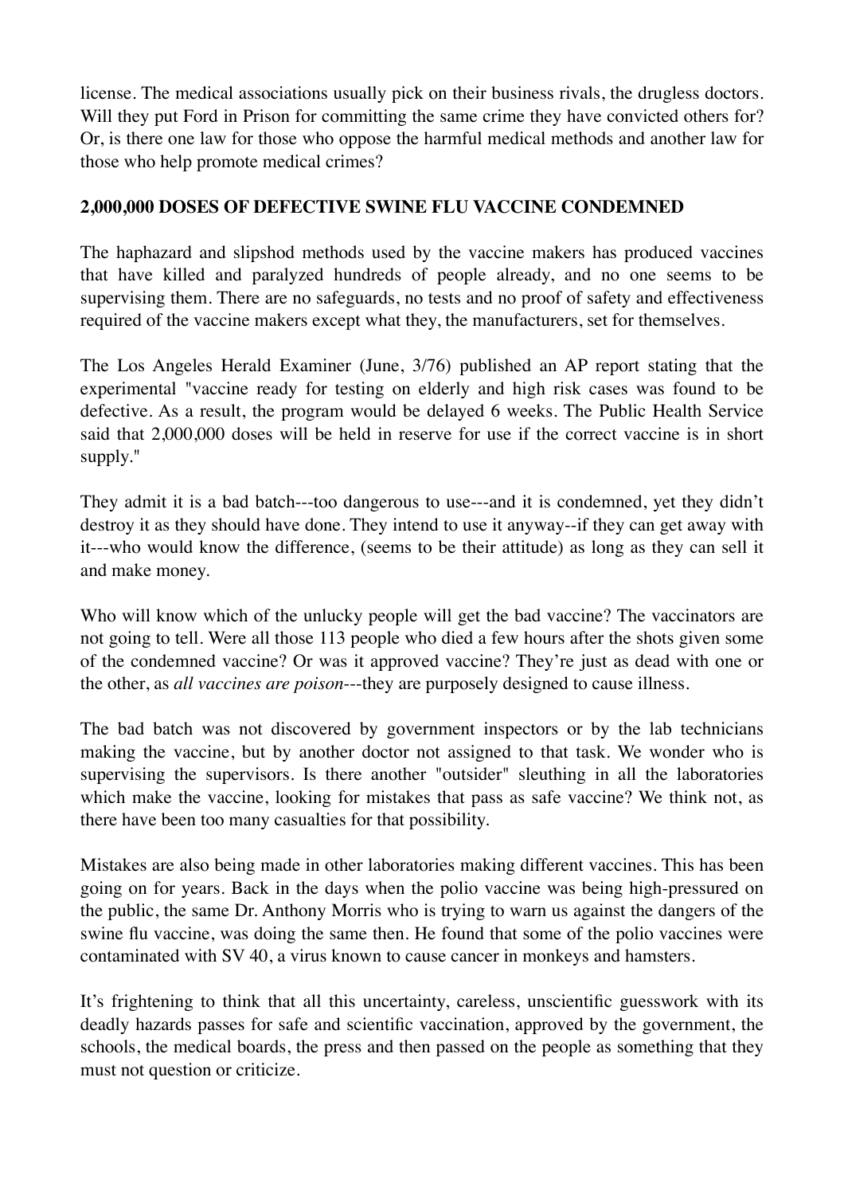license. The medical associations usually pick on their business rivals, the drugless doctors. Will they put Ford in Prison for committing the same crime they have convicted others for? Or, is there one law for those who oppose the harmful medical methods and another law for those who help promote medical crimes?

**2,000,000 DOSES OF DEFECTIVE SWINE FLU VACCINE CONDEMNED**

The haphazard and slipshod methods used by the vaccine makers has produced vaccines that have killed and paralyzed hundreds of people already, and no one seems to be supervising them. There are no safeguards, no tests and no proof of safety and effectiveness required of the vaccine makers except what they, the manufacturers, set for themselves.

The Los Angeles Herald Examiner (June, 3/76) published an AP report stating that the experimental "vaccine ready for testing on elderly and high risk cases was found to be defective. As a result, the program would be delayed 6 weeks. The Public Health Service said that 2,000,000 doses will be held in reserve for use if the correct vaccine is in short supply."

They admit it is a bad batch---too dangerous to use---and it is condemned, yet they didn't destroy it as they should have done. They intend to use it anyway--if they can get away with it---who would know the difference, (seems to be their attitude) as long as they can sell it and make money.

Who will know which of the unlucky people will get the bad vaccine? The vaccinators are not going to tell. Were all those 113 people who died a few hours after the shots given some of the condemned vaccine? Or was it approved vaccine? They're just as dead with one or the other, as *all vaccines are poison*---they are purposely designed to cause illness.

The bad batch was not discovered by government inspectors or by the lab technicians making the vaccine, but by another doctor not assigned to that task. We wonder who is supervising the supervisors. Is there another "outsider" sleuthing in all the laboratories which make the vaccine, looking for mistakes that pass as safe vaccine? We think not, as there have been too many casualties for that possibility.

Mistakes are also being made in other laboratories making different vaccines. This has been going on for years. Back in the days when the polio vaccine was being high-pressured on the public, the same Dr. Anthony Morris who is trying to warn us against the dangers of the swine flu vaccine, was doing the same then. He found that some of the polio vaccines were contaminated with SV 40, a virus known to cause cancer in monkeys and hamsters.

It's frightening to think that all this uncertainty, careless, unscientific guesswork with its deadly hazards passes for safe and scientific vaccination, approved by the government, the schools, the medical boards, the press and then passed on the people as something that they must not question or criticize.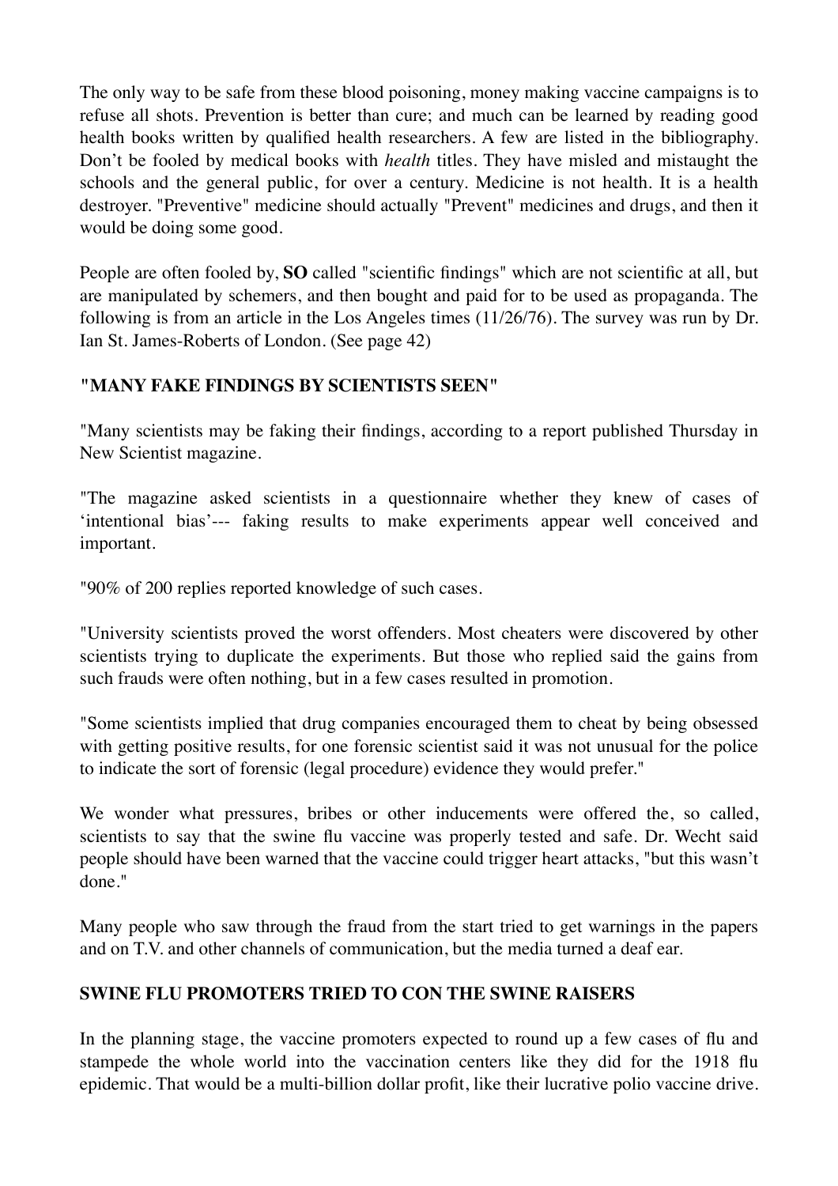The only way to be safe from these blood poisoning, money making vaccine campaigns is to refuse all shots. Prevention is better than cure; and much can be learned by reading good health books written by qualified health researchers. A few are listed in the bibliography. Don't be fooled by medical books with *health* titles. They have misled and mistaught the schools and the general public, for over a century. Medicine is not health. It is a health destroyer. "Preventive" medicine should actually "Prevent" medicines and drugs, and then it would be doing some good.

People are often fooled by, **SO** called "scientific findings" which are not scientific at all, but are manipulated by schemers, and then bought and paid for to be used as propaganda. The following is from an article in the Los Angeles times (11/26/76). The survey was run by Dr. Ian St. James-Roberts of London. (See page 42)

**"MANY FAKE FINDINGS BY SCIENTISTS SEEN"**

"Many scientists may be faking their findings, according to a report published Thursday in New Scientist magazine.

"The magazine asked scientists in a questionnaire whether they knew of cases of 'intentional bias'--- faking results to make experiments appear well conceived and important.

"90% of 200 replies reported knowledge of such cases.

"University scientists proved the worst offenders. Most cheaters were discovered by other scientists trying to duplicate the experiments. But those who replied said the gains from such frauds were often nothing, but in a few cases resulted in promotion.

"Some scientists implied that drug companies encouraged them to cheat by being obsessed with getting positive results, for one forensic scientist said it was not unusual for the police to indicate the sort of forensic (legal procedure) evidence they would prefer."

We wonder what pressures, bribes or other inducements were offered the, so called, scientists to say that the swine flu vaccine was properly tested and safe. Dr. Wecht said people should have been warned that the vaccine could trigger heart attacks, "but this wasn't done."

Many people who saw through the fraud from the start tried to get warnings in the papers and on T.V. and other channels of communication, but the media turned a deaf ear.

**SWINE FLU PROMOTERS TRIED TO CON THE SWINE RAISERS**

In the planning stage, the vaccine promoters expected to round up a few cases of flu and stampede the whole world into the vaccination centers like they did for the 1918 flu epidemic. That would be a multi-billion dollar profit, like their lucrative polio vaccine drive.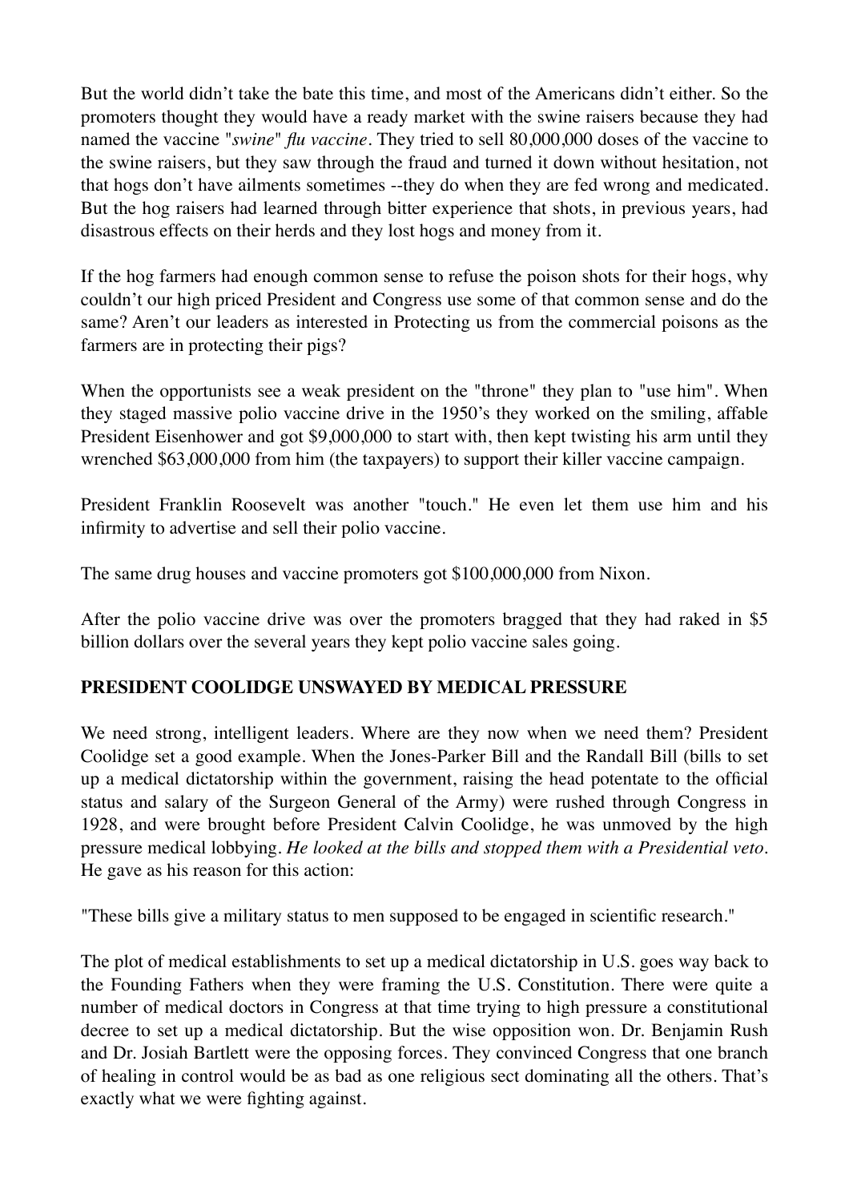But the world didn't take the bate this time, and most of the Americans didn't either. So the promoters thought they would have a ready market with the swine raisers because they had named the vaccine "*swine*" *flu vaccine*. They tried to sell 80,000,000 doses of the vaccine to the swine raisers, but they saw through the fraud and turned it down without hesitation, not that hogs don't have ailments sometimes --they do when they are fed wrong and medicated. But the hog raisers had learned through bitter experience that shots, in previous years, had disastrous effects on their herds and they lost hogs and money from it.

If the hog farmers had enough common sense to refuse the poison shots for their hogs, why couldn't our high priced President and Congress use some of that common sense and do the same? Aren't our leaders as interested in Protecting us from the commercial poisons as the farmers are in protecting their pigs?

When the opportunists see a weak president on the "throne" they plan to "use him". When they staged massive polio vaccine drive in the 1950's they worked on the smiling, affable President Eisenhower and got $9,000,000 to start with, then kept twisting his arm until they wrenched $63,000,000 from him (the taxpayers) to support their killer vaccine campaign.

President Franklin Roosevelt was another "touch." He even let them use him and his infirmity to advertise and sell their polio vaccine.

The same drug houses and vaccine promoters got $100,000,000 from Nixon.

After the polio vaccine drive was over the promoters bragged that they had raked in $5 billion dollars over the several years they kept polio vaccine sales going.

**PRESIDENT COOLIDGE UNSWAYED BY MEDICAL PRESSURE**

We need strong, intelligent leaders. Where are they now when we need them? President Coolidge set a good example. When the Jones-Parker Bill and the Randall Bill (bills to set up a medical dictatorship within the government, raising the head potentate to the official status and salary of the Surgeon General of the Army) were rushed through Congress in 1928, and were brought before President Calvin Coolidge, he was unmoved by the high pressure medical lobbying. *He looked at the bills and stopped them with a Presidential veto.* He gave as his reason for this action:

"These bills give a military status to men supposed to be engaged in scientific research."

The plot of medical establishments to set up a medical dictatorship in U.S. goes way back to the Founding Fathers when they were framing the U.S. Constitution. There were quite a number of medical doctors in Congress at that time trying to high pressure a constitutional decree to set up a medical dictatorship. But the wise opposition won. Dr. Benjamin Rush and Dr. Josiah Bartlett were the opposing forces. They convinced Congress that one branch of healing in control would be as bad as one religious sect dominating all the others. That's exactly what we were fighting against.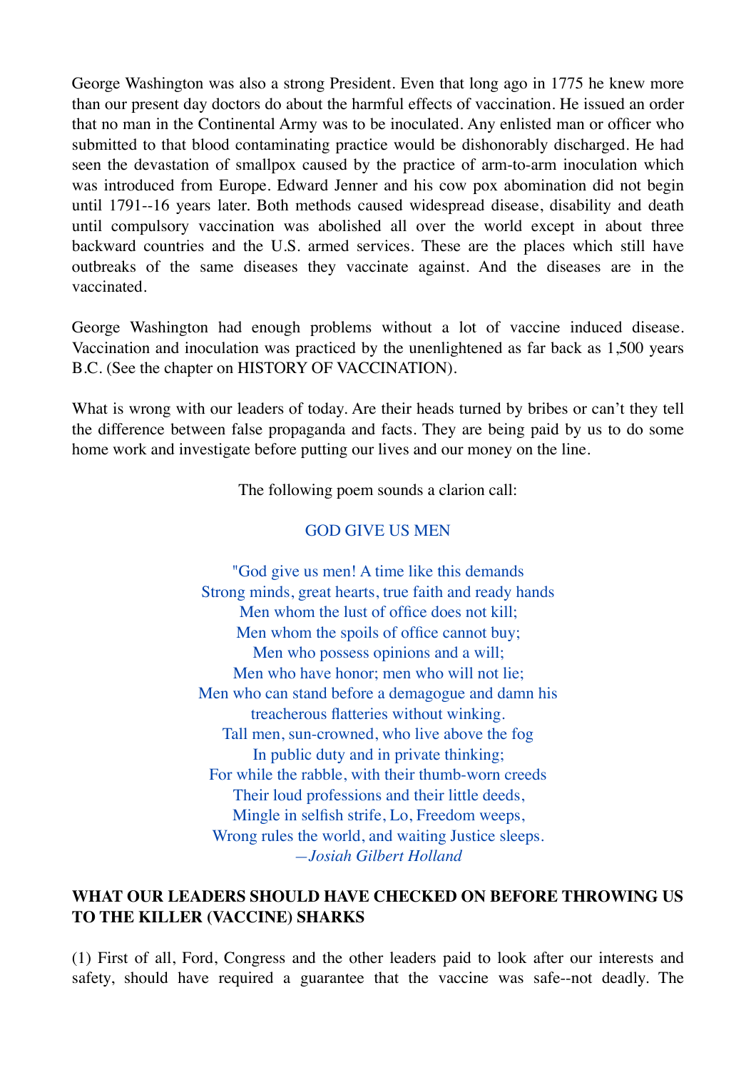George Washington was also a strong President. Even that long ago in 1775 he knew more than our present day doctors do about the harmful effects of vaccination. He issued an order that no man in the Continental Army was to be inoculated. Any enlisted man or officer who submitted to that blood contaminating practice would be dishonorably discharged. He had seen the devastation of smallpox caused by the practice of arm-to-arm inoculation which was introduced from Europe. Edward Jenner and his cow pox abomination did not begin until 1791--16 years later. Both methods caused widespread disease, disability and death until compulsory vaccination was abolished all over the world except in about three backward countries and the U.S. armed services. These are the places which still have outbreaks of the same diseases they vaccinate against. And the diseases are in the vaccinated.

George Washington had enough problems without a lot of vaccine induced disease. Vaccination and inoculation was practiced by the unenlightened as far back as 1,500 years B.C. (See the chapter on HISTORY OF VACCINATION).

What is wrong with our leaders of today. Are their heads turned by bribes or can't they tell the difference between false propaganda and facts. They are being paid by us to do some home work and investigate before putting our lives and our money on the line.

The following poem sounds a clarion call:

GOD GIVE US MEN

"God give us men! A time like this demands  
Strong minds, great hearts, true faith and ready hands  
Men whom the lust of office does not kill;  
Men whom the spoils of office cannot buy;  
Men who possess opinions and a will;  
Men who have honor; men who will not lie;  
Men who can stand before a demagogue and damn his  
treacherous flatteries without winking.  
Tall men, sun-crowned, who live above the fog  
In public duty and in private thinking;  
For while the rabble, with their thumb-worn creeds  
Their loud professions and their little deeds,  
Mingle in selfish strife, Lo, Freedom weeps,  
Wrong rules the world, and waiting Justice sleeps.  
*—Josiah Gilbert Holland*

**WHAT OUR LEADERS SHOULD HAVE CHECKED ON BEFORE THROWING US TO THE KILLER (VACCINE) SHARKS**

(1) First of all, Ford, Congress and the other leaders paid to look after our interests and safety, should have required a guarantee that the vaccine was safe--not deadly. The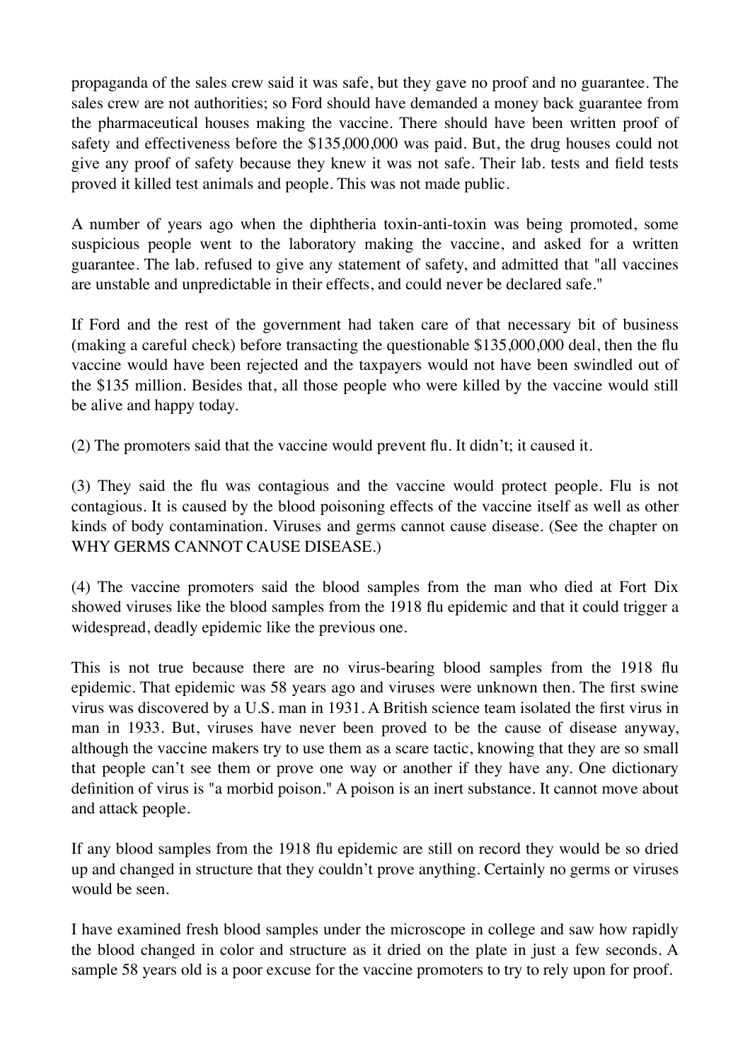propaganda of the sales crew said it was safe, but they gave no proof and no guarantee. The sales crew are not authorities; so Ford should have demanded a money back guarantee from the pharmaceutical houses making the vaccine. There should have been written proof of safety and effectiveness before the $135,000,000 was paid. But, the drug houses could not give any proof of safety because they knew it was not safe. Their lab. tests and field tests proved it killed test animals and people. This was not made public.

A number of years ago when the diphtheria toxin-anti-toxin was being promoted, some suspicious people went to the laboratory making the vaccine, and asked for a written guarantee. The lab. refused to give any statement of safety, and admitted that "all vaccines are unstable and unpredictable in their effects, and could never be declared safe."

If Ford and the rest of the government had taken care of that necessary bit of business (making a careful check) before transacting the questionable $135,000,000 deal, then the flu vaccine would have been rejected and the taxpayers would not have been swindled out of the $135 million. Besides that, all those people who were killed by the vaccine would still be alive and happy today.

(2) The promoters said that the vaccine would prevent flu. It didn't; it caused it.

(3) They said the flu was contagious and the vaccine would protect people. Flu is not contagious. It is caused by the blood poisoning effects of the vaccine itself as well as other kinds of body contamination. Viruses and germs cannot cause disease. (See the chapter on WHY GERMS CANNOT CAUSE DISEASE.)

(4) The vaccine promoters said the blood samples from the man who died at Fort Dix showed viruses like the blood samples from the 1918 flu epidemic and that it could trigger a widespread, deadly epidemic like the previous one.

This is not true because there are no virus-bearing blood samples from the 1918 flu epidemic. That epidemic was 58 years ago and viruses were unknown then. The first swine virus was discovered by a U.S. man in 1931. A British science team isolated the first virus in man in 1933. But, viruses have never been proved to be the cause of disease anyway, although the vaccine makers try to use them as a scare tactic, knowing that they are so small that people can't see them or prove one way or another if they have any. One dictionary definition of virus is "a morbid poison." A poison is an inert substance. It cannot move about and attack people.

If any blood samples from the 1918 flu epidemic are still on record they would be so dried up and changed in structure that they couldn't prove anything. Certainly no germs or viruses would be seen.

I have examined fresh blood samples under the microscope in college and saw how rapidly the blood changed in color and structure as it dried on the plate in just a few seconds. A sample 58 years old is a poor excuse for the vaccine promoters to try to rely upon for proof.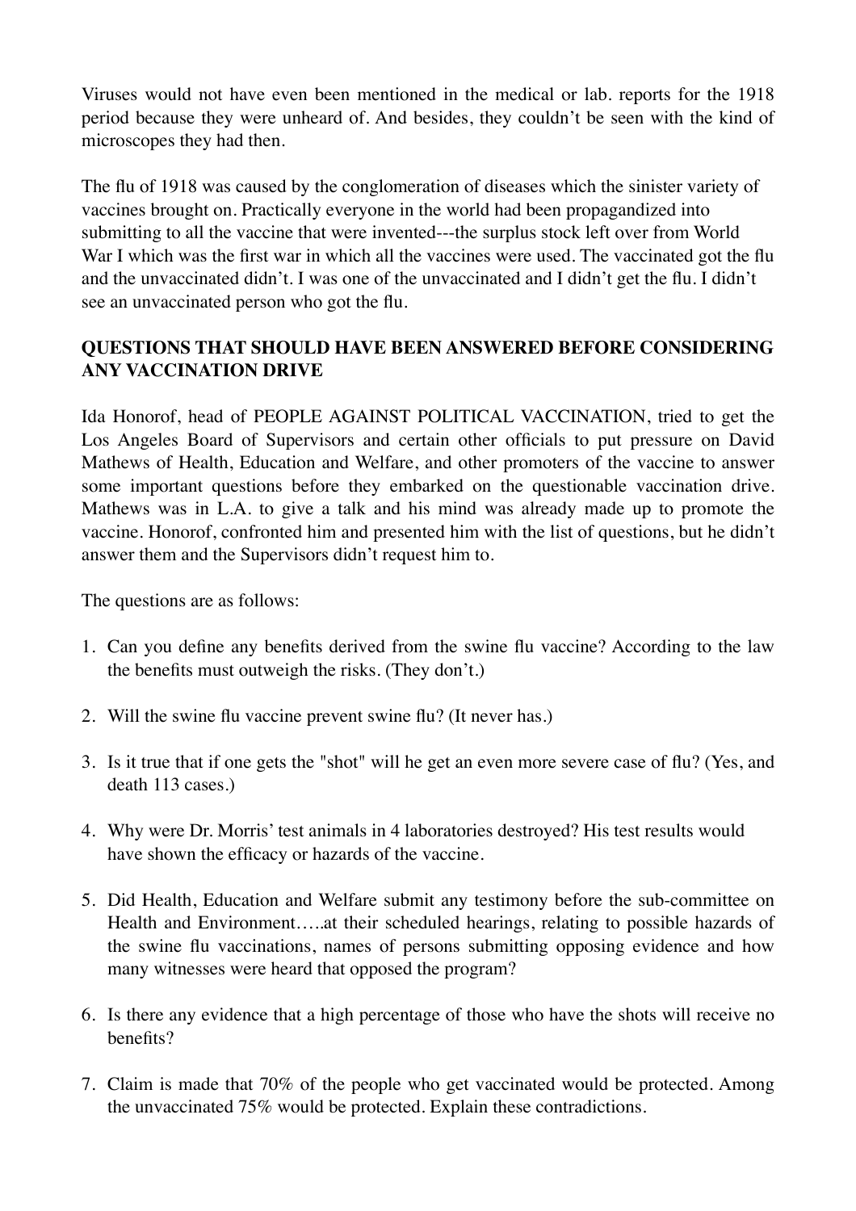Viruses would not have even been mentioned in the medical or lab. reports for the 1918 period because they were unheard of. And besides, they couldn't be seen with the kind of microscopes they had then.

The flu of 1918 was caused by the conglomeration of diseases which the sinister variety of vaccines brought on. Practically everyone in the world had been propagandized into submitting to all the vaccine that were invented---the surplus stock left over from World War I which was the first war in which all the vaccines were used. The vaccinated got the flu and the unvaccinated didn't. I was one of the unvaccinated and I didn't get the flu. I didn't see an unvaccinated person who got the flu.

**QUESTIONS THAT SHOULD HAVE BEEN ANSWERED BEFORE CONSIDERING ANY VACCINATION DRIVE**

Ida Honorof, head of PEOPLE AGAINST POLITICAL VACCINATION, tried to get the Los Angeles Board of Supervisors and certain other officials to put pressure on David Mathews of Health, Education and Welfare, and other promoters of the vaccine to answer some important questions before they embarked on the questionable vaccination drive. Mathews was in L.A. to give a talk and his mind was already made up to promote the vaccine. Honorof, confronted him and presented him with the list of questions, but he didn't answer them and the Supervisors didn't request him to.

The questions are as follows:

1. Can you define any benefits derived from the swine flu vaccine? According to the law the benefits must outweigh the risks. (They don't.)

2. Will the swine flu vaccine prevent swine flu? (It never has.)

3. Is it true that if one gets the "shot" will he get an even more severe case of flu? (Yes, and death 113 cases.)

4. Why were Dr. Morris' test animals in 4 laboratories destroyed? His test results would have shown the efficacy or hazards of the vaccine.

5. Did Health, Education and Welfare submit any testimony before the sub-committee on Health and Environment…..at their scheduled hearings, relating to possible hazards of the swine flu vaccinations, names of persons submitting opposing evidence and how many witnesses were heard that opposed the program?

6. Is there any evidence that a high percentage of those who have the shots will receive no benefits?

7. Claim is made that 70% of the people who get vaccinated would be protected. Among the unvaccinated 75% would be protected. Explain these contradictions.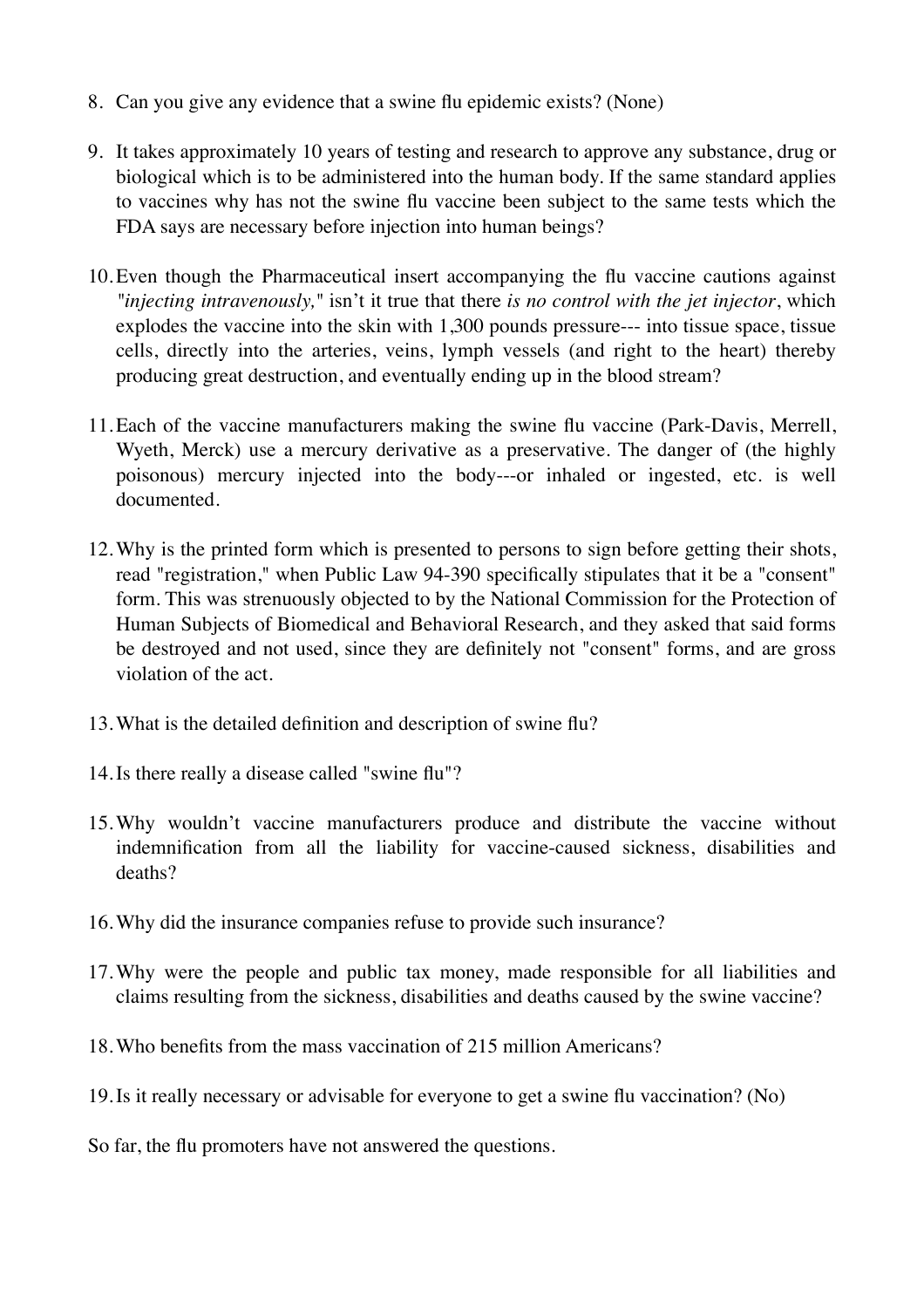8. Can you give any evidence that a swine flu epidemic exists? (None)

9. It takes approximately 10 years of testing and research to approve any substance, drug or biological which is to be administered into the human body. If the same standard applies to vaccines why has not the swine flu vaccine been subject to the same tests which the FDA says are necessary before injection into human beings?

10. Even though the Pharmaceutical insert accompanying the flu vaccine cautions against *"injecting intravenously,"* isn't it true that there *is no control with the jet injector*, which explodes the vaccine into the skin with 1,300 pounds pressure--- into tissue space, tissue cells, directly into the arteries, veins, lymph vessels (and right to the heart) thereby producing great destruction, and eventually ending up in the blood stream?

11. Each of the vaccine manufacturers making the swine flu vaccine (Park-Davis, Merrell, Wyeth, Merck) use a mercury derivative as a preservative. The danger of (the highly poisonous) mercury injected into the body---or inhaled or ingested, etc. is well documented.

12. Why is the printed form which is presented to persons to sign before getting their shots, read "registration," when Public Law 94-390 specifically stipulates that it be a "consent" form. This was strenuously objected to by the National Commission for the Protection of Human Subjects of Biomedical and Behavioral Research, and they asked that said forms be destroyed and not used, since they are definitely not "consent" forms, and are gross violation of the act.

13. What is the detailed definition and description of swine flu?

14. Is there really a disease called "swine flu"?

15. Why wouldn't vaccine manufacturers produce and distribute the vaccine without indemnification from all the liability for vaccine-caused sickness, disabilities and deaths?

16. Why did the insurance companies refuse to provide such insurance?

17. Why were the people and public tax money, made responsible for all liabilities and claims resulting from the sickness, disabilities and deaths caused by the swine vaccine?

18. Who benefits from the mass vaccination of 215 million Americans?

19. Is it really necessary or advisable for everyone to get a swine flu vaccination? (No)

So far, the flu promoters have not answered the questions.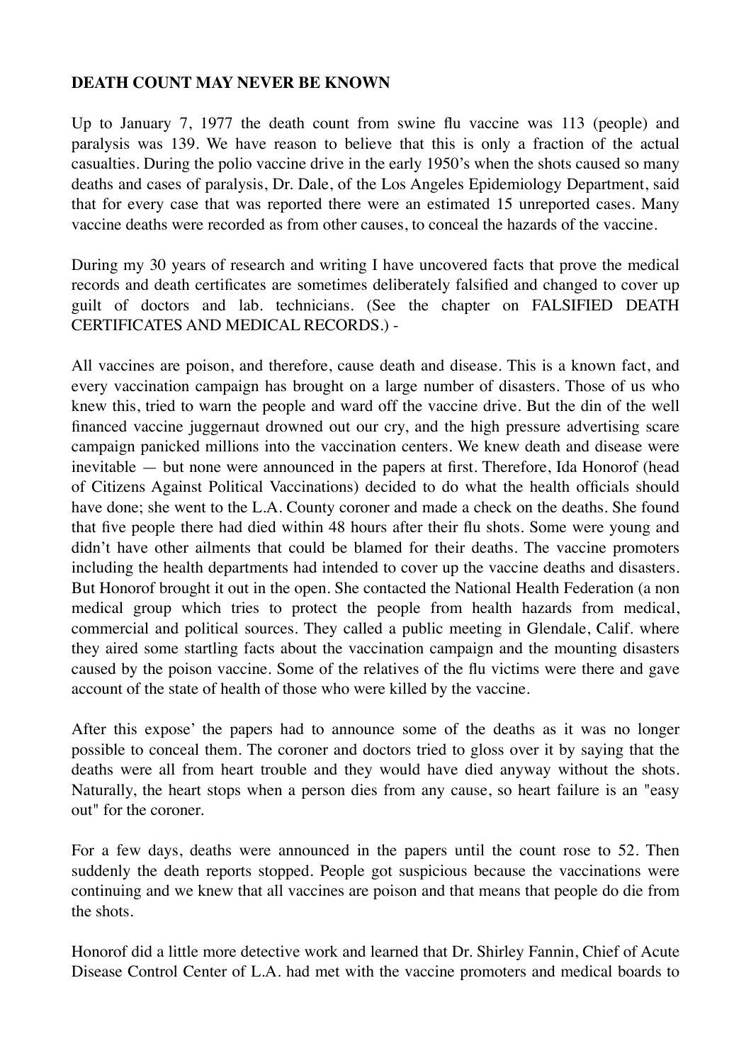**DEATH COUNT MAY NEVER BE KNOWN**

Up to January 7, 1977 the death count from swine flu vaccine was 113 (people) and paralysis was 139. We have reason to believe that this is only a fraction of the actual casualties. During the polio vaccine drive in the early 1950's when the shots caused so many deaths and cases of paralysis, Dr. Dale, of the Los Angeles Epidemiology Department, said that for every case that was reported there were an estimated 15 unreported cases. Many vaccine deaths were recorded as from other causes, to conceal the hazards of the vaccine.

During my 30 years of research and writing I have uncovered facts that prove the medical records and death certificates are sometimes deliberately falsified and changed to cover up guilt of doctors and lab. technicians. (See the chapter on FALSIFIED DEATH CERTIFICATES AND MEDICAL RECORDS.) -

All vaccines are poison, and therefore, cause death and disease. This is a known fact, and every vaccination campaign has brought on a large number of disasters. Those of us who knew this, tried to warn the people and ward off the vaccine drive. But the din of the well financed vaccine juggernaut drowned out our cry, and the high pressure advertising scare campaign panicked millions into the vaccination centers. We knew death and disease were inevitable — but none were announced in the papers at first. Therefore, Ida Honorof (head of Citizens Against Political Vaccinations) decided to do what the health officials should have done; she went to the L.A. County coroner and made a check on the deaths. She found that five people there had died within 48 hours after their flu shots. Some were young and didn't have other ailments that could be blamed for their deaths. The vaccine promoters including the health departments had intended to cover up the vaccine deaths and disasters. But Honorof brought it out in the open. She contacted the National Health Federation (a non medical group which tries to protect the people from health hazards from medical, commercial and political sources. They called a public meeting in Glendale, Calif. where they aired some startling facts about the vaccination campaign and the mounting disasters caused by the poison vaccine. Some of the relatives of the flu victims were there and gave account of the state of health of those who were killed by the vaccine.

After this expose' the papers had to announce some of the deaths as it was no longer possible to conceal them. The coroner and doctors tried to gloss over it by saying that the deaths were all from heart trouble and they would have died anyway without the shots. Naturally, the heart stops when a person dies from any cause, so heart failure is an "easy out" for the coroner.

For a few days, deaths were announced in the papers until the count rose to 52. Then suddenly the death reports stopped. People got suspicious because the vaccinations were continuing and we knew that all vaccines are poison and that means that people do die from the shots.

Honorof did a little more detective work and learned that Dr. Shirley Fannin, Chief of Acute Disease Control Center of L.A. had met with the vaccine promoters and medical boards to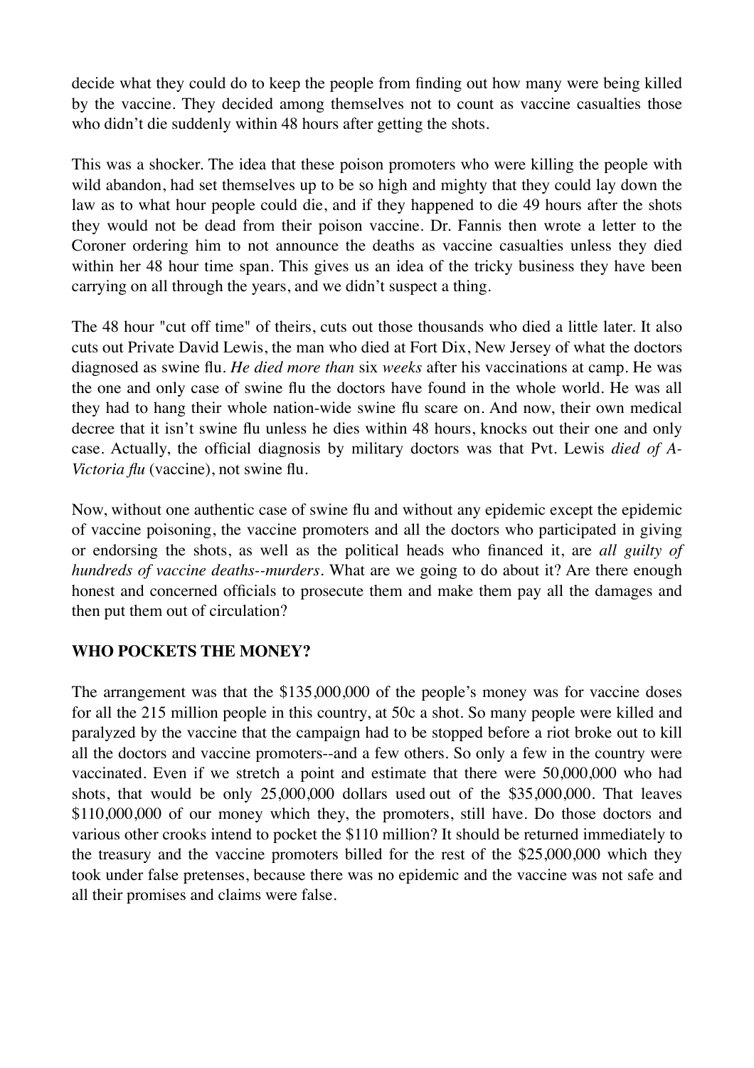decide what they could do to keep the people from finding out how many were being killed by the vaccine. They decided among themselves not to count as vaccine casualties those who didn't die suddenly within 48 hours after getting the shots.

This was a shocker. The idea that these poison promoters who were killing the people with wild abandon, had set themselves up to be so high and mighty that they could lay down the law as to what hour people could die, and if they happened to die 49 hours after the shots they would not be dead from their poison vaccine. Dr. Fannis then wrote a letter to the Coroner ordering him to not announce the deaths as vaccine casualties unless they died within her 48 hour time span. This gives us an idea of the tricky business they have been carrying on all through the years, and we didn't suspect a thing.

The 48 hour "cut off time" of theirs, cuts out those thousands who died a little later. It also cuts out Private David Lewis, the man who died at Fort Dix, New Jersey of what the doctors diagnosed as swine flu. *He died more than* six *weeks* after his vaccinations at camp. He was the one and only case of swine flu the doctors have found in the whole world. He was all they had to hang their whole nation-wide swine flu scare on. And now, their own medical decree that it isn't swine flu unless he dies within 48 hours, knocks out their one and only case. Actually, the official diagnosis by military doctors was that Pvt. Lewis *died of A-Victoria flu* (vaccine), not swine flu.

Now, without one authentic case of swine flu and without any epidemic except the epidemic of vaccine poisoning, the vaccine promoters and all the doctors who participated in giving or endorsing the shots, as well as the political heads who financed it, are *all guilty of hundreds of vaccine deaths--murders*. What are we going to do about it? Are there enough honest and concerned officials to prosecute them and make them pay all the damages and then put them out of circulation?

## WHO POCKETS THE MONEY?

The arrangement was that the $135,000,000 of the people's money was for vaccine doses for all the 215 million people in this country, at 50c a shot. So many people were killed and paralyzed by the vaccine that the campaign had to be stopped before a riot broke out to kill all the doctors and vaccine promoters--and a few others. So only a few in the country were vaccinated. Even if we stretch a point and estimate that there were 50,000,000 who had shots, that would be only 25,000,000 dollars used out of the $35,000,000. That leaves $110,000,000 of our money which they, the promoters, still have. Do those doctors and various other crooks intend to pocket the $110 million? It should be returned immediately to the treasury and the vaccine promoters billed for the rest of the $25,000,000 which they took under false pretenses, because there was no epidemic and the vaccine was not safe and all their promises and claims were false.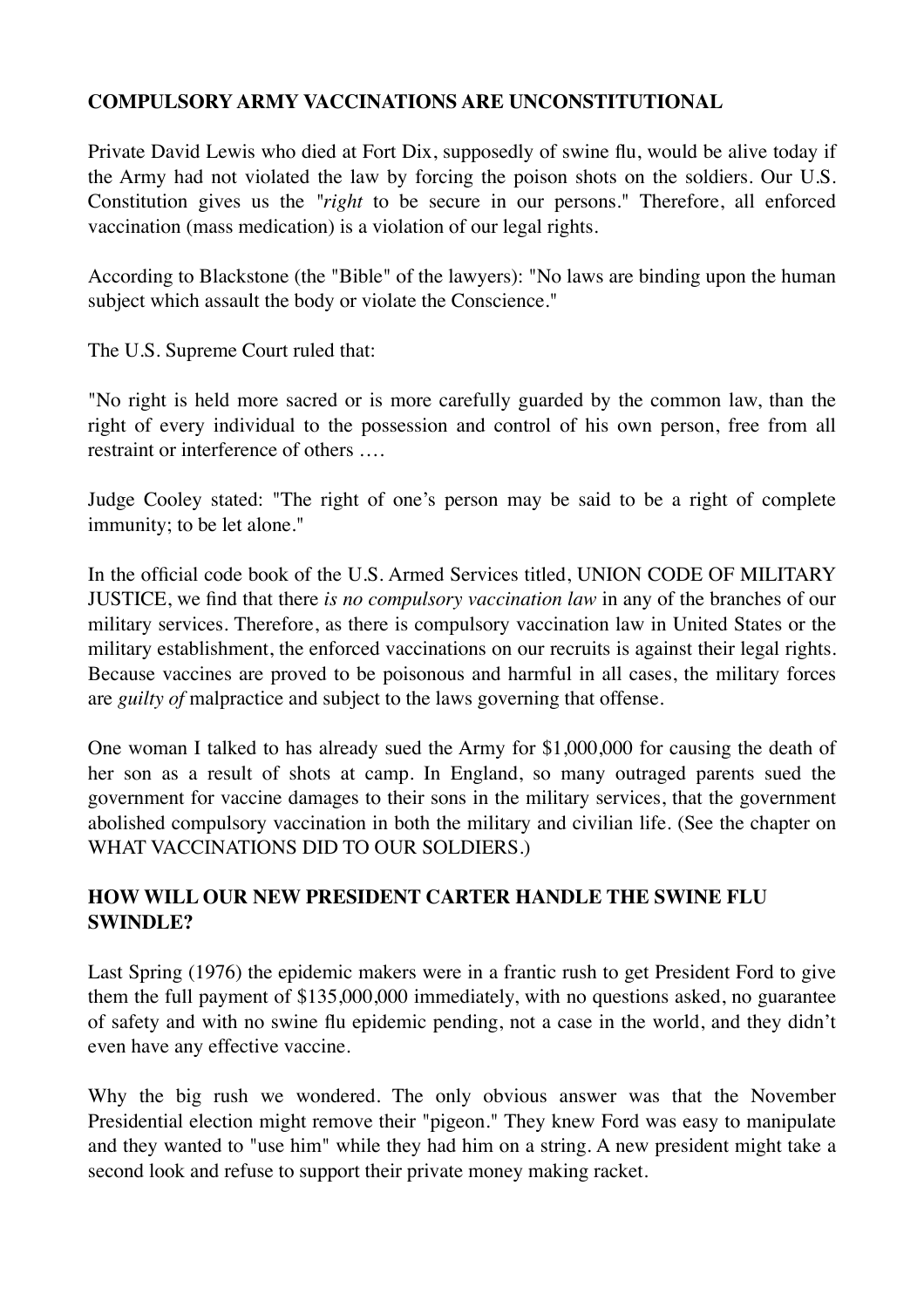**COMPULSORY ARMY VACCINATIONS ARE UNCONSTITUTIONAL**

Private David Lewis who died at Fort Dix, supposedly of swine flu, would be alive today if the Army had not violated the law by forcing the poison shots on the soldiers. Our U.S. Constitution gives us the "*right* to be secure in our persons." Therefore, all enforced vaccination (mass medication) is a violation of our legal rights.

According to Blackstone (the "Bible" of the lawyers): "No laws are binding upon the human subject which assault the body or violate the Conscience."

The U.S. Supreme Court ruled that:

"No right is held more sacred or is more carefully guarded by the common law, than the right of every individual to the possession and control of his own person, free from all restraint or interference of others ….

Judge Cooley stated: "The right of one's person may be said to be a right of complete immunity; to be let alone."

In the official code book of the U.S. Armed Services titled, UNION CODE OF MILITARY JUSTICE, we find that there *is no compulsory vaccination law* in any of the branches of our military services. Therefore, as there is compulsory vaccination law in United States or the military establishment, the enforced vaccinations on our recruits is against their legal rights. Because vaccines are proved to be poisonous and harmful in all cases, the military forces are *guilty of* malpractice and subject to the laws governing that offense.

One woman I talked to has already sued the Army for $1,000,000 for causing the death of her son as a result of shots at camp. In England, so many outraged parents sued the government for vaccine damages to their sons in the military services, that the government abolished compulsory vaccination in both the military and civilian life. (See the chapter on WHAT VACCINATIONS DID TO OUR SOLDIERS.)

**HOW WILL OUR NEW PRESIDENT CARTER HANDLE THE SWINE FLU SWINDLE?**

Last Spring (1976) the epidemic makers were in a frantic rush to get President Ford to give them the full payment of $135,000,000 immediately, with no questions asked, no guarantee of safety and with no swine flu epidemic pending, not a case in the world, and they didn't even have any effective vaccine.

Why the big rush we wondered. The only obvious answer was that the November Presidential election might remove their "pigeon." They knew Ford was easy to manipulate and they wanted to "use him" while they had him on a string. A new president might take a second look and refuse to support their private money making racket.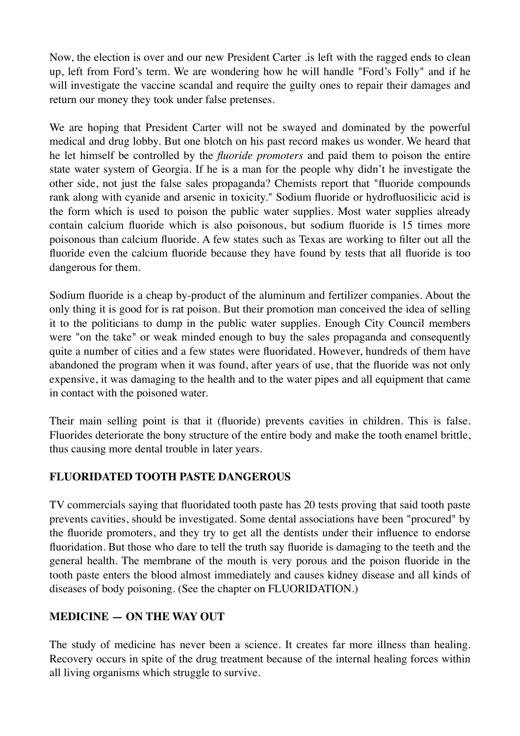Now, the election is over and our new President Carter .is left with the ragged ends to clean up, left from Ford's term. We are wondering how he will handle "Ford's Folly" and if he will investigate the vaccine scandal and require the guilty ones to repair their damages and return our money they took under false pretenses.

We are hoping that President Carter will not be swayed and dominated by the powerful medical and drug lobby. But one blotch on his past record makes us wonder. We heard that he let himself be controlled by the *fluoride promoters* and paid them to poison the entire state water system of Georgia. If he is a man for the people why didn't he investigate the other side, not just the false sales propaganda? Chemists report that "fluoride compounds rank along with cyanide and arsenic in toxicity." Sodium fluoride or hydrofluosilicic acid is the form which is used to poison the public water supplies. Most water supplies already contain calcium fluoride which is also poisonous, but sodium fluoride is 15 times more poisonous than calcium fluoride. A few states such as Texas are working to filter out all the fluoride even the calcium fluoride because they have found by tests that all fluoride is too dangerous for them.

Sodium fluoride is a cheap by-product of the aluminum and fertilizer companies. About the only thing it is good for is rat poison. But their promotion man conceived the idea of selling it to the politicians to dump in the public water supplies. Enough City Council members were "on the take" or weak minded enough to buy the sales propaganda and consequently quite a number of cities and a few states were fluoridated. However, hundreds of them have abandoned the program when it was found, after years of use, that the fluoride was not only expensive, it was damaging to the health and to the water pipes and all equipment that came in contact with the poisoned water.

Their main selling point is that it (fluoride) prevents cavities in children. This is false. Fluorides deteriorate the bony structure of the entire body and make the tooth enamel brittle, thus causing more dental trouble in later years.

## FLUORIDATED TOOTH PASTE DANGEROUS

TV commercials saying that fluoridated tooth paste has 20 tests proving that said tooth paste prevents cavities, should be investigated. Some dental associations have been "procured" by the fluoride promoters, and they try to get all the dentists under their influence to endorse fluoridation. But those who dare to tell the truth say fluoride is damaging to the teeth and the general health. The membrane of the mouth is very porous and the poison fluoride in the tooth paste enters the blood almost immediately and causes kidney disease and all kinds of diseases of body poisoning. (See the chapter on FLUORIDATION.)

## MEDICINE — ON THE WAY OUT

The study of medicine has never been a science. It creates far more illness than healing. Recovery occurs in spite of the drug treatment because of the internal healing forces within all living organisms which struggle to survive.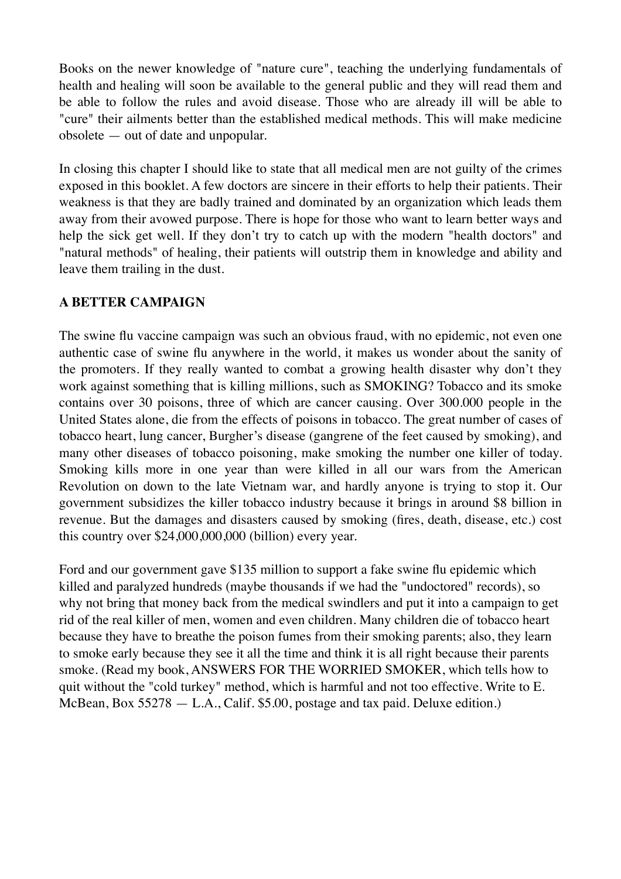Books on the newer knowledge of "nature cure", teaching the underlying fundamentals of health and healing will soon be available to the general public and they will read them and be able to follow the rules and avoid disease. Those who are already ill will be able to "cure" their ailments better than the established medical methods. This will make medicine obsolete — out of date and unpopular.

In closing this chapter I should like to state that all medical men are not guilty of the crimes exposed in this booklet. A few doctors are sincere in their efforts to help their patients. Their weakness is that they are badly trained and dominated by an organization which leads them away from their avowed purpose. There is hope for those who want to learn better ways and help the sick get well. If they don't try to catch up with the modern "health doctors" and "natural methods" of healing, their patients will outstrip them in knowledge and ability and leave them trailing in the dust.

**A BETTER CAMPAIGN**

The swine flu vaccine campaign was such an obvious fraud, with no epidemic, not even one authentic case of swine flu anywhere in the world, it makes us wonder about the sanity of the promoters. If they really wanted to combat a growing health disaster why don't they work against something that is killing millions, such as SMOKING? Tobacco and its smoke contains over 30 poisons, three of which are cancer causing. Over 300.000 people in the United States alone, die from the effects of poisons in tobacco. The great number of cases of tobacco heart, lung cancer, Burgher's disease (gangrene of the feet caused by smoking), and many other diseases of tobacco poisoning, make smoking the number one killer of today. Smoking kills more in one year than were killed in all our wars from the American Revolution on down to the late Vietnam war, and hardly anyone is trying to stop it. Our government subsidizes the killer tobacco industry because it brings in around $8 billion in revenue. But the damages and disasters caused by smoking (fires, death, disease, etc.) cost this country over $24,000,000,000 (billion) every year.

Ford and our government gave $135 million to support a fake swine flu epidemic which killed and paralyzed hundreds (maybe thousands if we had the "undoctored" records), so why not bring that money back from the medical swindlers and put it into a campaign to get rid of the real killer of men, women and even children. Many children die of tobacco heart because they have to breathe the poison fumes from their smoking parents; also, they learn to smoke early because they see it all the time and think it is all right because their parents smoke. (Read my book, ANSWERS FOR THE WORRIED SMOKER, which tells how to quit without the "cold turkey" method, which is harmful and not too effective. Write to E. McBean, Box 55278 — L.A., Calif. $5.00, postage and tax paid. Deluxe edition.)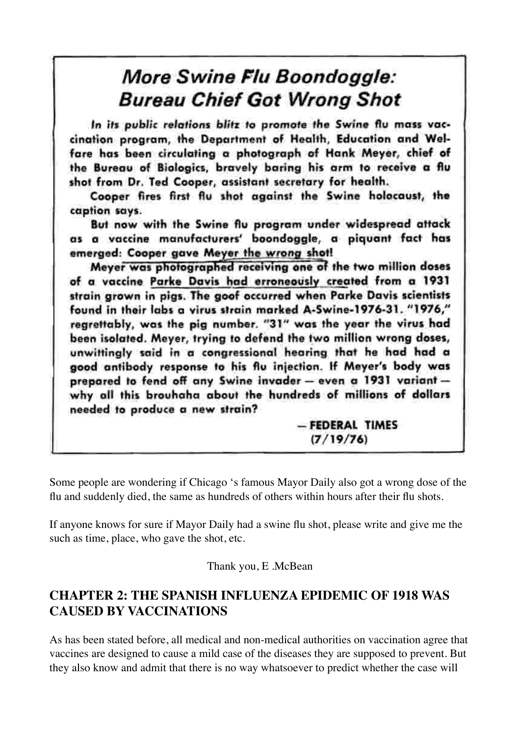## *More Swine Flu Boondoggle: Bureau Chief Got Wrong Shot*

*In its public relations blitz to promote the Swine flu mass vaccination program, the Department of Health, Education and Welfare has been circulating a photograph of Hank Meyer, chief of the Bureau of Biologics, bravely baring his arm to receive a flu shot from Dr. Ted Cooper, assistant secretary for health.*

*Cooper fires first flu shot against the Swine holocaust, the caption says.*

*But now with the Swine flu program under widespread attack as a vaccine manufacturers' boondoggle, a piquant fact has emerged: Cooper gave Meyer the wrong shot!*

*Meyer was photographed receiving one of the two million doses of a vaccine Parke Davis had erroneously created from a 1931 strain grown in pigs. The goof occurred when Parke Davis scientists found in their labs a virus strain marked A-Swine-1976-31. "1976," regrettably, was the pig number. "31" was the year the virus had been isolated. Meyer, trying to defend the two million wrong doses, unwittingly said in a congressional hearing that he had had a good antibody response to his flu injection. If Meyer's body was prepared to fend off any Swine invader — even a 1931 variant — why all this brouhaha about the hundreds of millions of dollars needed to produce a new strain?*

— **FEDERAL TIMES (7/19/76)**

Some people are wondering if Chicago 's famous Mayor Daily also got a wrong dose of the flu and suddenly died, the same as hundreds of others within hours after their flu shots.

If anyone knows for sure if Mayor Daily had a swine flu shot, please write and give me the such as time, place, who gave the shot, etc.

Thank you, E .McBean

## CHAPTER 2: THE SPANISH INFLUENZA EPIDEMIC OF 1918 WAS CAUSED BY VACCINATIONS

As has been stated before, all medical and non-medical authorities on vaccination agree that vaccines are designed to cause a mild case of the diseases they are supposed to prevent. But they also know and admit that there is no way whatsoever to predict whether the case will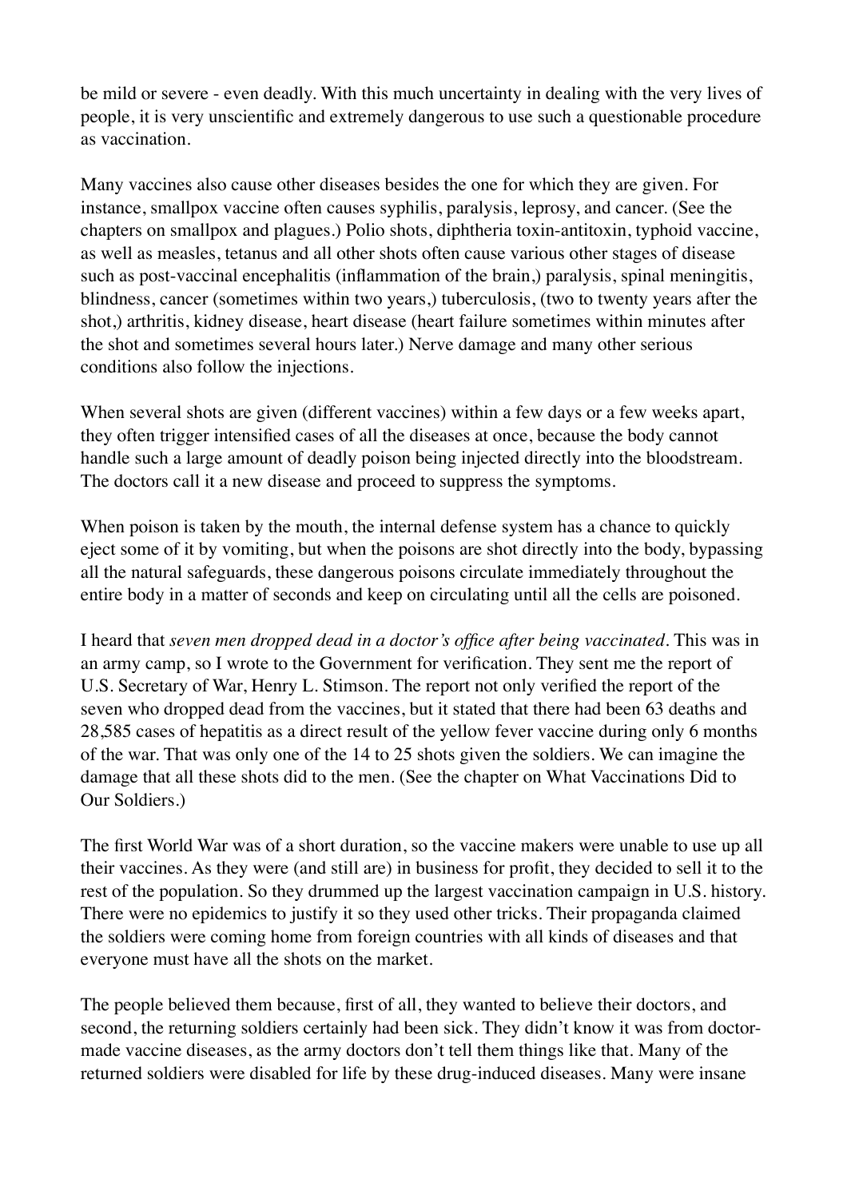be mild or severe - even deadly. With this much uncertainty in dealing with the very lives of people, it is very unscientific and extremely dangerous to use such a questionable procedure as vaccination.

Many vaccines also cause other diseases besides the one for which they are given. For instance, smallpox vaccine often causes syphilis, paralysis, leprosy, and cancer. (See the chapters on smallpox and plagues.) Polio shots, diphtheria toxin-antitoxin, typhoid vaccine, as well as measles, tetanus and all other shots often cause various other stages of disease such as post-vaccinal encephalitis (inflammation of the brain,) paralysis, spinal meningitis, blindness, cancer (sometimes within two years,) tuberculosis, (two to twenty years after the shot,) arthritis, kidney disease, heart disease (heart failure sometimes within minutes after the shot and sometimes several hours later.) Nerve damage and many other serious conditions also follow the injections.

When several shots are given (different vaccines) within a few days or a few weeks apart, they often trigger intensified cases of all the diseases at once, because the body cannot handle such a large amount of deadly poison being injected directly into the bloodstream. The doctors call it a new disease and proceed to suppress the symptoms.

When poison is taken by the mouth, the internal defense system has a chance to quickly eject some of it by vomiting, but when the poisons are shot directly into the body, bypassing all the natural safeguards, these dangerous poisons circulate immediately throughout the entire body in a matter of seconds and keep on circulating until all the cells are poisoned.

I heard that *seven men dropped dead in a doctor's office after being vaccinated*. This was in an army camp, so I wrote to the Government for verification. They sent me the report of U.S. Secretary of War, Henry L. Stimson. The report not only verified the report of the seven who dropped dead from the vaccines, but it stated that there had been 63 deaths and 28,585 cases of hepatitis as a direct result of the yellow fever vaccine during only 6 months of the war. That was only one of the 14 to 25 shots given the soldiers. We can imagine the damage that all these shots did to the men. (See the chapter on What Vaccinations Did to Our Soldiers.)

The first World War was of a short duration, so the vaccine makers were unable to use up all their vaccines. As they were (and still are) in business for profit, they decided to sell it to the rest of the population. So they drummed up the largest vaccination campaign in U.S. history. There were no epidemics to justify it so they used other tricks. Their propaganda claimed the soldiers were coming home from foreign countries with all kinds of diseases and that everyone must have all the shots on the market.

The people believed them because, first of all, they wanted to believe their doctors, and second, the returning soldiers certainly had been sick. They didn't know it was from doctor-made vaccine diseases, as the army doctors don't tell them things like that. Many of the returned soldiers were disabled for life by these drug-induced diseases. Many were insane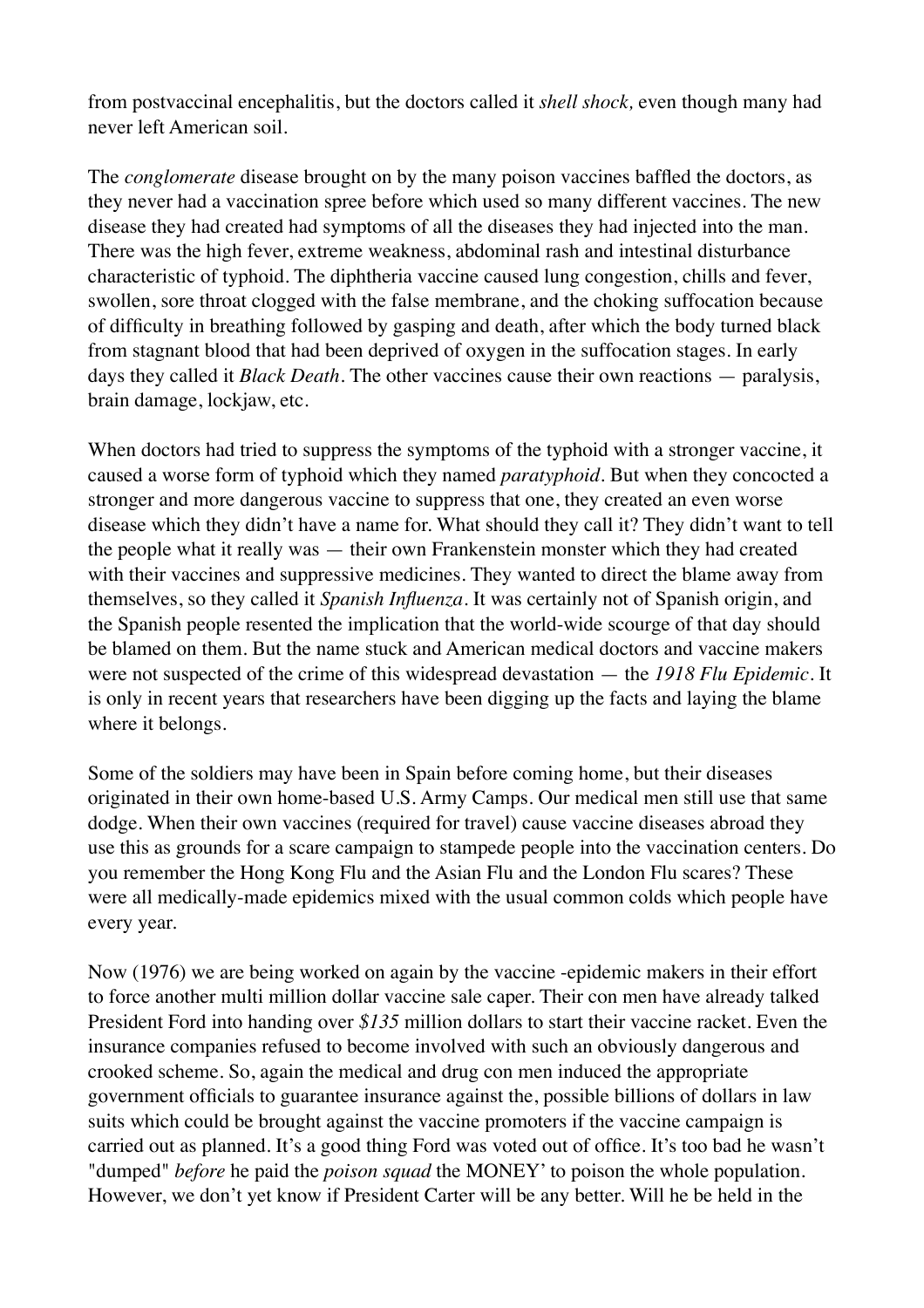from postvaccinal encephalitis, but the doctors called it *shell shock,* even though many had never left American soil.

The *conglomerate* disease brought on by the many poison vaccines baffled the doctors, as they never had a vaccination spree before which used so many different vaccines. The new disease they had created had symptoms of all the diseases they had injected into the man. There was the high fever, extreme weakness, abdominal rash and intestinal disturbance characteristic of typhoid. The diphtheria vaccine caused lung congestion, chills and fever, swollen, sore throat clogged with the false membrane, and the choking suffocation because of difficulty in breathing followed by gasping and death, after which the body turned black from stagnant blood that had been deprived of oxygen in the suffocation stages. In early days they called it *Black Death*. The other vaccines cause their own reactions — paralysis, brain damage, lockjaw, etc.

When doctors had tried to suppress the symptoms of the typhoid with a stronger vaccine, it caused a worse form of typhoid which they named *paratyphoid*. But when they concocted a stronger and more dangerous vaccine to suppress that one, they created an even worse disease which they didn't have a name for. What should they call it? They didn't want to tell the people what it really was — their own Frankenstein monster which they had created with their vaccines and suppressive medicines. They wanted to direct the blame away from themselves, so they called it *Spanish Influenza*. It was certainly not of Spanish origin, and the Spanish people resented the implication that the world-wide scourge of that day should be blamed on them. But the name stuck and American medical doctors and vaccine makers were not suspected of the crime of this widespread devastation — the *1918 Flu Epidemic*. It is only in recent years that researchers have been digging up the facts and laying the blame where it belongs.

Some of the soldiers may have been in Spain before coming home, but their diseases originated in their own home-based U.S. Army Camps. Our medical men still use that same dodge. When their own vaccines (required for travel) cause vaccine diseases abroad they use this as grounds for a scare campaign to stampede people into the vaccination centers. Do you remember the Hong Kong Flu and the Asian Flu and the London Flu scares? These were all medically-made epidemics mixed with the usual common colds which people have every year.

Now (1976) we are being worked on again by the vaccine -epidemic makers in their effort to force another multi million dollar vaccine sale caper. Their con men have already talked President Ford into handing over *$135* million dollars to start their vaccine racket. Even the insurance companies refused to become involved with such an obviously dangerous and crooked scheme. So, again the medical and drug con men induced the appropriate government officials to guarantee insurance against the, possible billions of dollars in law suits which could be brought against the vaccine promoters if the vaccine campaign is carried out as planned. It's a good thing Ford was voted out of office. It's too bad he wasn't "dumped" *before* he paid the *poison squad* the MONEY' to poison the whole population. However, we don't yet know if President Carter will be any better. Will he be held in the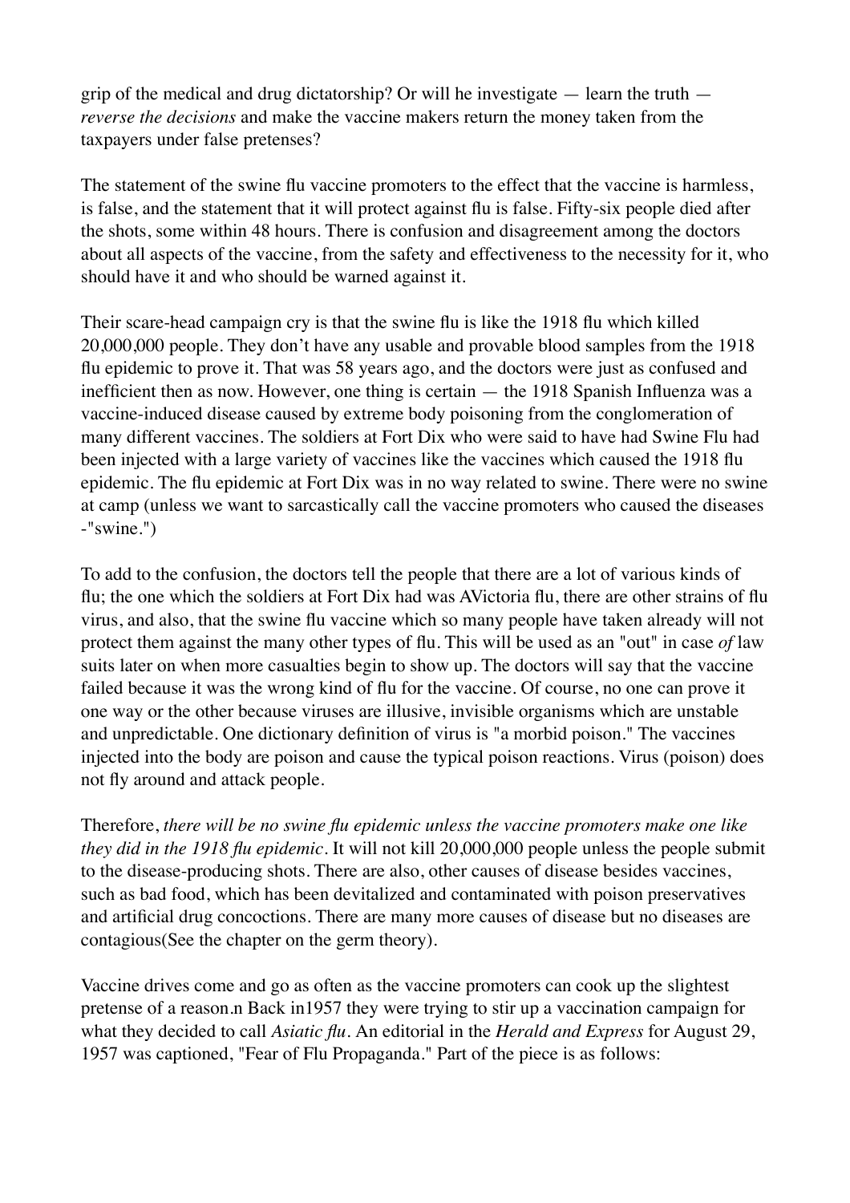grip of the medical and drug dictatorship? Or will he investigate — learn the truth — *reverse the decisions* and make the vaccine makers return the money taken from the taxpayers under false pretenses?

The statement of the swine flu vaccine promoters to the effect that the vaccine is harmless, is false, and the statement that it will protect against flu is false. Fifty-six people died after the shots, some within 48 hours. There is confusion and disagreement among the doctors about all aspects of the vaccine, from the safety and effectiveness to the necessity for it, who should have it and who should be warned against it.

Their scare-head campaign cry is that the swine flu is like the 1918 flu which killed 20,000,000 people. They don't have any usable and provable blood samples from the 1918 flu epidemic to prove it. That was 58 years ago, and the doctors were just as confused and inefficient then as now. However, one thing is certain — the 1918 Spanish Influenza was a vaccine-induced disease caused by extreme body poisoning from the conglomeration of many different vaccines. The soldiers at Fort Dix who were said to have had Swine Flu had been injected with a large variety of vaccines like the vaccines which caused the 1918 flu epidemic. The flu epidemic at Fort Dix was in no way related to swine. There were no swine at camp (unless we want to sarcastically call the vaccine promoters who caused the diseases -"swine.")

To add to the confusion, the doctors tell the people that there are a lot of various kinds of flu; the one which the soldiers at Fort Dix had was AVictoria flu, there are other strains of flu virus, and also, that the swine flu vaccine which so many people have taken already will not protect them against the many other types of flu. This will be used as an "out" in case *of* law suits later on when more casualties begin to show up. The doctors will say that the vaccine failed because it was the wrong kind of flu for the vaccine. Of course, no one can prove it one way or the other because viruses are illusive, invisible organisms which are unstable and unpredictable. One dictionary definition of virus is "a morbid poison." The vaccines injected into the body are poison and cause the typical poison reactions. Virus (poison) does not fly around and attack people.

Therefore, *there will be no swine flu epidemic unless the vaccine promoters make one like they did in the 1918 flu epidemic*. It will not kill 20,000,000 people unless the people submit to the disease-producing shots. There are also, other causes of disease besides vaccines, such as bad food, which has been devitalized and contaminated with poison preservatives and artificial drug concoctions. There are many more causes of disease but no diseases are contagious(See the chapter on the germ theory).

Vaccine drives come and go as often as the vaccine promoters can cook up the slightest pretense of a reason.n Back in1957 they were trying to stir up a vaccination campaign for what they decided to call *Asiatic flu*. An editorial in the *Herald and Express* for August 29, 1957 was captioned, "Fear of Flu Propaganda." Part of the piece is as follows: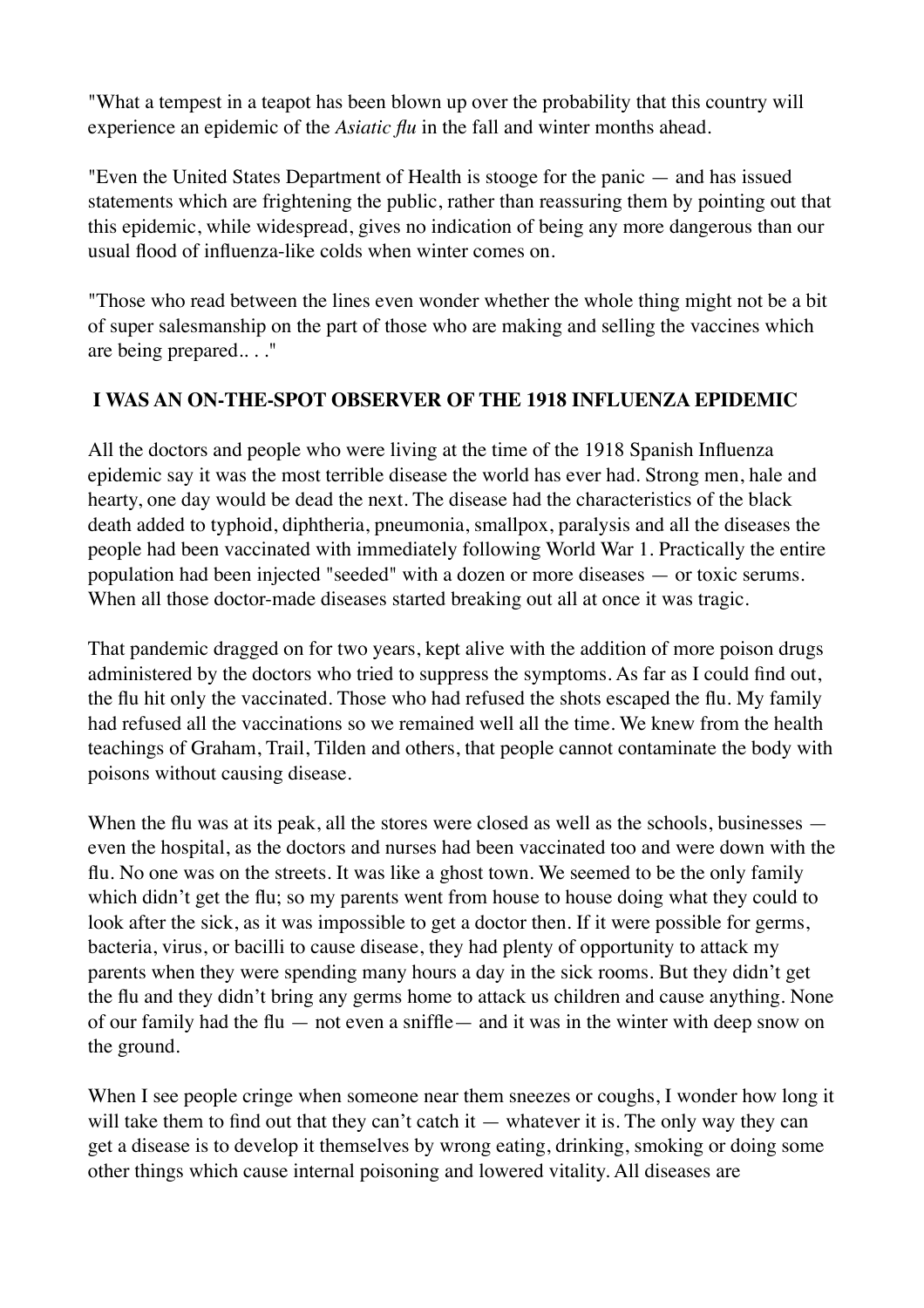"What a tempest in a teapot has been blown up over the probability that this country will experience an epidemic of the *Asiatic flu* in the fall and winter months ahead.

"Even the United States Department of Health is stooge for the panic — and has issued statements which are frightening the public, rather than reassuring them by pointing out that this epidemic, while widespread, gives no indication of being any more dangerous than our usual flood of influenza-like colds when winter comes on.

"Those who read between the lines even wonder whether the whole thing might not be a bit of super salesmanship on the part of those who are making and selling the vaccines which are being prepared.. . ."

## I WAS AN ON-THE-SPOT OBSERVER OF THE 1918 INFLUENZA EPIDEMIC

All the doctors and people who were living at the time of the 1918 Spanish Influenza epidemic say it was the most terrible disease the world has ever had. Strong men, hale and hearty, one day would be dead the next. The disease had the characteristics of the black death added to typhoid, diphtheria, pneumonia, smallpox, paralysis and all the diseases the people had been vaccinated with immediately following World War 1. Practically the entire population had been injected "seeded" with a dozen or more diseases — or toxic serums. When all those doctor-made diseases started breaking out all at once it was tragic.

That pandemic dragged on for two years, kept alive with the addition of more poison drugs administered by the doctors who tried to suppress the symptoms. As far as I could find out, the flu hit only the vaccinated. Those who had refused the shots escaped the flu. My family had refused all the vaccinations so we remained well all the time. We knew from the health teachings of Graham, Trail, Tilden and others, that people cannot contaminate the body with poisons without causing disease.

When the flu was at its peak, all the stores were closed as well as the schools, businesses — even the hospital, as the doctors and nurses had been vaccinated too and were down with the flu. No one was on the streets. It was like a ghost town. We seemed to be the only family which didn't get the flu; so my parents went from house to house doing what they could to look after the sick, as it was impossible to get a doctor then. If it were possible for germs, bacteria, virus, or bacilli to cause disease, they had plenty of opportunity to attack my parents when they were spending many hours a day in the sick rooms. But they didn't get the flu and they didn't bring any germs home to attack us children and cause anything. None of our family had the flu — not even a sniffle— and it was in the winter with deep snow on the ground.

When I see people cringe when someone near them sneezes or coughs, I wonder how long it will take them to find out that they can't catch it — whatever it is. The only way they can get a disease is to develop it themselves by wrong eating, drinking, smoking or doing some other things which cause internal poisoning and lowered vitality. All diseases are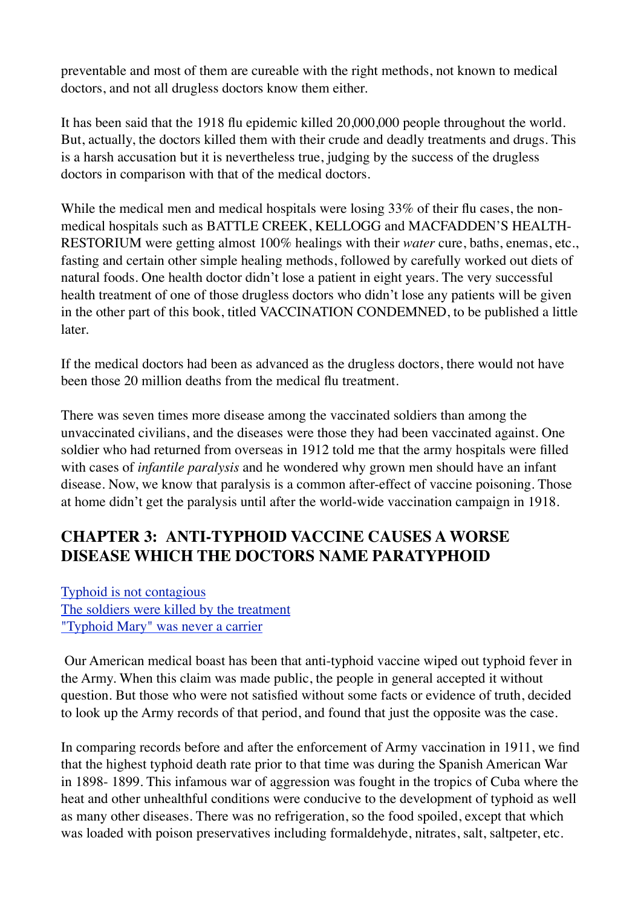preventable and most of them are cureable with the right methods, not known to medical doctors, and not all drugless doctors know them either.

It has been said that the 1918 flu epidemic killed 20,000,000 people throughout the world. But, actually, the doctors killed them with their crude and deadly treatments and drugs. This is a harsh accusation but it is nevertheless true, judging by the success of the drugless doctors in comparison with that of the medical doctors.

While the medical men and medical hospitals were losing 33% of their flu cases, the non-medical hospitals such as BATTLE CREEK, KELLOGG and MACFADDEN'S HEALTH-RESTORIUM were getting almost 100% healings with their *water* cure, baths, enemas, etc., fasting and certain other simple healing methods, followed by carefully worked out diets of natural foods. One health doctor didn't lose a patient in eight years. The very successful health treatment of one of those drugless doctors who didn't lose any patients will be given in the other part of this book, titled VACCINATION CONDEMNED, to be published a little later.

If the medical doctors had been as advanced as the drugless doctors, there would not have been those 20 million deaths from the medical flu treatment.

There was seven times more disease among the vaccinated soldiers than among the unvaccinated civilians, and the diseases were those they had been vaccinated against. One soldier who had returned from overseas in 1912 told me that the army hospitals were filled with cases of *infantile paralysis* and he wondered why grown men should have an infant disease. Now, we know that paralysis is a common after-effect of vaccine poisoning. Those at home didn't get the paralysis until after the world-wide vaccination campaign in 1918.

## CHAPTER 3: ANTI-TYPHOID VACCINE CAUSES A WORSE DISEASE WHICH THE DOCTORS NAME PARATYPHOID

Typhoid is not contagious
The soldiers were killed by the treatment
"Typhoid Mary" was never a carrier

Our American medical boast has been that anti-typhoid vaccine wiped out typhoid fever in the Army. When this claim was made public, the people in general accepted it without question. But those who were not satisfied without some facts or evidence of truth, decided to look up the Army records of that period, and found that just the opposite was the case.

In comparing records before and after the enforcement of Army vaccination in 1911, we find that the highest typhoid death rate prior to that time was during the Spanish American War in 1898- 1899. This infamous war of aggression was fought in the tropics of Cuba where the heat and other unhealthful conditions were conducive to the development of typhoid as well as many other diseases. There was no refrigeration, so the food spoiled, except that which was loaded with poison preservatives including formaldehyde, nitrates, salt, saltpeter, etc.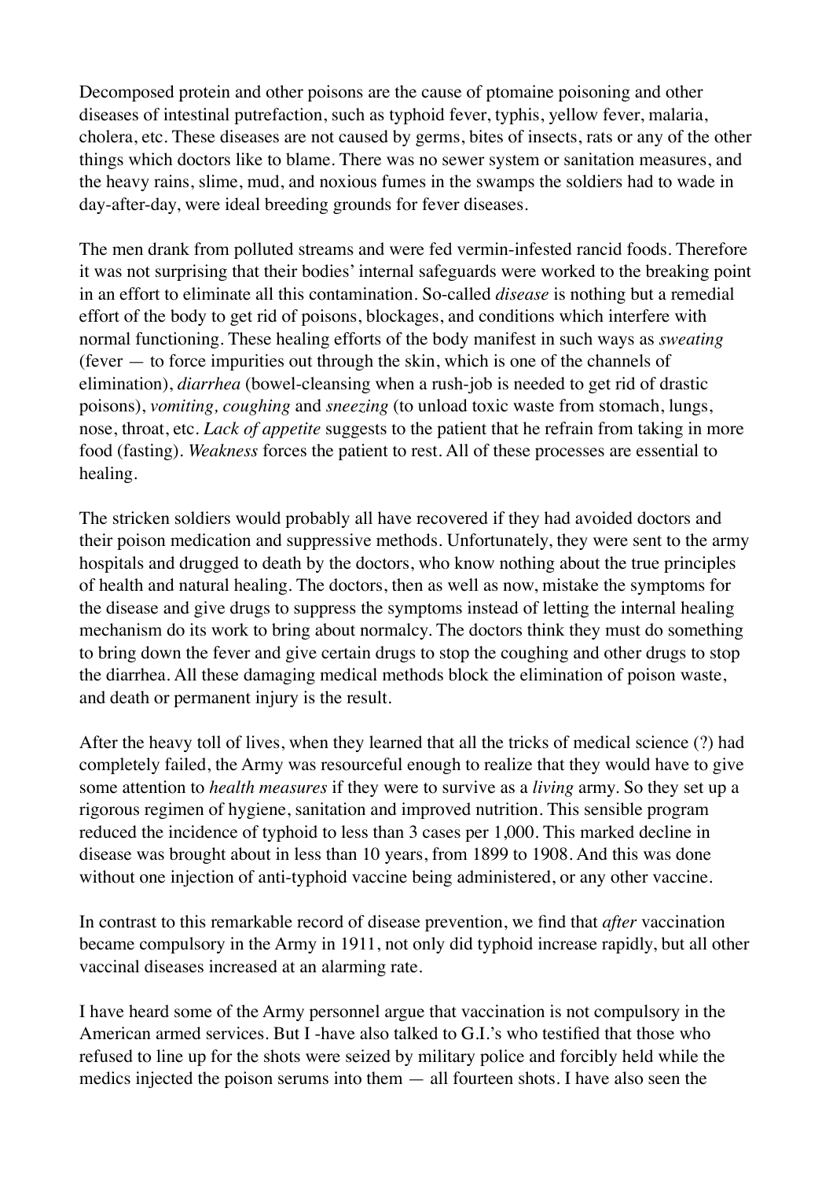Decomposed protein and other poisons are the cause of ptomaine poisoning and other diseases of intestinal putrefaction, such as typhoid fever, typhis, yellow fever, malaria, cholera, etc. These diseases are not caused by germs, bites of insects, rats or any of the other things which doctors like to blame. There was no sewer system or sanitation measures, and the heavy rains, slime, mud, and noxious fumes in the swamps the soldiers had to wade in day-after-day, were ideal breeding grounds for fever diseases.

The men drank from polluted streams and were fed vermin-infested rancid foods. Therefore it was not surprising that their bodies' internal safeguards were worked to the breaking point in an effort to eliminate all this contamination. So-called *disease* is nothing but a remedial effort of the body to get rid of poisons, blockages, and conditions which interfere with normal functioning. These healing efforts of the body manifest in such ways as *sweating* (fever — to force impurities out through the skin, which is one of the channels of elimination), *diarrhea* (bowel-cleansing when a rush-job is needed to get rid of drastic poisons), *vomiting, coughing* and *sneezing* (to unload toxic waste from stomach, lungs, nose, throat, etc. *Lack of appetite* suggests to the patient that he refrain from taking in more food (fasting). *Weakness* forces the patient to rest. All of these processes are essential to healing.

The stricken soldiers would probably all have recovered if they had avoided doctors and their poison medication and suppressive methods. Unfortunately, they were sent to the army hospitals and drugged to death by the doctors, who know nothing about the true principles of health and natural healing. The doctors, then as well as now, mistake the symptoms for the disease and give drugs to suppress the symptoms instead of letting the internal healing mechanism do its work to bring about normalcy. The doctors think they must do something to bring down the fever and give certain drugs to stop the coughing and other drugs to stop the diarrhea. All these damaging medical methods block the elimination of poison waste, and death or permanent injury is the result.

After the heavy toll of lives, when they learned that all the tricks of medical science (?) had completely failed, the Army was resourceful enough to realize that they would have to give some attention to *health measures* if they were to survive as a *living* army. So they set up a rigorous regimen of hygiene, sanitation and improved nutrition. This sensible program reduced the incidence of typhoid to less than 3 cases per 1,000. This marked decline in disease was brought about in less than 10 years, from 1899 to 1908. And this was done without one injection of anti-typhoid vaccine being administered, or any other vaccine.

In contrast to this remarkable record of disease prevention, we find that *after* vaccination became compulsory in the Army in 1911, not only did typhoid increase rapidly, but all other vaccinal diseases increased at an alarming rate.

I have heard some of the Army personnel argue that vaccination is not compulsory in the American armed services. But I -have also talked to G.I.'s who testified that those who refused to line up for the shots were seized by military police and forcibly held while the medics injected the poison serums into them — all fourteen shots. I have also seen the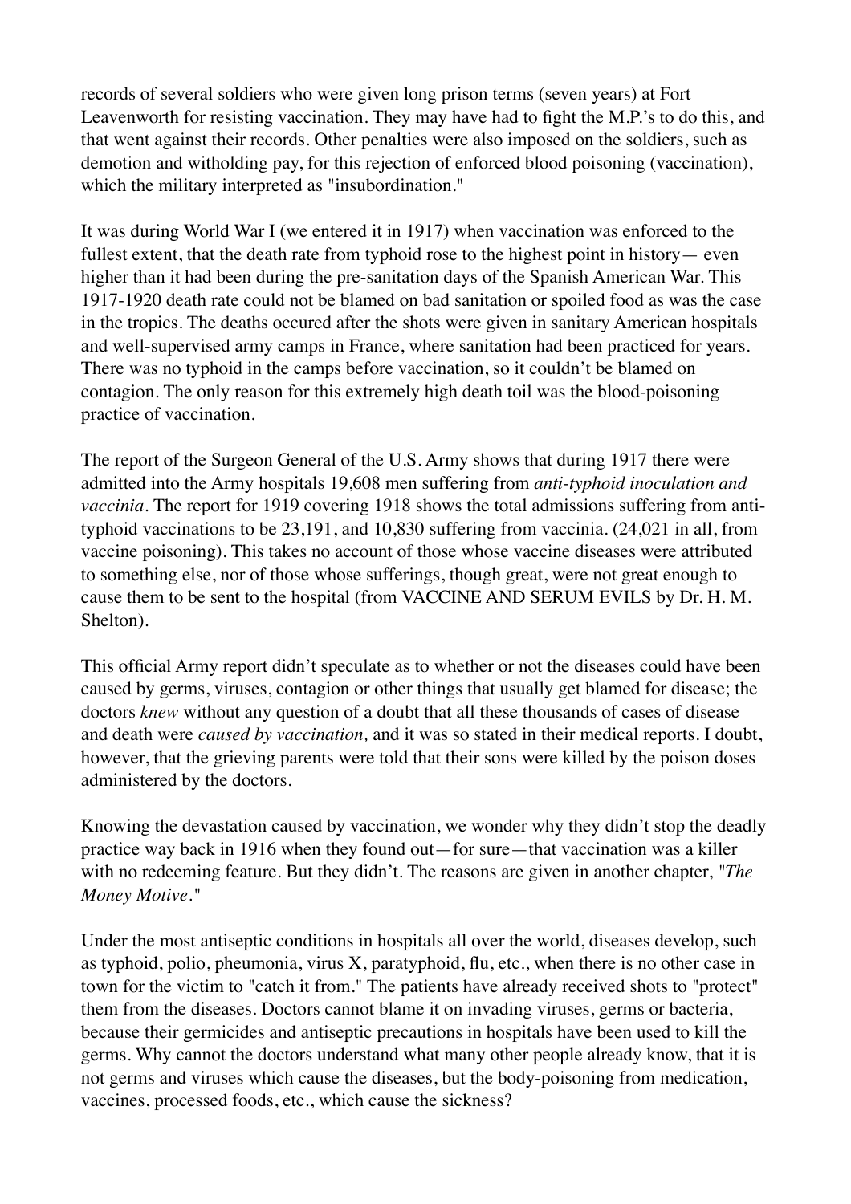records of several soldiers who were given long prison terms (seven years) at Fort Leavenworth for resisting vaccination. They may have had to fight the M.P.'s to do this, and that went against their records. Other penalties were also imposed on the soldiers, such as demotion and witholding pay, for this rejection of enforced blood poisoning (vaccination), which the military interpreted as "insubordination."

It was during World War I (we entered it in 1917) when vaccination was enforced to the fullest extent, that the death rate from typhoid rose to the highest point in history— even higher than it had been during the pre-sanitation days of the Spanish American War. This 1917-1920 death rate could not be blamed on bad sanitation or spoiled food as was the case in the tropics. The deaths occured after the shots were given in sanitary American hospitals and well-supervised army camps in France, where sanitation had been practiced for years. There was no typhoid in the camps before vaccination, so it couldn't be blamed on contagion. The only reason for this extremely high death toil was the blood-poisoning practice of vaccination.

The report of the Surgeon General of the U.S. Army shows that during 1917 there were admitted into the Army hospitals 19,608 men suffering from *anti-typhoid inoculation and vaccinia*. The report for 1919 covering 1918 shows the total admissions suffering from anti-typhoid vaccinations to be 23,191, and 10,830 suffering from vaccinia. (24,021 in all, from vaccine poisoning). This takes no account of those whose vaccine diseases were attributed to something else, nor of those whose sufferings, though great, were not great enough to cause them to be sent to the hospital (from VACCINE AND SERUM EVILS by Dr. H. M. Shelton).

This official Army report didn't speculate as to whether or not the diseases could have been caused by germs, viruses, contagion or other things that usually get blamed for disease; the doctors *knew* without any question of a doubt that all these thousands of cases of disease and death were *caused by vaccination,* and it was so stated in their medical reports. I doubt, however, that the grieving parents were told that their sons were killed by the poison doses administered by the doctors.

Knowing the devastation caused by vaccination, we wonder why they didn't stop the deadly practice way back in 1916 when they found out—for sure—that vaccination was a killer with no redeeming feature. But they didn't. The reasons are given in another chapter, "*The Money Motive*."

Under the most antiseptic conditions in hospitals all over the world, diseases develop, such as typhoid, polio, pheumonia, virus X, paratyphoid, flu, etc., when there is no other case in town for the victim to "catch it from." The patients have already received shots to "protect" them from the diseases. Doctors cannot blame it on invading viruses, germs or bacteria, because their germicides and antiseptic precautions in hospitals have been used to kill the germs. Why cannot the doctors understand what many other people already know, that it is not germs and viruses which cause the diseases, but the body-poisoning from medication, vaccines, processed foods, etc., which cause the sickness?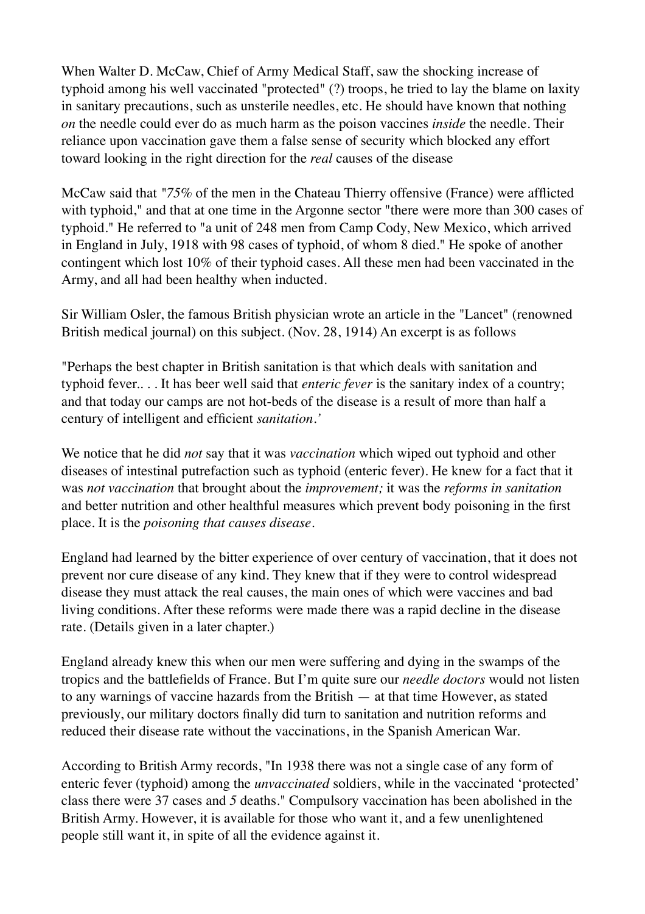When Walter D. McCaw, Chief of Army Medical Staff, saw the shocking increase of typhoid among his well vaccinated "protected" (?) troops, he tried to lay the blame on laxity in sanitary precautions, such as unsterile needles, etc. He should have known that nothing *on* the needle could ever do as much harm as the poison vaccines *inside* the needle. Their reliance upon vaccination gave them a false sense of security which blocked any effort toward looking in the right direction for the *real* causes of the disease

McCaw said that "75% of the men in the Chateau Thierry offensive (France) were afflicted with typhoid," and that at one time in the Argonne sector "there were more than 300 cases of typhoid." He referred to "a unit of 248 men from Camp Cody, New Mexico, which arrived in England in July, 1918 with 98 cases of typhoid, of whom 8 died." He spoke of another contingent which lost 10% of their typhoid cases. All these men had been vaccinated in the Army, and all had been healthy when inducted.

Sir William Osler, the famous British physician wrote an article in the "Lancet" (renowned British medical journal) on this subject. (Nov. 28, 1914) An excerpt is as follows

"Perhaps the best chapter in British sanitation is that which deals with sanitation and typhoid fever.. . . It has beer well said that *enteric fever* is the sanitary index of a country; and that today our camps are not hot-beds of the disease is a result of more than half a century of intelligent and efficient *sanitation*.'

We notice that he did *not* say that it was *vaccination* which wiped out typhoid and other diseases of intestinal putrefaction such as typhoid (enteric fever). He knew for a fact that it was *not vaccination* that brought about the *improvement;* it was the *reforms in sanitation* and better nutrition and other healthful measures which prevent body poisoning in the first place. It is the *poisoning that causes disease*.

England had learned by the bitter experience of over century of vaccination, that it does not prevent nor cure disease of any kind. They knew that if they were to control widespread disease they must attack the real causes, the main ones of which were vaccines and bad living conditions. After these reforms were made there was a rapid decline in the disease rate. (Details given in a later chapter.)

England already knew this when our men were suffering and dying in the swamps of the tropics and the battlefields of France. But I'm quite sure our *needle doctors* would not listen to any warnings of vaccine hazards from the British — at that time However, as stated previously, our military doctors finally did turn to sanitation and nutrition reforms and reduced their disease rate without the vaccinations, in the Spanish American War.

According to British Army records, "In 1938 there was not a single case of any form of enteric fever (typhoid) among the *unvaccinated* soldiers, while in the vaccinated 'protected' class there were 37 cases and 5 deaths." Compulsory vaccination has been abolished in the British Army. However, it is available for those who want it, and a few unenlightened people still want it, in spite of all the evidence against it.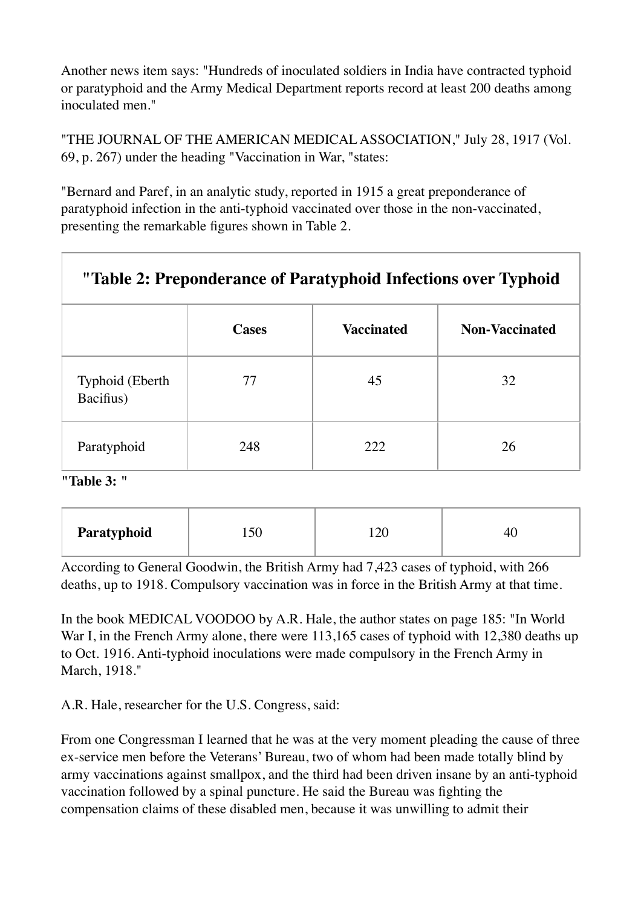Another news item says: "Hundreds of inoculated soldiers in India have contracted typhoid or paratyphoid and the Army Medical Department reports record at least 200 deaths among inoculated men."

"THE JOURNAL OF THE AMERICAN MEDICAL ASSOCIATION," July 28, 1917 (Vol. 69, p. 267) under the heading "Vaccination in War, "states:

"Bernard and Paref, in an analytic study, reported in 1915 a great preponderance of paratyphoid infection in the anti-typhoid vaccinated over those in the non-vaccinated, presenting the remarkable figures shown in Table 2.

**"Table 2: Preponderance of Paratyphoid Infections over Typhoid**

| | Cases | Vaccinated | Non-Vaccinated |
|---|---|---|---|
| Typhoid (Eberth Bacifius) | 77 | 45 | 32 |
| Paratyphoid | 248 | 222 | 26 |

**"Table 3: "**

| **Paratyphoid** | 150 | 120 | 40 |
|---|---|---|---|

According to General Goodwin, the British Army had 7,423 cases of typhoid, with 266 deaths, up to 1918. Compulsory vaccination was in force in the British Army at that time.

In the book MEDICAL VOODOO by A.R. Hale, the author states on page 185: "In World War I, in the French Army alone, there were 113,165 cases of typhoid with 12,380 deaths up to Oct. 1916. Anti-typhoid inoculations were made compulsory in the French Army in March, 1918."

A.R. Hale, researcher for the U.S. Congress, said:

From one Congressman I learned that he was at the very moment pleading the cause of three ex-service men before the Veterans' Bureau, two of whom had been made totally blind by army vaccinations against smallpox, and the third had been driven insane by an anti-typhoid vaccination followed by a spinal puncture. He said the Bureau was fighting the compensation claims of these disabled men, because it was unwilling to admit their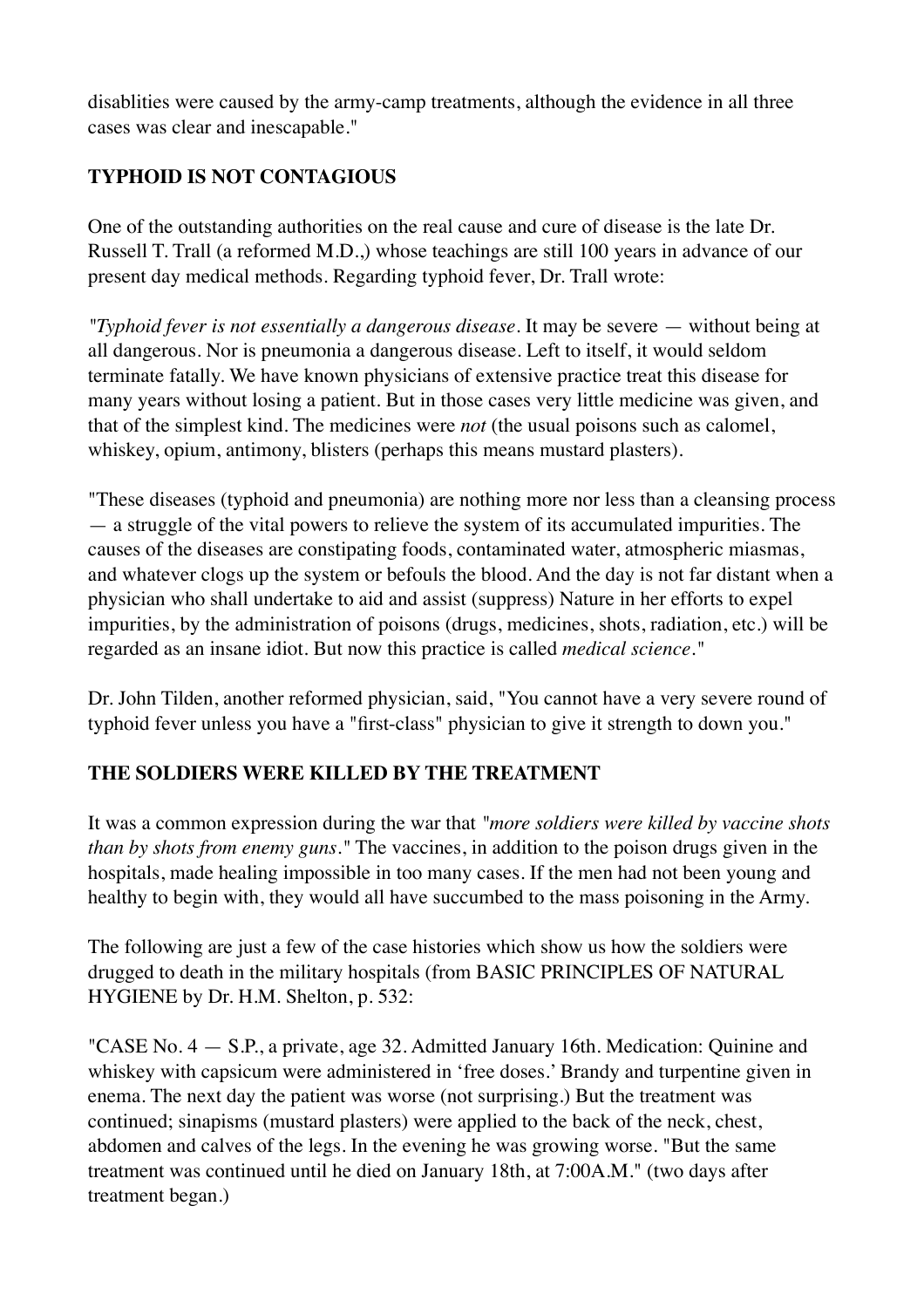disablities were caused by the army-camp treatments, although the evidence in all three cases was clear and inescapable."

## TYPHOID IS NOT CONTAGIOUS

One of the outstanding authorities on the real cause and cure of disease is the late Dr. Russell T. Trall (a reformed M.D.,) whose teachings are still 100 years in advance of our present day medical methods. Regarding typhoid fever, Dr. Trall wrote:

*"Typhoid fever is not essentially a dangerous disease*. It may be severe — without being at all dangerous. Nor is pneumonia a dangerous disease. Left to itself, it would seldom terminate fatally. We have known physicians of extensive practice treat this disease for many years without losing a patient. But in those cases very little medicine was given, and that of the simplest kind. The medicines were *not* (the usual poisons such as calomel, whiskey, opium, antimony, blisters (perhaps this means mustard plasters).

"These diseases (typhoid and pneumonia) are nothing more nor less than a cleansing process — a struggle of the vital powers to relieve the system of its accumulated impurities. The causes of the diseases are constipating foods, contaminated water, atmospheric miasmas, and whatever clogs up the system or befouls the blood. And the day is not far distant when a physician who shall undertake to aid and assist (suppress) Nature in her efforts to expel impurities, by the administration of poisons (drugs, medicines, shots, radiation, etc.) will be regarded as an insane idiot. But now this practice is called *medical science*."

Dr. John Tilden, another reformed physician, said, "You cannot have a very severe round of typhoid fever unless you have a "first-class" physician to give it strength to down you."

## THE SOLDIERS WERE KILLED BY THE TREATMENT

It was a common expression during the war that *"more soldiers were killed by vaccine shots than by shots from enemy guns."* The vaccines, in addition to the poison drugs given in the hospitals, made healing impossible in too many cases. If the men had not been young and healthy to begin with, they would all have succumbed to the mass poisoning in the Army.

The following are just a few of the case histories which show us how the soldiers were drugged to death in the military hospitals (from BASIC PRINCIPLES OF NATURAL HYGIENE by Dr. H.M. Shelton, p. 532:

"CASE No. 4 — S.P., a private, age 32. Admitted January 16th. Medication: Quinine and whiskey with capsicum were administered in 'free doses.' Brandy and turpentine given in enema. The next day the patient was worse (not surprising.) But the treatment was continued; sinapisms (mustard plasters) were applied to the back of the neck, chest, abdomen and calves of the legs. In the evening he was growing worse. "But the same treatment was continued until he died on January 18th, at 7:00A.M." (two days after treatment began.)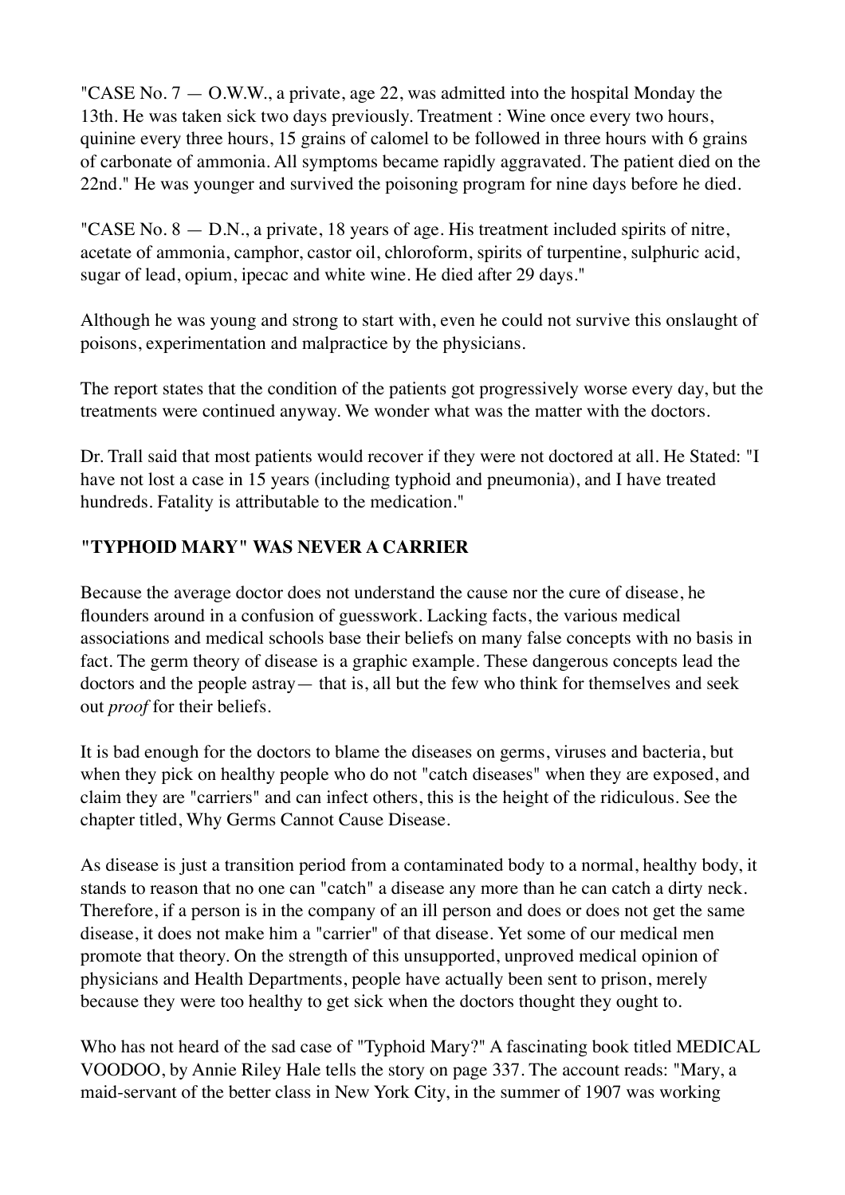"CASE No. 7 — O.W.W., a private, age 22, was admitted into the hospital Monday the 13th. He was taken sick two days previously. Treatment : Wine once every two hours, quinine every three hours, 15 grains of calomel to be followed in three hours with 6 grains of carbonate of ammonia. All symptoms became rapidly aggravated. The patient died on the 22nd." He was younger and survived the poisoning program for nine days before he died.

"CASE No. 8 — D.N., a private, 18 years of age. His treatment included spirits of nitre, acetate of ammonia, camphor, castor oil, chloroform, spirits of turpentine, sulphuric acid, sugar of lead, opium, ipecac and white wine. He died after 29 days."

Although he was young and strong to start with, even he could not survive this onslaught of poisons, experimentation and malpractice by the physicians.

The report states that the condition of the patients got progressively worse every day, but the treatments were continued anyway. We wonder what was the matter with the doctors.

Dr. Trall said that most patients would recover if they were not doctored at all. He Stated: "I have not lost a case in 15 years (including typhoid and pneumonia), and I have treated hundreds. Fatality is attributable to the medication."

## "TYPHOID MARY" WAS NEVER A CARRIER

Because the average doctor does not understand the cause nor the cure of disease, he flounders around in a confusion of guesswork. Lacking facts, the various medical associations and medical schools base their beliefs on many false concepts with no basis in fact. The germ theory of disease is a graphic example. These dangerous concepts lead the doctors and the people astray— that is, all but the few who think for themselves and seek out *proof* for their beliefs.

It is bad enough for the doctors to blame the diseases on germs, viruses and bacteria, but when they pick on healthy people who do not "catch diseases" when they are exposed, and claim they are "carriers" and can infect others, this is the height of the ridiculous. See the chapter titled, Why Germs Cannot Cause Disease.

As disease is just a transition period from a contaminated body to a normal, healthy body, it stands to reason that no one can "catch" a disease any more than he can catch a dirty neck. Therefore, if a person is in the company of an ill person and does or does not get the same disease, it does not make him a "carrier" of that disease. Yet some of our medical men promote that theory. On the strength of this unsupported, unproved medical opinion of physicians and Health Departments, people have actually been sent to prison, merely because they were too healthy to get sick when the doctors thought they ought to.

Who has not heard of the sad case of "Typhoid Mary?" A fascinating book titled MEDICAL VOODOO, by Annie Riley Hale tells the story on page 337. The account reads: "Mary, a maid-servant of the better class in New York City, in the summer of 1907 was working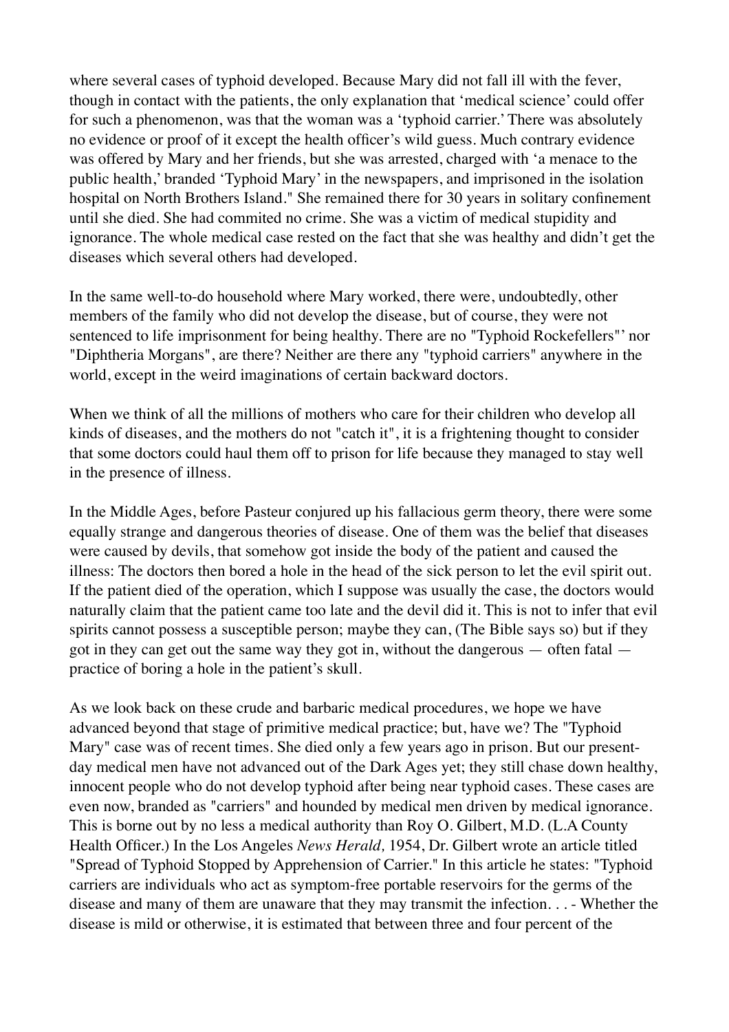where several cases of typhoid developed. Because Mary did not fall ill with the fever, though in contact with the patients, the only explanation that 'medical science' could offer for such a phenomenon, was that the woman was a 'typhoid carrier.' There was absolutely no evidence or proof of it except the health officer's wild guess. Much contrary evidence was offered by Mary and her friends, but she was arrested, charged with 'a menace to the public health,' branded 'Typhoid Mary' in the newspapers, and imprisoned in the isolation hospital on North Brothers Island." She remained there for 30 years in solitary confinement until she died. She had commited no crime. She was a victim of medical stupidity and ignorance. The whole medical case rested on the fact that she was healthy and didn't get the diseases which several others had developed.

In the same well-to-do household where Mary worked, there were, undoubtedly, other members of the family who did not develop the disease, but of course, they were not sentenced to life imprisonment for being healthy. There are no "Typhoid Rockefellers"' nor "Diphtheria Morgans", are there? Neither are there any "typhoid carriers" anywhere in the world, except in the weird imaginations of certain backward doctors.

When we think of all the millions of mothers who care for their children who develop all kinds of diseases, and the mothers do not "catch it", it is a frightening thought to consider that some doctors could haul them off to prison for life because they managed to stay well in the presence of illness.

In the Middle Ages, before Pasteur conjured up his fallacious germ theory, there were some equally strange and dangerous theories of disease. One of them was the belief that diseases were caused by devils, that somehow got inside the body of the patient and caused the illness: The doctors then bored a hole in the head of the sick person to let the evil spirit out. If the patient died of the operation, which I suppose was usually the case, the doctors would naturally claim that the patient came too late and the devil did it. This is not to infer that evil spirits cannot possess a susceptible person; maybe they can, (The Bible says so) but if they got in they can get out the same way they got in, without the dangerous — often fatal — practice of boring a hole in the patient's skull.

As we look back on these crude and barbaric medical procedures, we hope we have advanced beyond that stage of primitive medical practice; but, have we? The "Typhoid Mary" case was of recent times. She died only a few years ago in prison. But our present-day medical men have not advanced out of the Dark Ages yet; they still chase down healthy, innocent people who do not develop typhoid after being near typhoid cases. These cases are even now, branded as "carriers" and hounded by medical men driven by medical ignorance. This is borne out by no less a medical authority than Roy O. Gilbert, M.D. (L.A County Health Officer.) In the Los Angeles *News Herald,* 1954, Dr. Gilbert wrote an article titled "Spread of Typhoid Stopped by Apprehension of Carrier." In this article he states: "Typhoid carriers are individuals who act as symptom-free portable reservoirs for the germs of the disease and many of them are unaware that they may transmit the infection. . . - Whether the disease is mild or otherwise, it is estimated that between three and four percent of the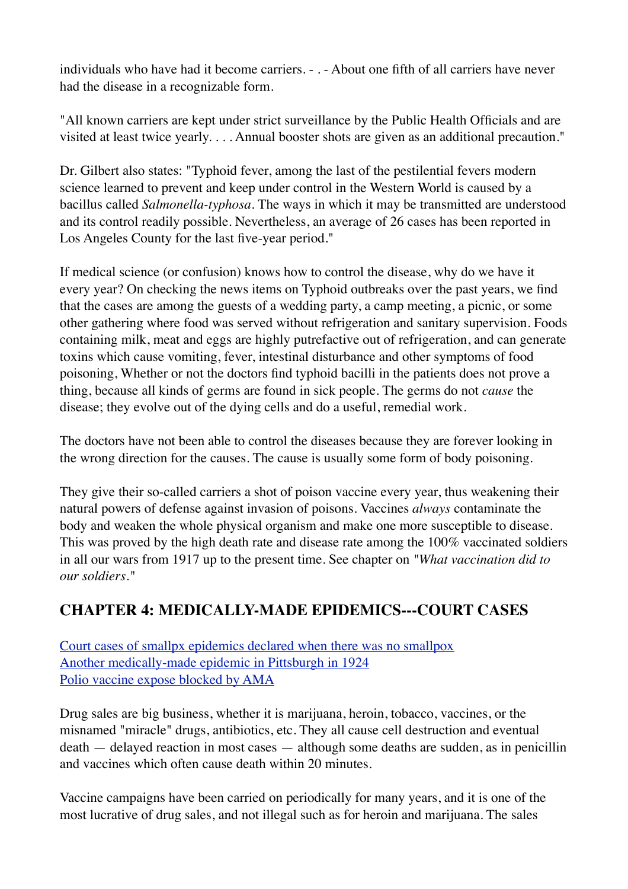individuals who have had it become carriers. - . - About one fifth of all carriers have never had the disease in a recognizable form.

"All known carriers are kept under strict surveillance by the Public Health Officials and are visited at least twice yearly. . . . Annual booster shots are given as an additional precaution."

Dr. Gilbert also states: "Typhoid fever, among the last of the pestilential fevers modern science learned to prevent and keep under control in the Western World is caused by a bacillus called *Salmonella-typhosa*. The ways in which it may be transmitted are understood and its control readily possible. Nevertheless, an average of 26 cases has been reported in Los Angeles County for the last five-year period."

If medical science (or confusion) knows how to control the disease, why do we have it every year? On checking the news items on Typhoid outbreaks over the past years, we find that the cases are among the guests of a wedding party, a camp meeting, a picnic, or some other gathering where food was served without refrigeration and sanitary supervision. Foods containing milk, meat and eggs are highly putrefactive out of refrigeration, and can generate toxins which cause vomiting, fever, intestinal disturbance and other symptoms of food poisoning, Whether or not the doctors find typhoid bacilli in the patients does not prove a thing, because all kinds of germs are found in sick people. The germs do not *cause* the disease; they evolve out of the dying cells and do a useful, remedial work.

The doctors have not been able to control the diseases because they are forever looking in the wrong direction for the causes. The cause is usually some form of body poisoning.

They give their so-called carriers a shot of poison vaccine every year, thus weakening their natural powers of defense against invasion of poisons. Vaccines *always* contaminate the body and weaken the whole physical organism and make one more susceptible to disease. This was proved by the high death rate and disease rate among the 100% vaccinated soldiers in all our wars from 1917 up to the present time. See chapter on "*What vaccination did to our soldiers*."

## CHAPTER 4: MEDICALLY-MADE EPIDEMICS---COURT CASES

Court cases of smallpx epidemics declared when there was no smallpox
Another medically-made epidemic in Pittsburgh in 1924
Polio vaccine expose blocked by AMA

Drug sales are big business, whether it is marijuana, heroin, tobacco, vaccines, or the misnamed "miracle" drugs, antibiotics, etc. They all cause cell destruction and eventual death — delayed reaction in most cases — although some deaths are sudden, as in penicillin and vaccines which often cause death within 20 minutes.

Vaccine campaigns have been carried on periodically for many years, and it is one of the most lucrative of drug sales, and not illegal such as for heroin and marijuana. The sales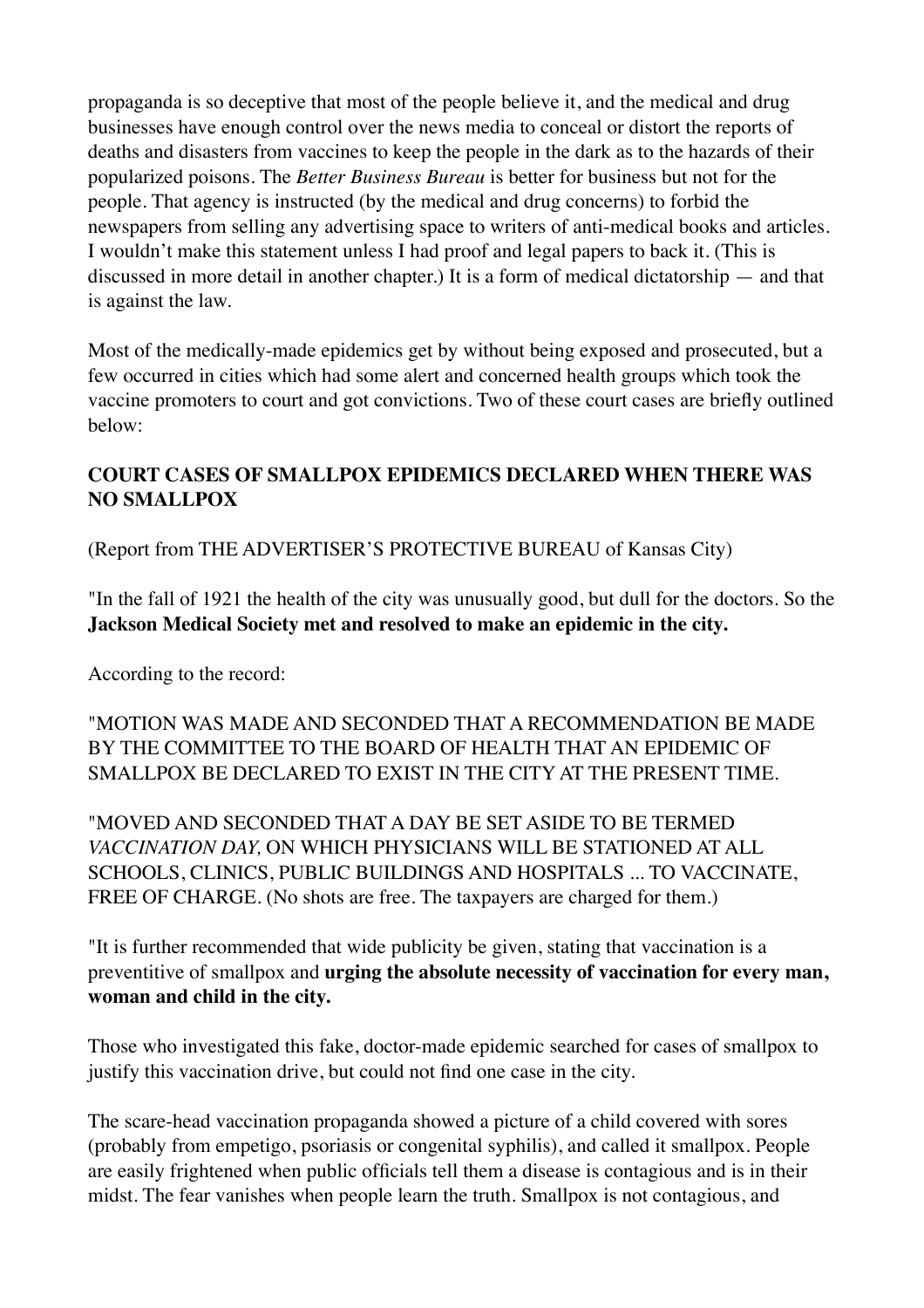propaganda is so deceptive that most of the people believe it, and the medical and drug businesses have enough control over the news media to conceal or distort the reports of deaths and disasters from vaccines to keep the people in the dark as to the hazards of their popularized poisons. The *Better Business Bureau* is better for business but not for the people. That agency is instructed (by the medical and drug concerns) to forbid the newspapers from selling any advertising space to writers of anti-medical books and articles. I wouldn't make this statement unless I had proof and legal papers to back it. (This is discussed in more detail in another chapter.) It is a form of medical dictatorship — and that is against the law.

Most of the medically-made epidemics get by without being exposed and prosecuted, but a few occurred in cities which had some alert and concerned health groups which took the vaccine promoters to court and got convictions. Two of these court cases are briefly outlined below:

**COURT CASES OF SMALLPOX EPIDEMICS DECLARED WHEN THERE WAS NO SMALLPOX**

(Report from THE ADVERTISER'S PROTECTIVE BUREAU of Kansas City)

"In the fall of 1921 the health of the city was unusually good, but dull for the doctors. So the **Jackson Medical Society met and resolved to make an epidemic in the city.**

According to the record:

"MOTION WAS MADE AND SECONDED THAT A RECOMMENDATION BE MADE BY THE COMMITTEE TO THE BOARD OF HEALTH THAT AN EPIDEMIC OF SMALLPOX BE DECLARED TO EXIST IN THE CITY AT THE PRESENT TIME.

"MOVED AND SECONDED THAT A DAY BE SET ASIDE TO BE TERMED *VACCINATION DAY,* ON WHICH PHYSICIANS WILL BE STATIONED AT ALL SCHOOLS, CLINICS, PUBLIC BUILDINGS AND HOSPITALS ... TO VACCINATE, FREE OF CHARGE. (No shots are free. The taxpayers are charged for them.)

"It is further recommended that wide publicity be given, stating that vaccination is a preventitive of smallpox and **urging the absolute necessity of vaccination for every man, woman and child in the city.**

Those who investigated this fake, doctor-made epidemic searched for cases of smallpox to justify this vaccination drive, but could not find one case in the city.

The scare-head vaccination propaganda showed a picture of a child covered with sores (probably from empetigo, psoriasis or congenital syphilis), and called it smallpox. People are easily frightened when public officials tell them a disease is contagious and is in their midst. The fear vanishes when people learn the truth. Smallpox is not contagious, and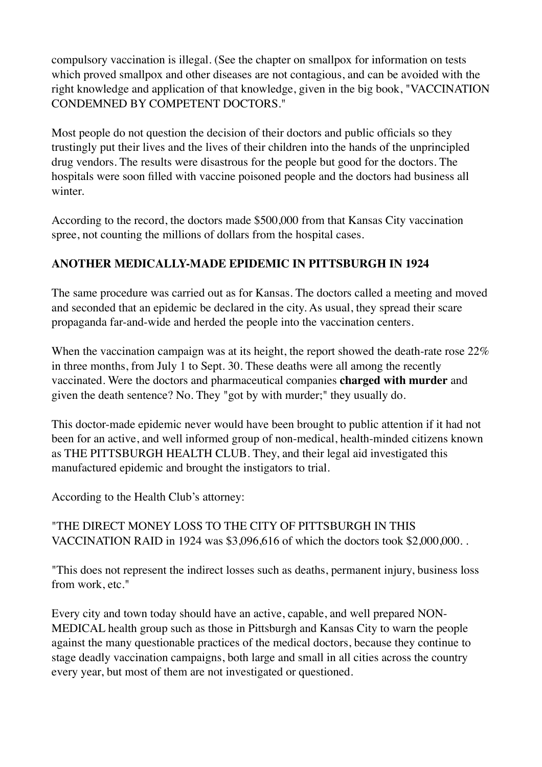compulsory vaccination is illegal. (See the chapter on smallpox for information on tests which proved smallpox and other diseases are not contagious, and can be avoided with the right knowledge and application of that knowledge, given in the big book, "VACCINATION CONDEMNED BY COMPETENT DOCTORS."

Most people do not question the decision of their doctors and public officials so they trustingly put their lives and the lives of their children into the hands of the unprincipled drug vendors. The results were disastrous for the people but good for the doctors. The hospitals were soon filled with vaccine poisoned people and the doctors had business all winter.

According to the record, the doctors made $500,000 from that Kansas City vaccination spree, not counting the millions of dollars from the hospital cases.

**ANOTHER MEDICALLY-MADE EPIDEMIC IN PITTSBURGH IN 1924**

The same procedure was carried out as for Kansas. The doctors called a meeting and moved and seconded that an epidemic be declared in the city. As usual, they spread their scare propaganda far-and-wide and herded the people into the vaccination centers.

When the vaccination campaign was at its height, the report showed the death-rate rose 22% in three months, from July 1 to Sept. 30. These deaths were all among the recently vaccinated. Were the doctors and pharmaceutical companies **charged with murder** and given the death sentence? No. They "got by with murder;" they usually do.

This doctor-made epidemic never would have been brought to public attention if it had not been for an active, and well informed group of non-medical, health-minded citizens known as THE PITTSBURGH HEALTH CLUB. They, and their legal aid investigated this manufactured epidemic and brought the instigators to trial.

According to the Health Club's attorney:

"THE DIRECT MONEY LOSS TO THE CITY OF PITTSBURGH IN THIS VACCINATION RAID in 1924 was $3,096,616 of which the doctors took $2,000,000. .

"This does not represent the indirect losses such as deaths, permanent injury, business loss from work, etc."

Every city and town today should have an active, capable, and well prepared NON-MEDICAL health group such as those in Pittsburgh and Kansas City to warn the people against the many questionable practices of the medical doctors, because they continue to stage deadly vaccination campaigns, both large and small in all cities across the country every year, but most of them are not investigated or questioned.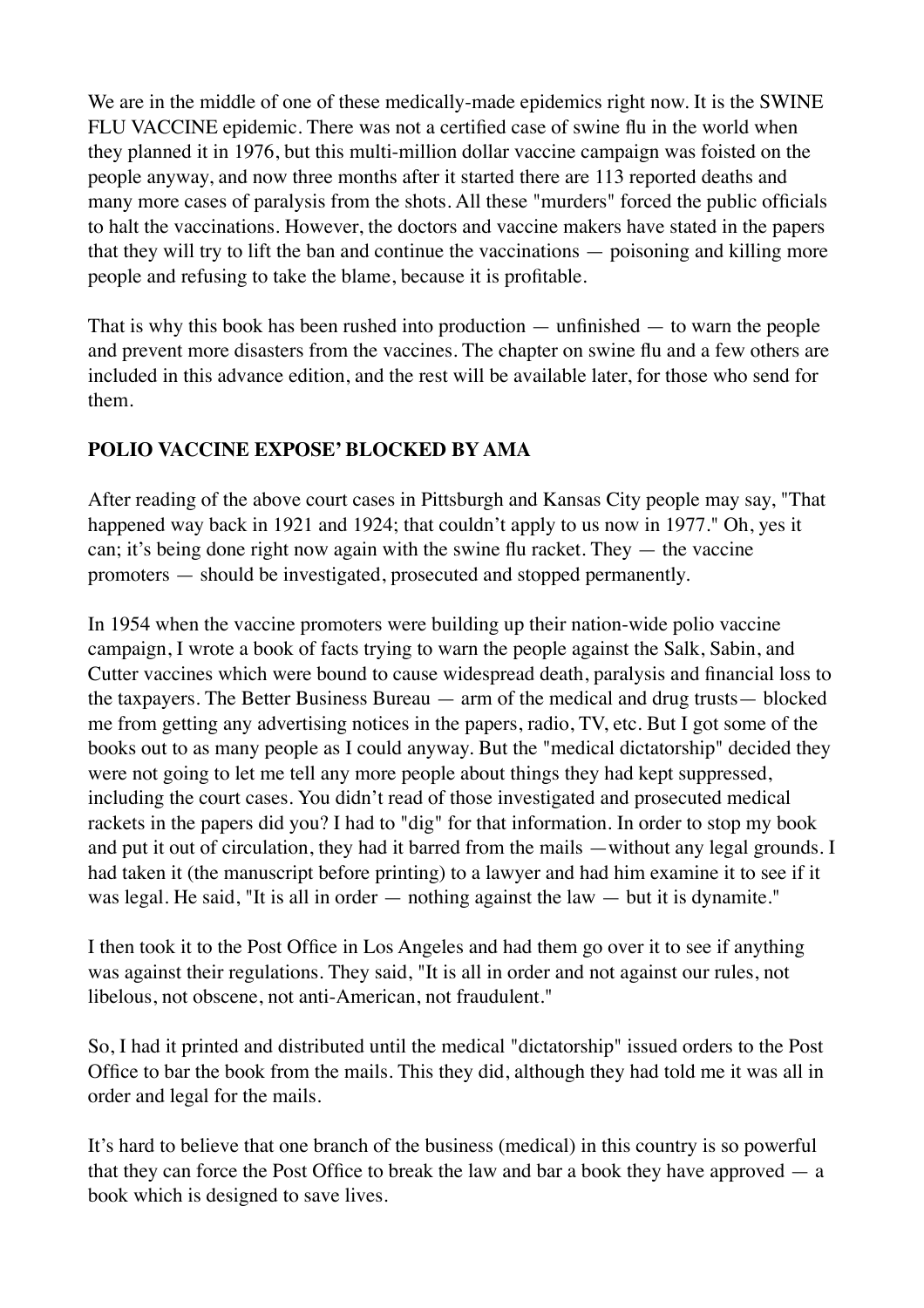We are in the middle of one of these medically-made epidemics right now. It is the SWINE FLU VACCINE epidemic. There was not a certified case of swine flu in the world when they planned it in 1976, but this multi-million dollar vaccine campaign was foisted on the people anyway, and now three months after it started there are 113 reported deaths and many more cases of paralysis from the shots. All these "murders" forced the public officials to halt the vaccinations. However, the doctors and vaccine makers have stated in the papers that they will try to lift the ban and continue the vaccinations — poisoning and killing more people and refusing to take the blame, because it is profitable.

That is why this book has been rushed into production — unfinished — to warn the people and prevent more disasters from the vaccines. The chapter on swine flu and a few others are included in this advance edition, and the rest will be available later, for those who send for them.

**POLIO VACCINE EXPOSE' BLOCKED BY AMA**

After reading of the above court cases in Pittsburgh and Kansas City people may say, "That happened way back in 1921 and 1924; that couldn't apply to us now in 1977." Oh, yes it can; it's being done right now again with the swine flu racket. They — the vaccine promoters — should be investigated, prosecuted and stopped permanently.

In 1954 when the vaccine promoters were building up their nation-wide polio vaccine campaign, I wrote a book of facts trying to warn the people against the Salk, Sabin, and Cutter vaccines which were bound to cause widespread death, paralysis and financial loss to the taxpayers. The Better Business Bureau — arm of the medical and drug trusts— blocked me from getting any advertising notices in the papers, radio, TV, etc. But I got some of the books out to as many people as I could anyway. But the "medical dictatorship" decided they were not going to let me tell any more people about things they had kept suppressed, including the court cases. You didn't read of those investigated and prosecuted medical rackets in the papers did you? I had to "dig" for that information. In order to stop my book and put it out of circulation, they had it barred from the mails —without any legal grounds. I had taken it (the manuscript before printing) to a lawyer and had him examine it to see if it was legal. He said, "It is all in order — nothing against the law — but it is dynamite."

I then took it to the Post Office in Los Angeles and had them go over it to see if anything was against their regulations. They said, "It is all in order and not against our rules, not libelous, not obscene, not anti-American, not fraudulent."

So, I had it printed and distributed until the medical "dictatorship" issued orders to the Post Office to bar the book from the mails. This they did, although they had told me it was all in order and legal for the mails.

It's hard to believe that one branch of the business (medical) in this country is so powerful that they can force the Post Office to break the law and bar a book they have approved — a book which is designed to save lives.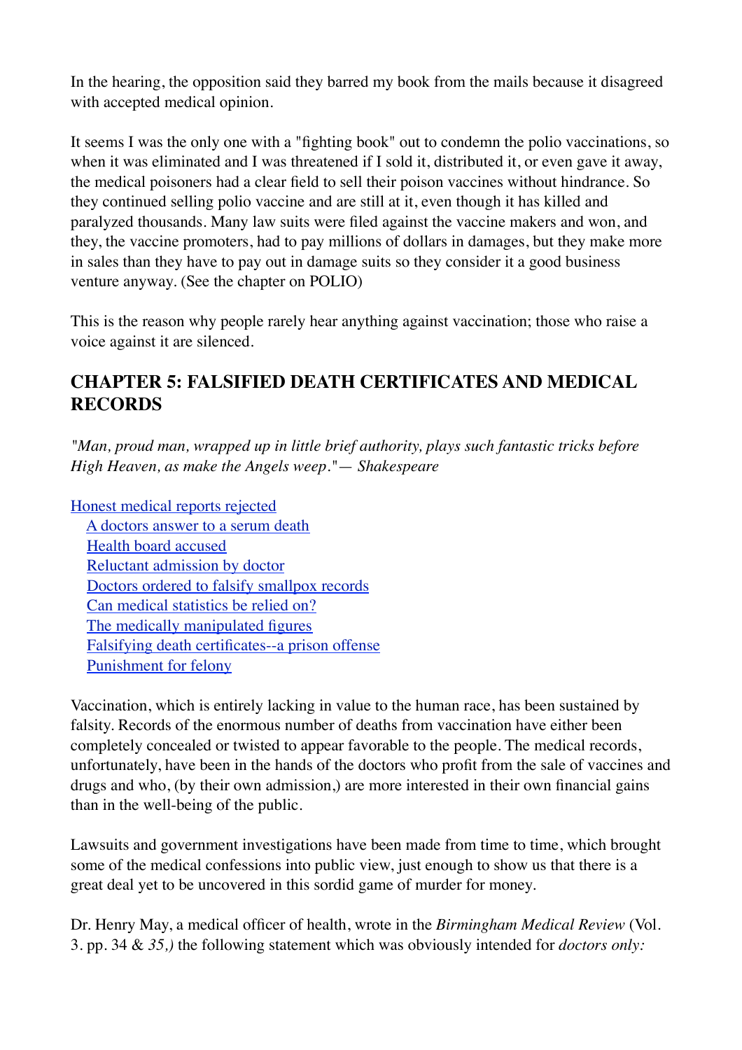In the hearing, the opposition said they barred my book from the mails because it disagreed with accepted medical opinion.

It seems I was the only one with a "fighting book" out to condemn the polio vaccinations, so when it was eliminated and I was threatened if I sold it, distributed it, or even gave it away, the medical poisoners had a clear field to sell their poison vaccines without hindrance. So they continued selling polio vaccine and are still at it, even though it has killed and paralyzed thousands. Many law suits were filed against the vaccine makers and won, and they, the vaccine promoters, had to pay millions of dollars in damages, but they make more in sales than they have to pay out in damage suits so they consider it a good business venture anyway. (See the chapter on POLIO)

This is the reason why people rarely hear anything against vaccination; those who raise a voice against it are silenced.

## CHAPTER 5: FALSIFIED DEATH CERTIFICATES AND MEDICAL RECORDS

*"Man, proud man, wrapped up in little brief authority, plays such fantastic tricks before High Heaven, as make the Angels weep."— Shakespeare*

- Honest medical reports rejected
  - A doctors answer to a serum death
  - Health board accused
  - Reluctant admission by doctor
  - Doctors ordered to falsify smallpox records
  - Can medical statistics be relied on?
  - The medically manipulated figures
  - Falsifying death certificates--a prison offense
  - Punishment for felony

Vaccination, which is entirely lacking in value to the human race, has been sustained by falsity. Records of the enormous number of deaths from vaccination have either been completely concealed or twisted to appear favorable to the people. The medical records, unfortunately, have been in the hands of the doctors who profit from the sale of vaccines and drugs and who, (by their own admission,) are more interested in their own financial gains than in the well-being of the public.

Lawsuits and government investigations have been made from time to time, which brought some of the medical confessions into public view, just enough to show us that there is a great deal yet to be uncovered in this sordid game of murder for money.

Dr. Henry May, a medical officer of health, wrote in the *Birmingham Medical Review* (Vol. 3. pp. 34 & *35,)* the following statement which was obviously intended for *doctors only:*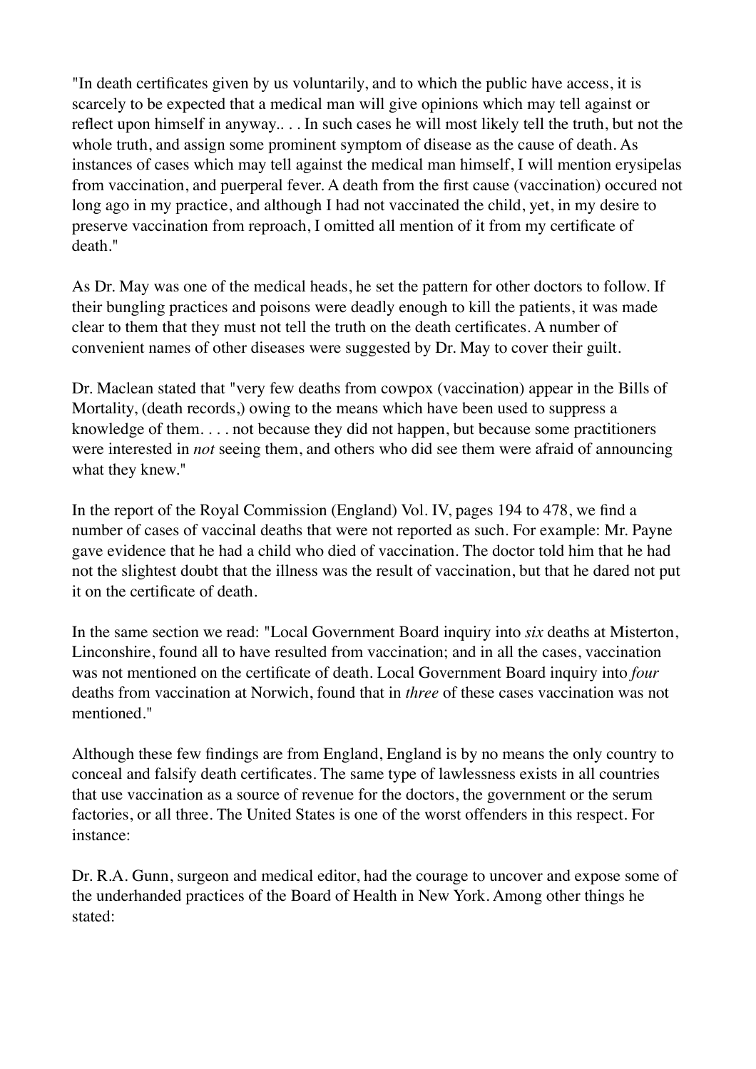"In death certificates given by us voluntarily, and to which the public have access, it is scarcely to be expected that a medical man will give opinions which may tell against or reflect upon himself in anyway.. . . In such cases he will most likely tell the truth, but not the whole truth, and assign some prominent symptom of disease as the cause of death. As instances of cases which may tell against the medical man himself, I will mention erysipelas from vaccination, and puerperal fever. A death from the first cause (vaccination) occured not long ago in my practice, and although I had not vaccinated the child, yet, in my desire to preserve vaccination from reproach, I omitted all mention of it from my certificate of death."

As Dr. May was one of the medical heads, he set the pattern for other doctors to follow. If their bungling practices and poisons were deadly enough to kill the patients, it was made clear to them that they must not tell the truth on the death certificates. A number of convenient names of other diseases were suggested by Dr. May to cover their guilt.

Dr. Maclean stated that "very few deaths from cowpox (vaccination) appear in the Bills of Mortality, (death records,) owing to the means which have been used to suppress a knowledge of them. . . . not because they did not happen, but because some practitioners were interested in *not* seeing them, and others who did see them were afraid of announcing what they knew."

In the report of the Royal Commission (England) Vol. IV, pages 194 to 478, we find a number of cases of vaccinal deaths that were not reported as such. For example: Mr. Payne gave evidence that he had a child who died of vaccination. The doctor told him that he had not the slightest doubt that the illness was the result of vaccination, but that he dared not put it on the certificate of death.

In the same section we read: "Local Government Board inquiry into *six* deaths at Misterton, Linconshire, found all to have resulted from vaccination; and in all the cases, vaccination was not mentioned on the certificate of death. Local Government Board inquiry into *four* deaths from vaccination at Norwich, found that in *three* of these cases vaccination was not mentioned."

Although these few findings are from England, England is by no means the only country to conceal and falsify death certificates. The same type of lawlessness exists in all countries that use vaccination as a source of revenue for the doctors, the government or the serum factories, or all three. The United States is one of the worst offenders in this respect. For instance:

Dr. R.A. Gunn, surgeon and medical editor, had the courage to uncover and expose some of the underhanded practices of the Board of Health in New York. Among other things he stated: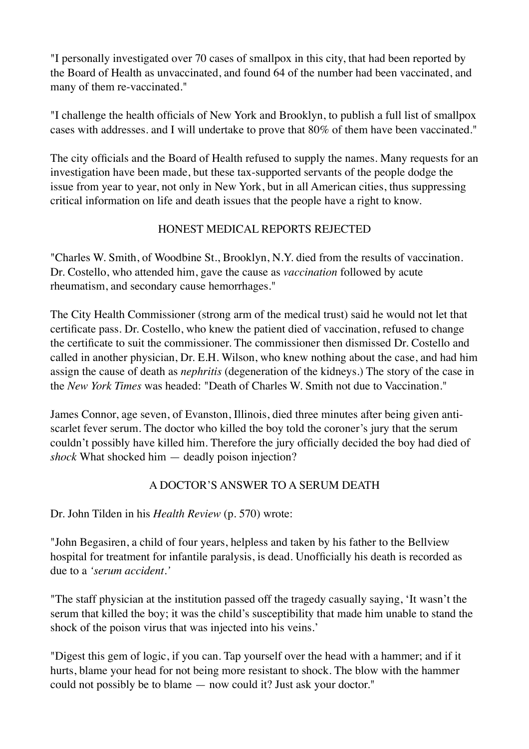"I personally investigated over 70 cases of smallpox in this city, that had been reported by the Board of Health as unvaccinated, and found 64 of the number had been vaccinated, and many of them re-vaccinated."

"I challenge the health officials of New York and Brooklyn, to publish a full list of smallpox cases with addresses. and I will undertake to prove that 80% of them have been vaccinated."

The city officials and the Board of Health refused to supply the names. Many requests for an investigation have been made, but these tax-supported servants of the people dodge the issue from year to year, not only in New York, but in all American cities, thus suppressing critical information on life and death issues that the people have a right to know.

## HONEST MEDICAL REPORTS REJECTED

"Charles W. Smith, of Woodbine St., Brooklyn, N.Y. died from the results of vaccination. Dr. Costello, who attended him, gave the cause as *vaccination* followed by acute rheumatism, and secondary cause hemorrhages."

The City Health Commissioner (strong arm of the medical trust) said he would not let that certificate pass. Dr. Costello, who knew the patient died of vaccination, refused to change the certificate to suit the commissioner. The commissioner then dismissed Dr. Costello and called in another physician, Dr. E.H. Wilson, who knew nothing about the case, and had him assign the cause of death as *nephritis* (degeneration of the kidneys.) The story of the case in the *New York Times* was headed: "Death of Charles W. Smith not due to Vaccination."

James Connor, age seven, of Evanston, Illinois, died three minutes after being given anti-scarlet fever serum. The doctor who killed the boy told the coroner's jury that the serum couldn't possibly have killed him. Therefore the jury officially decided the boy had died of *shock* What shocked him — deadly poison injection?

## A DOCTOR'S ANSWER TO A SERUM DEATH

Dr. John Tilden in his *Health Review* (p. 570) wrote:

"John Begasiren, a child of four years, helpless and taken by his father to the Bellview hospital for treatment for infantile paralysis, is dead. Unofficially his death is recorded as due to a *'serum accident.'*

"The staff physician at the institution passed off the tragedy casually saying, 'It wasn't the serum that killed the boy; it was the child's susceptibility that made him unable to stand the shock of the poison virus that was injected into his veins.'

"Digest this gem of logic, if you can. Tap yourself over the head with a hammer; and if it hurts, blame your head for not being more resistant to shock. The blow with the hammer could not possibly be to blame — now could it? Just ask your doctor."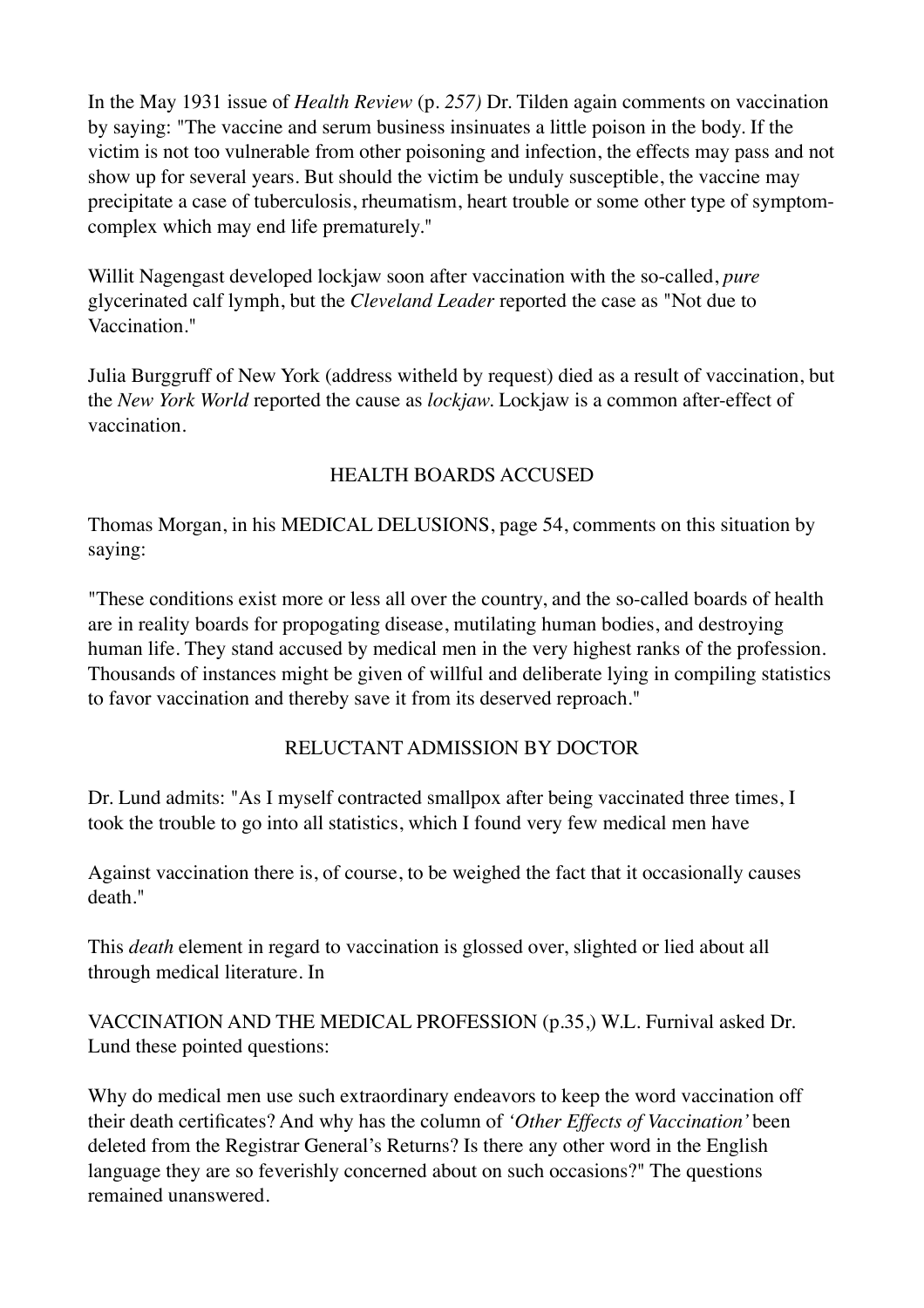In the May 1931 issue of *Health Review* (p. *257)* Dr. Tilden again comments on vaccination by saying: "The vaccine and serum business insinuates a little poison in the body. If the victim is not too vulnerable from other poisoning and infection, the effects may pass and not show up for several years. But should the victim be unduly susceptible, the vaccine may precipitate a case of tuberculosis, rheumatism, heart trouble or some other type of symptom-complex which may end life prematurely."

Willit Nagengast developed lockjaw soon after vaccination with the so-called, *pure* glycerinated calf lymph, but the *Cleveland Leader* reported the case as "Not due to Vaccination."

Julia Burggruff of New York (address witheld by request) died as a result of vaccination, but the *New York World* reported the cause as *lockjaw*. Lockjaw is a common after-effect of vaccination.

## HEALTH BOARDS ACCUSED

Thomas Morgan, in his MEDICAL DELUSIONS, page 54, comments on this situation by saying:

"These conditions exist more or less all over the country, and the so-called boards of health are in reality boards for propogating disease, mutilating human bodies, and destroying human life. They stand accused by medical men in the very highest ranks of the profession. Thousands of instances might be given of willful and deliberate lying in compiling statistics to favor vaccination and thereby save it from its deserved reproach."

## RELUCTANT ADMISSION BY DOCTOR

Dr. Lund admits: "As I myself contracted smallpox after being vaccinated three times, I took the trouble to go into all statistics, which I found very few medical men have

Against vaccination there is, of course, to be weighed the fact that it occasionally causes death."

This *death* element in regard to vaccination is glossed over, slighted or lied about all through medical literature. In

VACCINATION AND THE MEDICAL PROFESSION (p.35,) W.L. Furnival asked Dr. Lund these pointed questions:

Why do medical men use such extraordinary endeavors to keep the word vaccination off their death certificates? And why has the column of *'Other Effects of Vaccination'* been deleted from the Registrar General's Returns? Is there any other word in the English language they are so feverishly concerned about on such occasions?" The questions remained unanswered.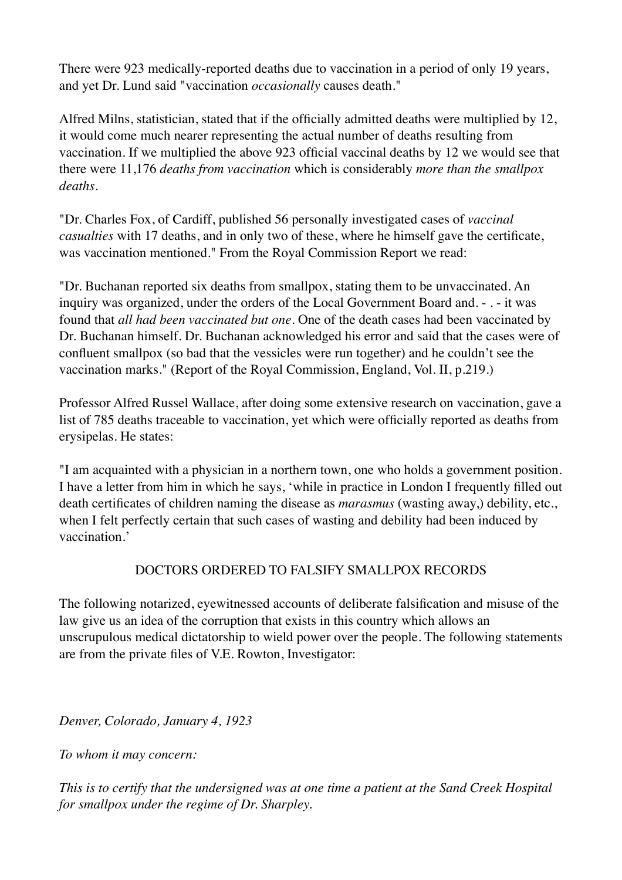There were 923 medically-reported deaths due to vaccination in a period of only 19 years, and yet Dr. Lund said "vaccination *occasionally* causes death."

Alfred Milns, statistician, stated that if the officially admitted deaths were multiplied by 12, it would come much nearer representing the actual number of deaths resulting from vaccination. If we multiplied the above 923 official vaccinal deaths by 12 we would see that there were 11,176 *deaths from vaccination* which is considerably *more than the smallpox deaths*.

"Dr. Charles Fox, of Cardiff, published 56 personally investigated cases of *vaccinal casualties* with 17 deaths, and in only two of these, where he himself gave the certificate, was vaccination mentioned." From the Royal Commission Report we read:

"Dr. Buchanan reported six deaths from smallpox, stating them to be unvaccinated. An inquiry was organized, under the orders of the Local Government Board and. - . - it was found that *all had been vaccinated but one*. One of the death cases had been vaccinated by Dr. Buchanan himself. Dr. Buchanan acknowledged his error and said that the cases were of confluent smallpox (so bad that the vessicles were run together) and he couldn't see the vaccination marks." (Report of the Royal Commission, England, Vol. II, p.219.)

Professor Alfred Russel Wallace, after doing some extensive research on vaccination, gave a list of 785 deaths traceable to vaccination, yet which were officially reported as deaths from erysipelas. He states:

"I am acquainted with a physician in a northern town, one who holds a government position. I have a letter from him in which he says, 'while in practice in London I frequently filled out death certificates of children naming the disease as *marasmus* (wasting away,) debility, etc., when I felt perfectly certain that such cases of wasting and debility had been induced by vaccination.'

## DOCTORS ORDERED TO FALSIFY SMALLPOX RECORDS

The following notarized, eyewitnessed accounts of deliberate falsification and misuse of the law give us an idea of the corruption that exists in this country which allows an unscrupulous medical dictatorship to wield power over the people. The following statements are from the private files of V.E. Rowton, Investigator:

*Denver, Colorado, January 4, 1923*

*To whom it may concern:*

*This is to certify that the undersigned was at one time a patient at the Sand Creek Hospital for smallpox under the regime of Dr. Sharpley.*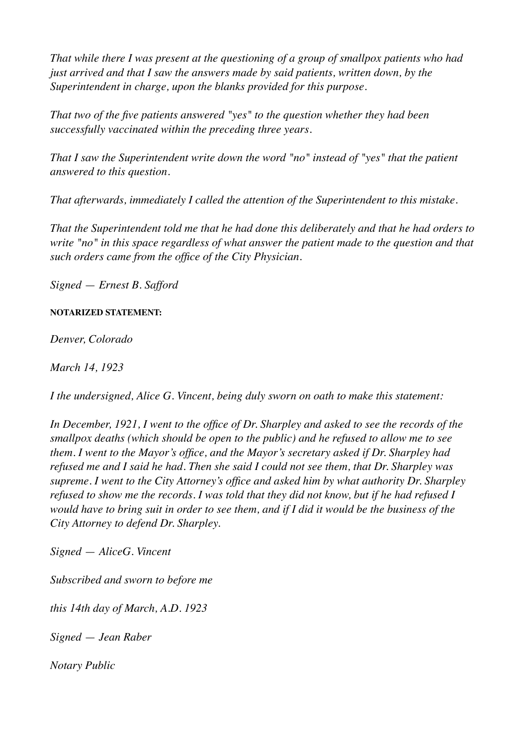*That while there I was present at the questioning of a group of smallpox patients who had just arrived and that I saw the answers made by said patients, written down, by the Superintendent in charge, upon the blanks provided for this purpose.*

*That two of the five patients answered "yes" to the question whether they had been successfully vaccinated within the preceding three years.*

*That I saw the Superintendent write down the word "no" instead of "yes" that the patient answered to this question.*

*That afterwards, immediately I called the attention of the Superintendent to this mistake.*

*That the Superintendent told me that he had done this deliberately and that he had orders to write "no" in this space regardless of what answer the patient made to the question and that such orders came from the office of the City Physician.*

*Signed — Ernest B. Safford*

**NOTARIZED STATEMENT:**

*Denver, Colorado*

*March 14, 1923*

*I the undersigned, Alice G. Vincent, being duly sworn on oath to make this statement:*

*In December, 1921, I went to the office of Dr. Sharpley and asked to see the records of the smallpox deaths (which should be open to the public) and he refused to allow me to see them. I went to the Mayor's office, and the Mayor's secretary asked if Dr. Sharpley had refused me and I said he had. Then she said I could not see them, that Dr. Sharpley was supreme. I went to the City Attorney's office and asked him by what authority Dr. Sharpley refused to show me the records. I was told that they did not know, but if he had refused I would have to bring suit in order to see them, and if I did it would be the business of the City Attorney to defend Dr. Sharpley.*

*Signed — AliceG. Vincent*

*Subscribed and sworn to before me*

*this 14th day of March, A.D. 1923*

*Signed — Jean Raber*

*Notary Public*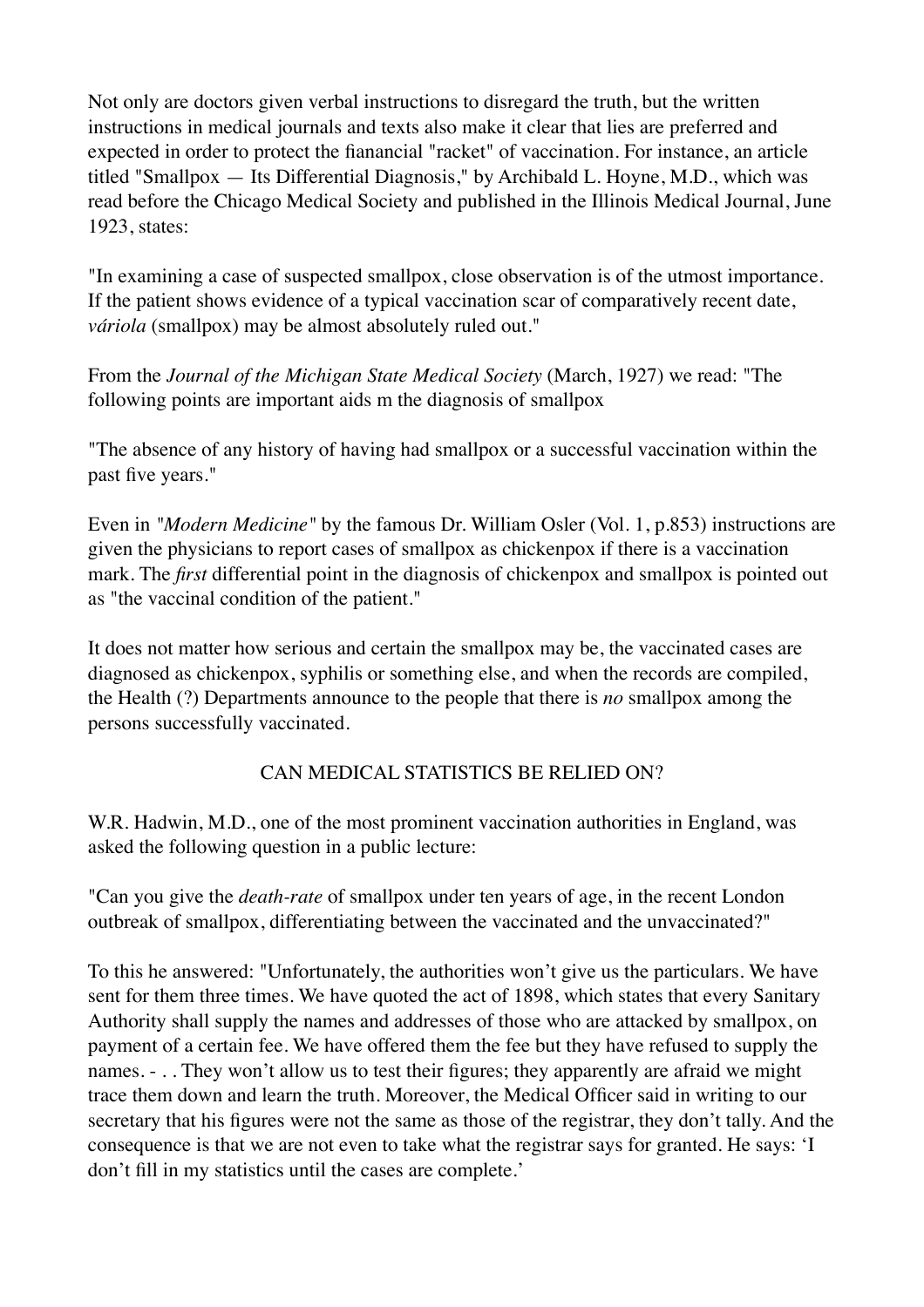Not only are doctors given verbal instructions to disregard the truth, but the written instructions in medical journals and texts also make it clear that lies are preferred and expected in order to protect the fianancial "racket" of vaccination. For instance, an article titled "Smallpox — Its Differential Diagnosis," by Archibald L. Hoyne, M.D., which was read before the Chicago Medical Society and published in the Illinois Medical Journal, June 1923, states:

"In examining a case of suspected smallpox, close observation is of the utmost importance. If the patient shows evidence of a typical vaccination scar of comparatively recent date, *váriola* (smallpox) may be almost absolutely ruled out."

From the *Journal of the Michigan State Medical Society* (March, 1927) we read: "The following points are important aids m the diagnosis of smallpox

"The absence of any history of having had smallpox or a successful vaccination within the past five years."

Even in *"Modern Medicine"* by the famous Dr. William Osler (Vol. 1, p.853) instructions are given the physicians to report cases of smallpox as chickenpox if there is a vaccination mark. The *first* differential point in the diagnosis of chickenpox and smallpox is pointed out as "the vaccinal condition of the patient."

It does not matter how serious and certain the smallpox may be, the vaccinated cases are diagnosed as chickenpox, syphilis or something else, and when the records are compiled, the Health (?) Departments announce to the people that there is *no* smallpox among the persons successfully vaccinated.

## CAN MEDICAL STATISTICS BE RELIED ON?

W.R. Hadwin, M.D., one of the most prominent vaccination authorities in England, was asked the following question in a public lecture:

"Can you give the *death-rate* of smallpox under ten years of age, in the recent London outbreak of smallpox, differentiating between the vaccinated and the unvaccinated?"

To this he answered: "Unfortunately, the authorities won't give us the particulars. We have sent for them three times. We have quoted the act of 1898, which states that every Sanitary Authority shall supply the names and addresses of those who are attacked by smallpox, on payment of a certain fee. We have offered them the fee but they have refused to supply the names. - . . They won't allow us to test their figures; they apparently are afraid we might trace them down and learn the truth. Moreover, the Medical Officer said in writing to our secretary that his figures were not the same as those of the registrar, they don't tally. And the consequence is that we are not even to take what the registrar says for granted. He says: 'I don't fill in my statistics until the cases are complete.'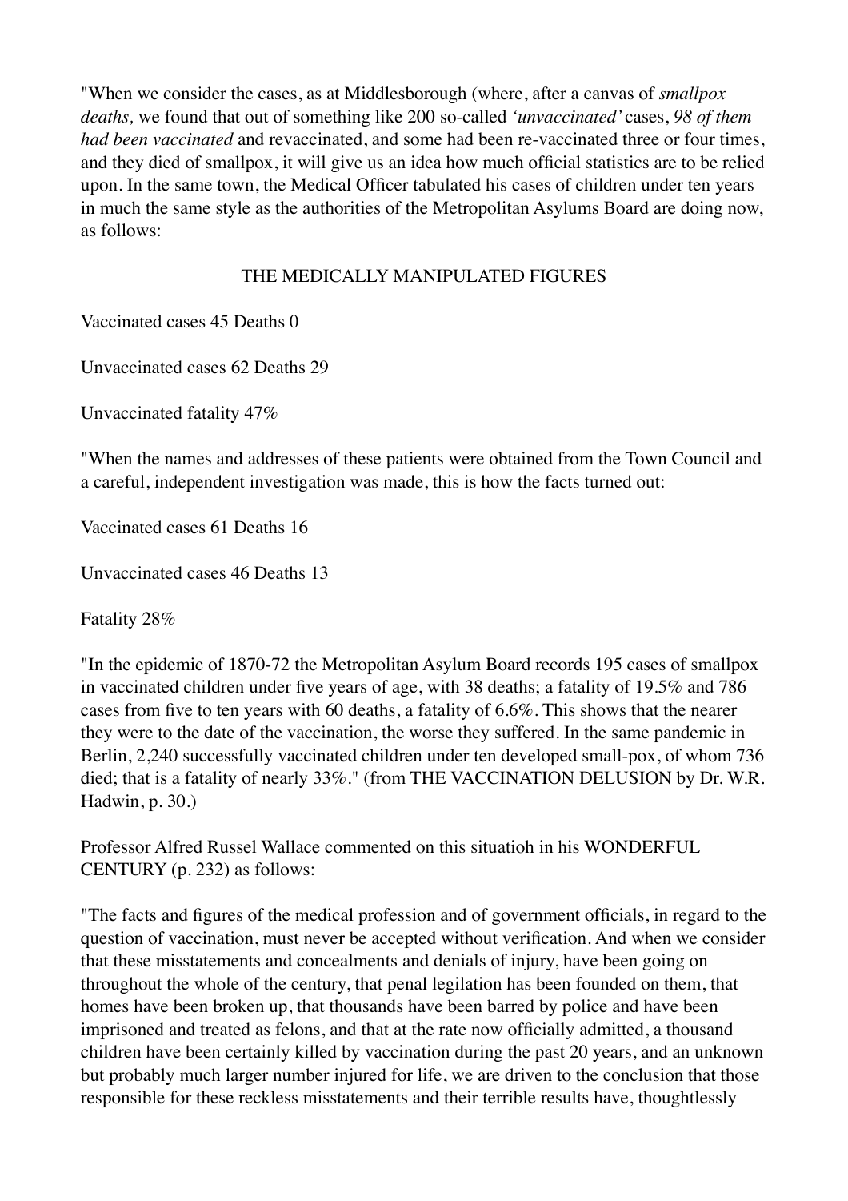"When we consider the cases, as at Middlesborough (where, after a canvas of *smallpox deaths,* we found that out of something like 200 so-called *'unvaccinated'* cases, *98 of them had been vaccinated* and revaccinated, and some had been re-vaccinated three or four times, and they died of smallpox, it will give us an idea how much official statistics are to be relied upon. In the same town, the Medical Officer tabulated his cases of children under ten years in much the same style as the authorities of the Metropolitan Asylums Board are doing now, as follows:

THE MEDICALLY MANIPULATED FIGURES

Vaccinated cases 45 Deaths 0

Unvaccinated cases 62 Deaths 29

Unvaccinated fatality 47%

"When the names and addresses of these patients were obtained from the Town Council and a careful, independent investigation was made, this is how the facts turned out:

Vaccinated cases 61 Deaths 16

Unvaccinated cases 46 Deaths 13

Fatality 28%

"In the epidemic of 1870-72 the Metropolitan Asylum Board records 195 cases of smallpox in vaccinated children under five years of age, with 38 deaths; a fatality of 19.5% and 786 cases from five to ten years with 60 deaths, a fatality of 6.6%. This shows that the nearer they were to the date of the vaccination, the worse they suffered. In the same pandemic in Berlin, 2,240 successfully vaccinated children under ten developed small-pox, of whom 736 died; that is a fatality of nearly 33%." (from THE VACCINATION DELUSION by Dr. W.R. Hadwin, p. 30.)

Professor Alfred Russel Wallace commented on this situatioh in his WONDERFUL CENTURY (p. 232) as follows:

"The facts and figures of the medical profession and of government officials, in regard to the question of vaccination, must never be accepted without verification. And when we consider that these misstatements and concealments and denials of injury, have been going on throughout the whole of the century, that penal legilation has been founded on them, that homes have been broken up, that thousands have been barred by police and have been imprisoned and treated as felons, and that at the rate now officially admitted, a thousand children have been certainly killed by vaccination during the past 20 years, and an unknown but probably much larger number injured for life, we are driven to the conclusion that those responsible for these reckless misstatements and their terrible results have, thoughtlessly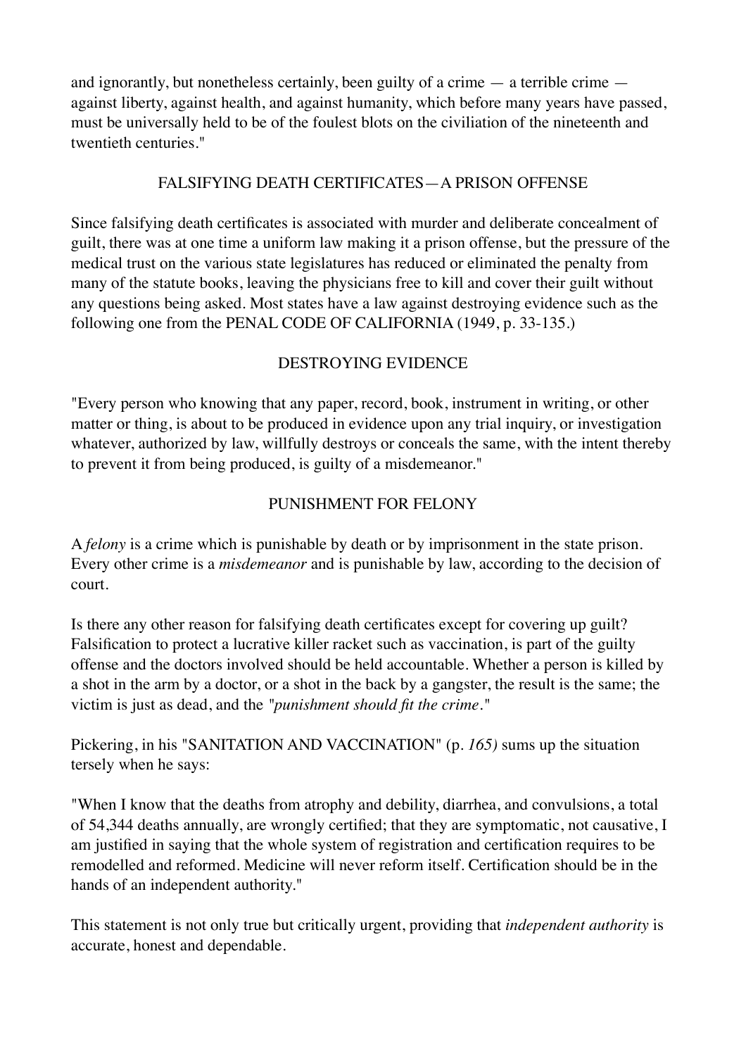and ignorantly, but nonetheless certainly, been guilty of a crime — a terrible crime — against liberty, against health, and against humanity, which before many years have passed, must be universally held to be of the foulest blots on the civiliation of the nineteenth and twentieth centuries."

## FALSIFYING DEATH CERTIFICATES—A PRISON OFFENSE

Since falsifying death certificates is associated with murder and deliberate concealment of guilt, there was at one time a uniform law making it a prison offense, but the pressure of the medical trust on the various state legislatures has reduced or eliminated the penalty from many of the statute books, leaving the physicians free to kill and cover their guilt without any questions being asked. Most states have a law against destroying evidence such as the following one from the PENAL CODE OF CALIFORNIA (1949, p. 33-135.)

## DESTROYING EVIDENCE

"Every person who knowing that any paper, record, book, instrument in writing, or other matter or thing, is about to be produced in evidence upon any trial inquiry, or investigation whatever, authorized by law, willfully destroys or conceals the same, with the intent thereby to prevent it from being produced, is guilty of a misdemeanor."

## PUNISHMENT FOR FELONY

A *felony* is a crime which is punishable by death or by imprisonment in the state prison. Every other crime is a *misdemeanor* and is punishable by law, according to the decision of court.

Is there any other reason for falsifying death certificates except for covering up guilt? Falsification to protect a lucrative killer racket such as vaccination, is part of the guilty offense and the doctors involved should be held accountable. Whether a person is killed by a shot in the arm by a doctor, or a shot in the back by a gangster, the result is the same; the victim is just as dead, and the *"punishment should fit the crime."*

Pickering, in his "SANITATION AND VACCINATION" (p. *165)* sums up the situation tersely when he says:

"When I know that the deaths from atrophy and debility, diarrhea, and convulsions, a total of 54,344 deaths annually, are wrongly certified; that they are symptomatic, not causative, I am justified in saying that the whole system of registration and certification requires to be remodelled and reformed. Medicine will never reform itself. Certification should be in the hands of an independent authority."

This statement is not only true but critically urgent, providing that *independent authority* is accurate, honest and dependable.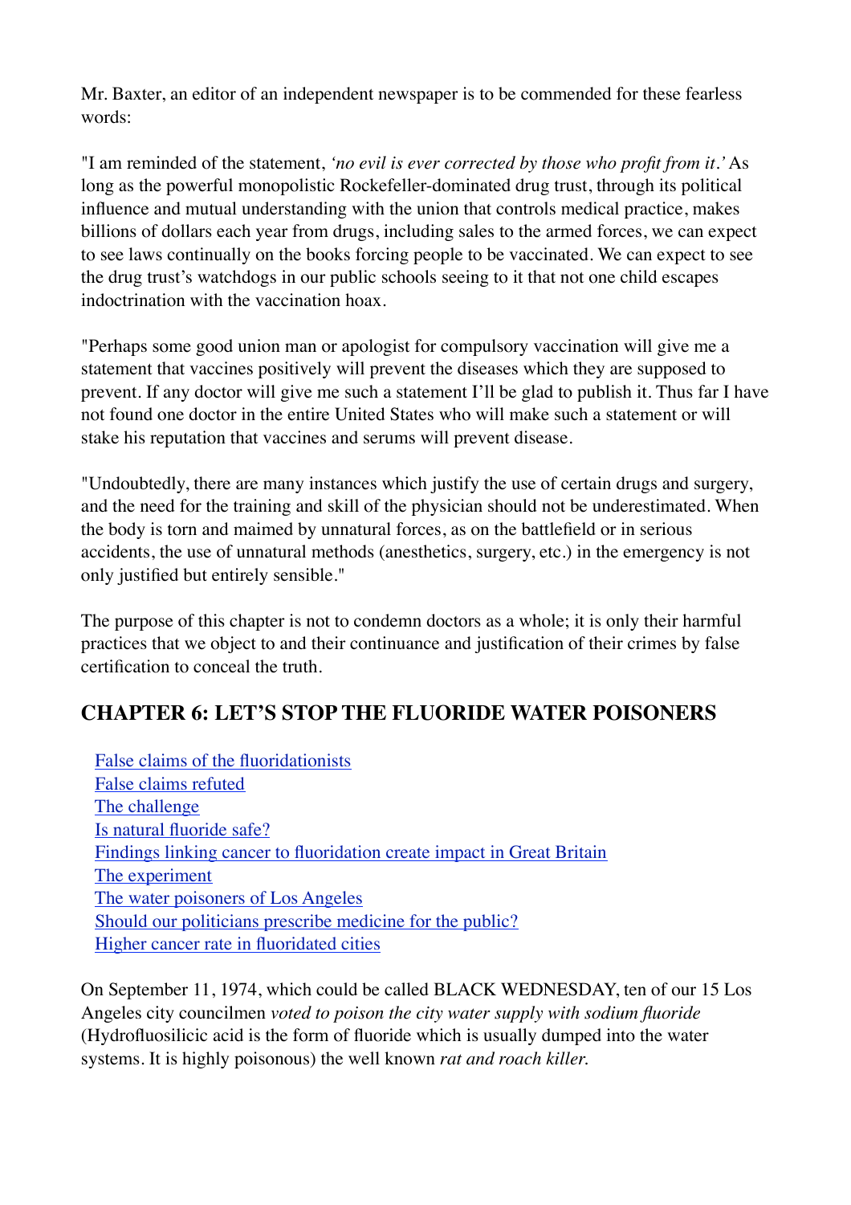Mr. Baxter, an editor of an independent newspaper is to be commended for these fearless words:

"I am reminded of the statement, *'no evil is ever corrected by those who profit from it.'* As long as the powerful monopolistic Rockefeller-dominated drug trust, through its political influence and mutual understanding with the union that controls medical practice, makes billions of dollars each year from drugs, including sales to the armed forces, we can expect to see laws continually on the books forcing people to be vaccinated. We can expect to see the drug trust's watchdogs in our public schools seeing to it that not one child escapes indoctrination with the vaccination hoax.

"Perhaps some good union man or apologist for compulsory vaccination will give me a statement that vaccines positively will prevent the diseases which they are supposed to prevent. If any doctor will give me such a statement I'll be glad to publish it. Thus far I have not found one doctor in the entire United States who will make such a statement or will stake his reputation that vaccines and serums will prevent disease.

"Undoubtedly, there are many instances which justify the use of certain drugs and surgery, and the need for the training and skill of the physician should not be underestimated. When the body is torn and maimed by unnatural forces, as on the battlefield or in serious accidents, the use of unnatural methods (anesthetics, surgery, etc.) in the emergency is not only justified but entirely sensible."

The purpose of this chapter is not to condemn doctors as a whole; it is only their harmful practices that we object to and their continuance and justification of their crimes by false certification to conceal the truth.

## CHAPTER 6: LET'S STOP THE FLUORIDE WATER POISONERS

- False claims of the fluoridationists
- False claims refuted
- The challenge
- Is natural fluoride safe?
- Findings linking cancer to fluoridation create impact in Great Britain
- The experiment
- The water poisoners of Los Angeles
- Should our politicians prescribe medicine for the public?
- Higher cancer rate in fluoridated cities

On September 11, 1974, which could be called BLACK WEDNESDAY, ten of our 15 Los Angeles city councilmen *voted to poison the city water supply with sodium fluoride* (Hydrofluosilicic acid is the form of fluoride which is usually dumped into the water systems. It is highly poisonous) the well known *rat and roach killer.*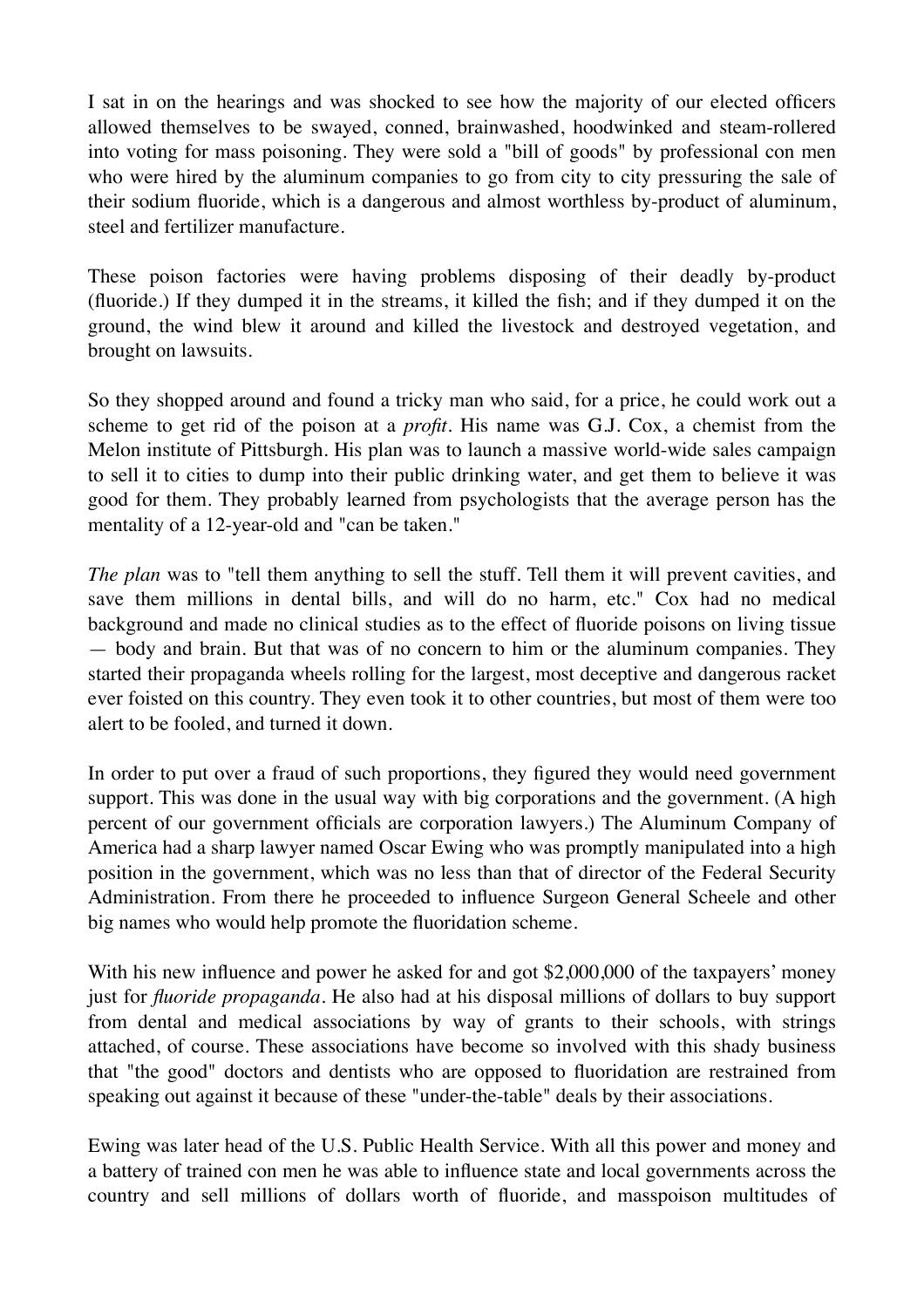I sat in on the hearings and was shocked to see how the majority of our elected officers allowed themselves to be swayed, conned, brainwashed, hoodwinked and steam-rollered into voting for mass poisoning. They were sold a "bill of goods" by professional con men who were hired by the aluminum companies to go from city to city pressuring the sale of their sodium fluoride, which is a dangerous and almost worthless by-product of aluminum, steel and fertilizer manufacture.

These poison factories were having problems disposing of their deadly by-product (fluoride.) If they dumped it in the streams, it killed the fish; and if they dumped it on the ground, the wind blew it around and killed the livestock and destroyed vegetation, and brought on lawsuits.

So they shopped around and found a tricky man who said, for a price, he could work out a scheme to get rid of the poison at a *profit*. His name was G.J. Cox, a chemist from the Melon institute of Pittsburgh. His plan was to launch a massive world-wide sales campaign to sell it to cities to dump into their public drinking water, and get them to believe it was good for them. They probably learned from psychologists that the average person has the mentality of a 12-year-old and "can be taken."

*The plan* was to "tell them anything to sell the stuff. Tell them it will prevent cavities, and save them millions in dental bills, and will do no harm, etc." Cox had no medical background and made no clinical studies as to the effect of fluoride poisons on living tissue — body and brain. But that was of no concern to him or the aluminum companies. They started their propaganda wheels rolling for the largest, most deceptive and dangerous racket ever foisted on this country. They even took it to other countries, but most of them were too alert to be fooled, and turned it down.

In order to put over a fraud of such proportions, they figured they would need government support. This was done in the usual way with big corporations and the government. (A high percent of our government officials are corporation lawyers.) The Aluminum Company of America had a sharp lawyer named Oscar Ewing who was promptly manipulated into a high position in the government, which was no less than that of director of the Federal Security Administration. From there he proceeded to influence Surgeon General Scheele and other big names who would help promote the fluoridation scheme.

With his new influence and power he asked for and got $2,000,000 of the taxpayers' money just for *fluoride propaganda*. He also had at his disposal millions of dollars to buy support from dental and medical associations by way of grants to their schools, with strings attached, of course. These associations have become so involved with this shady business that "the good" doctors and dentists who are opposed to fluoridation are restrained from speaking out against it because of these "under-the-table" deals by their associations.

Ewing was later head of the U.S. Public Health Service. With all this power and money and a battery of trained con men he was able to influence state and local governments across the country and sell millions of dollars worth of fluoride, and masspoison multitudes of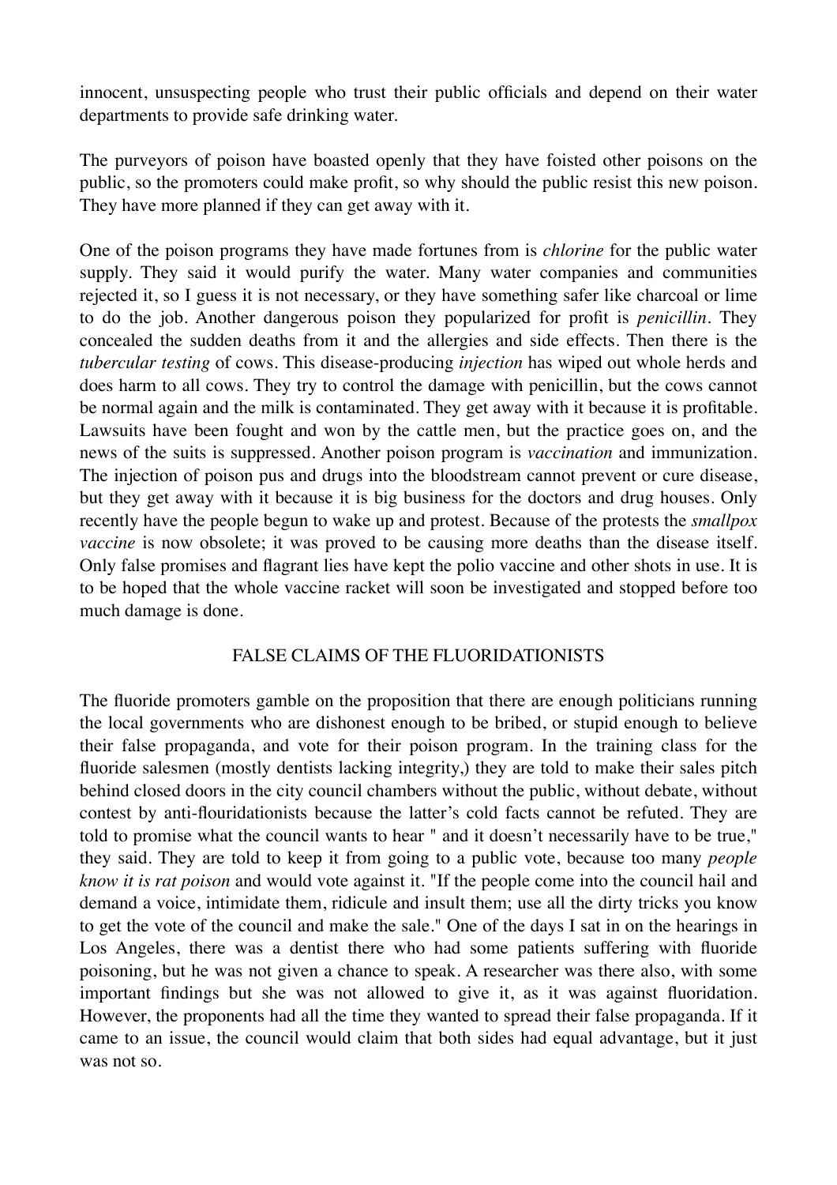innocent, unsuspecting people who trust their public officials and depend on their water departments to provide safe drinking water.

The purveyors of poison have boasted openly that they have foisted other poisons on the public, so the promoters could make profit, so why should the public resist this new poison. They have more planned if they can get away with it.

One of the poison programs they have made fortunes from is *chlorine* for the public water supply. They said it would purify the water. Many water companies and communities rejected it, so I guess it is not necessary, or they have something safer like charcoal or lime to do the job. Another dangerous poison they popularized for profit is *penicillin*. They concealed the sudden deaths from it and the allergies and side effects. Then there is the *tubercular testing* of cows. This disease-producing *injection* has wiped out whole herds and does harm to all cows. They try to control the damage with penicillin, but the cows cannot be normal again and the milk is contaminated. They get away with it because it is profitable. Lawsuits have been fought and won by the cattle men, but the practice goes on, and the news of the suits is suppressed. Another poison program is *vaccination* and immunization. The injection of poison pus and drugs into the bloodstream cannot prevent or cure disease, but they get away with it because it is big business for the doctors and drug houses. Only recently have the people begun to wake up and protest. Because of the protests the *smallpox vaccine* is now obsolete; it was proved to be causing more deaths than the disease itself. Only false promises and flagrant lies have kept the polio vaccine and other shots in use. It is to be hoped that the whole vaccine racket will soon be investigated and stopped before too much damage is done.

## FALSE CLAIMS OF THE FLUORIDATIONISTS

The fluoride promoters gamble on the proposition that there are enough politicians running the local governments who are dishonest enough to be bribed, or stupid enough to believe their false propaganda, and vote for their poison program. In the training class for the fluoride salesmen (mostly dentists lacking integrity,) they are told to make their sales pitch behind closed doors in the city council chambers without the public, without debate, without contest by anti-flouridationists because the latter's cold facts cannot be refuted. They are told to promise what the council wants to hear " and it doesn't necessarily have to be true," they said. They are told to keep it from going to a public vote, because too many *people know it is rat poison* and would vote against it. "If the people come into the council hail and demand a voice, intimidate them, ridicule and insult them; use all the dirty tricks you know to get the vote of the council and make the sale." One of the days I sat in on the hearings in Los Angeles, there was a dentist there who had some patients suffering with fluoride poisoning, but he was not given a chance to speak. A researcher was there also, with some important findings but she was not allowed to give it, as it was against fluoridation. However, the proponents had all the time they wanted to spread their false propaganda. If it came to an issue, the council would claim that both sides had equal advantage, but it just was not so.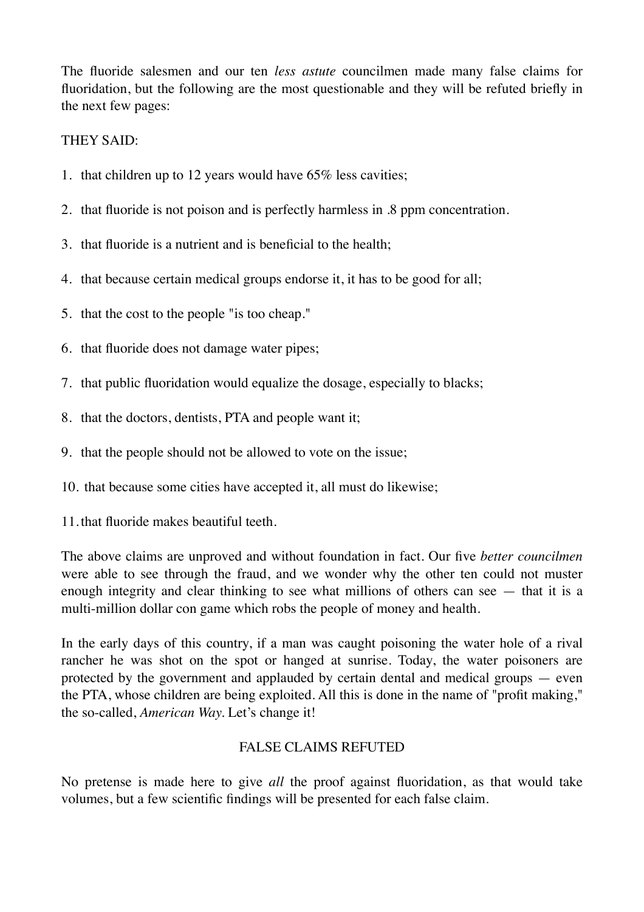The fluoride salesmen and our ten *less astute* councilmen made many false claims for fluoridation, but the following are the most questionable and they will be refuted briefly in the next few pages:

THEY SAID:

1. that children up to 12 years would have 65% less cavities;

2. that fluoride is not poison and is perfectly harmless in .8 ppm concentration.

3. that fluoride is a nutrient and is beneficial to the health;

4. that because certain medical groups endorse it, it has to be good for all;

5. that the cost to the people "is too cheap."

6. that fluoride does not damage water pipes;

7. that public fluoridation would equalize the dosage, especially to blacks;

8. that the doctors, dentists, PTA and people want it;

9. that the people should not be allowed to vote on the issue;

10. that because some cities have accepted it, all must do likewise;

11. that fluoride makes beautiful teeth.

The above claims are unproved and without foundation in fact. Our five *better councilmen* were able to see through the fraud, and we wonder why the other ten could not muster enough integrity and clear thinking to see what millions of others can see — that it is a multi-million dollar con game which robs the people of money and health.

In the early days of this country, if a man was caught poisoning the water hole of a rival rancher he was shot on the spot or hanged at sunrise. Today, the water poisoners are protected by the government and applauded by certain dental and medical groups — even the PTA, whose children are being exploited. All this is done in the name of "profit making," the so-called, *American Way.* Let's change it!

## FALSE CLAIMS REFUTED

No pretense is made here to give *all* the proof against fluoridation, as that would take volumes, but a few scientific findings will be presented for each false claim.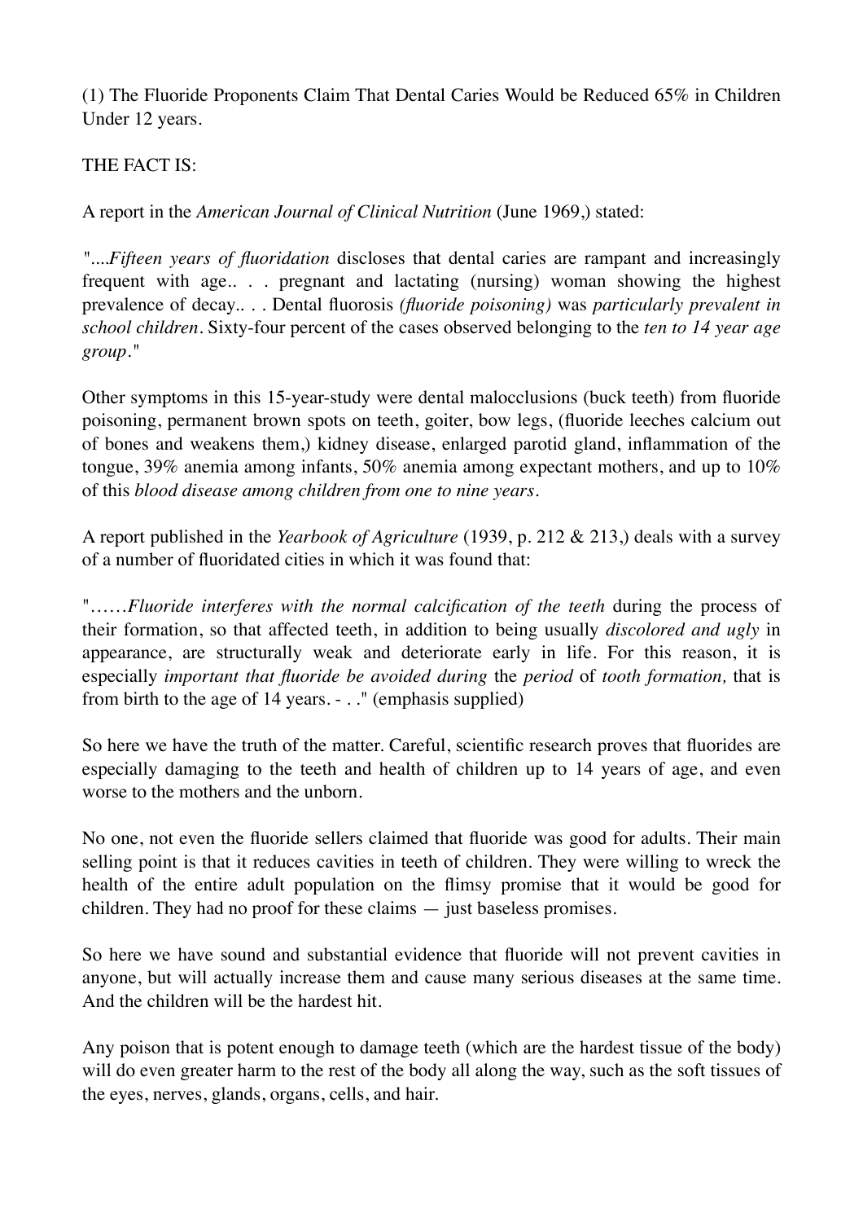(1) The Fluoride Proponents Claim That Dental Caries Would be Reduced 65% in Children Under 12 years.

THE FACT IS:

A report in the *American Journal of Clinical Nutrition* (June 1969,) stated:

"....*Fifteen years of fluoridation* discloses that dental caries are rampant and increasingly frequent with age.. . . pregnant and lactating (nursing) woman showing the highest prevalence of decay.. . . Dental fluorosis *(fluoride poisoning)* was *particularly prevalent in school children*. Sixty-four percent of the cases observed belonging to the *ten to 14 year age group*."

Other symptoms in this 15-year-study were dental malocclusions (buck teeth) from fluoride poisoning, permanent brown spots on teeth, goiter, bow legs, (fluoride leeches calcium out of bones and weakens them,) kidney disease, enlarged parotid gland, inflammation of the tongue, 39% anemia among infants, 50% anemia among expectant mothers, and up to 10% of this *blood disease among children from one to nine years*.

A report published in the *Yearbook of Agriculture* (1939, p. 212 & 213,) deals with a survey of a number of fluoridated cities in which it was found that:

"……*Fluoride interferes with the normal calcification of the teeth* during the process of their formation, so that affected teeth, in addition to being usually *discolored and ugly* in appearance, are structurally weak and deteriorate early in life. For this reason, it is especially *important that fluoride be avoided during* the *period* of *tooth formation,* that is from birth to the age of 14 years. - . ." (emphasis supplied)

So here we have the truth of the matter. Careful, scientific research proves that fluorides are especially damaging to the teeth and health of children up to 14 years of age, and even worse to the mothers and the unborn.

No one, not even the fluoride sellers claimed that fluoride was good for adults. Their main selling point is that it reduces cavities in teeth of children. They were willing to wreck the health of the entire adult population on the flimsy promise that it would be good for children. They had no proof for these claims — just baseless promises.

So here we have sound and substantial evidence that fluoride will not prevent cavities in anyone, but will actually increase them and cause many serious diseases at the same time. And the children will be the hardest hit.

Any poison that is potent enough to damage teeth (which are the hardest tissue of the body) will do even greater harm to the rest of the body all along the way, such as the soft tissues of the eyes, nerves, glands, organs, cells, and hair.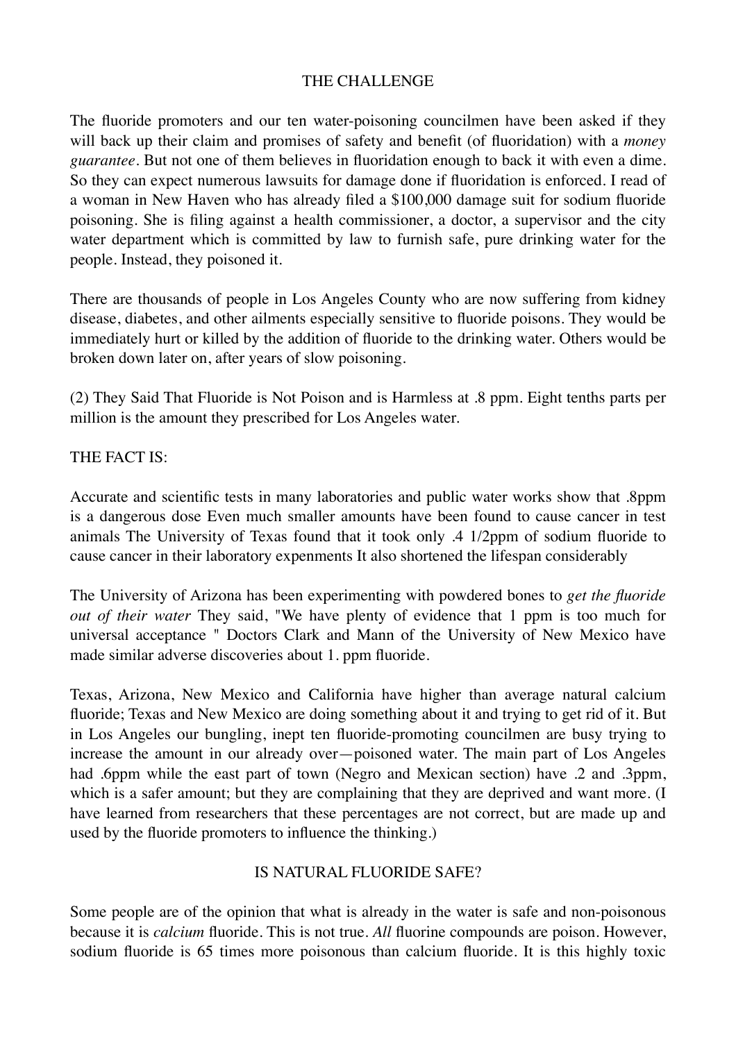## THE CHALLENGE

The fluoride promoters and our ten water-poisoning councilmen have been asked if they will back up their claim and promises of safety and benefit (of fluoridation) with a *money guarantee*. But not one of them believes in fluoridation enough to back it with even a dime. So they can expect numerous lawsuits for damage done if fluoridation is enforced. I read of a woman in New Haven who has already filed a $100,000 damage suit for sodium fluoride poisoning. She is filing against a health commissioner, a doctor, a supervisor and the city water department which is committed by law to furnish safe, pure drinking water for the people. Instead, they poisoned it.

There are thousands of people in Los Angeles County who are now suffering from kidney disease, diabetes, and other ailments especially sensitive to fluoride poisons. They would be immediately hurt or killed by the addition of fluoride to the drinking water. Others would be broken down later on, after years of slow poisoning.

(2) They Said That Fluoride is Not Poison and is Harmless at .8 ppm. Eight tenths parts per million is the amount they prescribed for Los Angeles water.

THE FACT IS:

Accurate and scientific tests in many laboratories and public water works show that .8ppm is a dangerous dose Even much smaller amounts have been found to cause cancer in test animals The University of Texas found that it took only .4 1/2ppm of sodium fluoride to cause cancer in their laboratory expenments It also shortened the lifespan considerably

The University of Arizona has been experimenting with powdered bones to *get the fluoride out of their water* They said, "We have plenty of evidence that 1 ppm is too much for universal acceptance " Doctors Clark and Mann of the University of New Mexico have made similar adverse discoveries about 1. ppm fluoride.

Texas, Arizona, New Mexico and California have higher than average natural calcium fluoride; Texas and New Mexico are doing something about it and trying to get rid of it. But in Los Angeles our bungling, inept ten fluoride-promoting councilmen are busy trying to increase the amount in our already over—poisoned water. The main part of Los Angeles had .6ppm while the east part of town (Negro and Mexican section) have .2 and .3ppm, which is a safer amount; but they are complaining that they are deprived and want more. (I have learned from researchers that these percentages are not correct, but are made up and used by the fluoride promoters to influence the thinking.)

## IS NATURAL FLUORIDE SAFE?

Some people are of the opinion that what is already in the water is safe and non-poisonous because it is *calcium* fluoride. This is not true. *All* fluorine compounds are poison. However, sodium fluoride is 65 times more poisonous than calcium fluoride. It is this highly toxic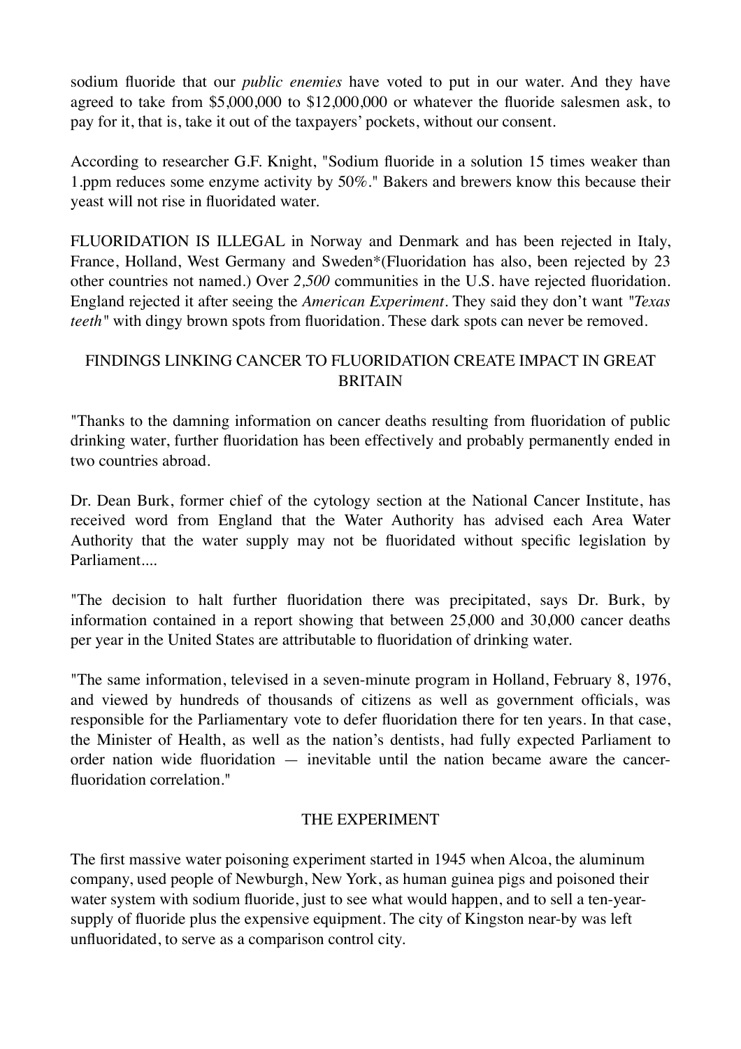sodium fluoride that our *public enemies* have voted to put in our water. And they have agreed to take from $5,000,000 to $12,000,000 or whatever the fluoride salesmen ask, to pay for it, that is, take it out of the taxpayers' pockets, without our consent.

According to researcher G.F. Knight, "Sodium fluoride in a solution 15 times weaker than 1.ppm reduces some enzyme activity by 50%." Bakers and brewers know this because their yeast will not rise in fluoridated water.

FLUORIDATION IS ILLEGAL in Norway and Denmark and has been rejected in Italy, France, Holland, West Germany and Sweden*(Fluoridation has also, been rejected by 23 other countries not named.) Over *2,500* communities in the U.S. have rejected fluoridation. England rejected it after seeing the *American Experiment*. They said they don't want *"Texas teeth"* with dingy brown spots from fluoridation. These dark spots can never be removed.

## FINDINGS LINKING CANCER TO FLUORIDATION CREATE IMPACT IN GREAT BRITAIN

"Thanks to the damning information on cancer deaths resulting from fluoridation of public drinking water, further fluoridation has been effectively and probably permanently ended in two countries abroad.

Dr. Dean Burk, former chief of the cytology section at the National Cancer Institute, has received word from England that the Water Authority has advised each Area Water Authority that the water supply may not be fluoridated without specific legislation by Parliament....

"The decision to halt further fluoridation there was precipitated, says Dr. Burk, by information contained in a report showing that between 25,000 and 30,000 cancer deaths per year in the United States are attributable to fluoridation of drinking water.

"The same information, televised in a seven-minute program in Holland, February 8, 1976, and viewed by hundreds of thousands of citizens as well as government officials, was responsible for the Parliamentary vote to defer fluoridation there for ten years. In that case, the Minister of Health, as well as the nation's dentists, had fully expected Parliament to order nation wide fluoridation — inevitable until the nation became aware the cancer-fluoridation correlation."

## THE EXPERIMENT

The first massive water poisoning experiment started in 1945 when Alcoa, the aluminum company, used people of Newburgh, New York, as human guinea pigs and poisoned their water system with sodium fluoride, just to see what would happen, and to sell a ten-year-supply of fluoride plus the expensive equipment. The city of Kingston near-by was left unfluoridated, to serve as a comparison control city.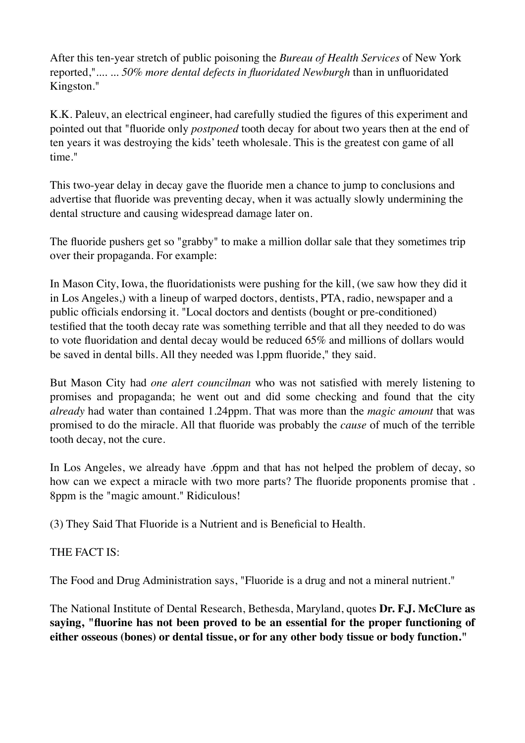After this ten-year stretch of public poisoning the *Bureau of Health Services* of New York reported,".... ... *50% more dental defects in fluoridated Newburgh* than in unfluoridated Kingston."

K.K. Paleuv, an electrical engineer, had carefully studied the figures of this experiment and pointed out that "fluoride only *postponed* tooth decay for about two years then at the end of ten years it was destroying the kids' teeth wholesale. This is the greatest con game of all time."

This two-year delay in decay gave the fluoride men a chance to jump to conclusions and advertise that fluoride was preventing decay, when it was actually slowly undermining the dental structure and causing widespread damage later on.

The fluoride pushers get so "grabby" to make a million dollar sale that they sometimes trip over their propaganda. For example:

In Mason City, Iowa, the fluoridationists were pushing for the kill, (we saw how they did it in Los Angeles,) with a lineup of warped doctors, dentists, PTA, radio, newspaper and a public officials endorsing it. "Local doctors and dentists (bought or pre-conditioned) testified that the tooth decay rate was something terrible and that all they needed to do was to vote fluoridation and dental decay would be reduced 65% and millions of dollars would be saved in dental bills. All they needed was l.ppm fluoride," they said.

But Mason City had *one alert councilman* who was not satisfied with merely listening to promises and propaganda; he went out and did some checking and found that the city *already* had water than contained 1.24ppm. That was more than the *magic amount* that was promised to do the miracle. All that fluoride was probably the *cause* of much of the terrible tooth decay, not the cure.

In Los Angeles, we already have .6ppm and that has not helped the problem of decay, so how can we expect a miracle with two more parts? The fluoride proponents promise that . 8ppm is the "magic amount." Ridiculous!

(3) They Said That Fluoride is a Nutrient and is Beneficial to Health.

THE FACT IS:

The Food and Drug Administration says, "Fluoride is a drug and not a mineral nutrient."

The National Institute of Dental Research, Bethesda, Maryland, quotes **Dr. F.J. McClure as saying, "fluorine has not been proved to be an essential for the proper functioning of either osseous (bones) or dental tissue, or for any other body tissue or body function."**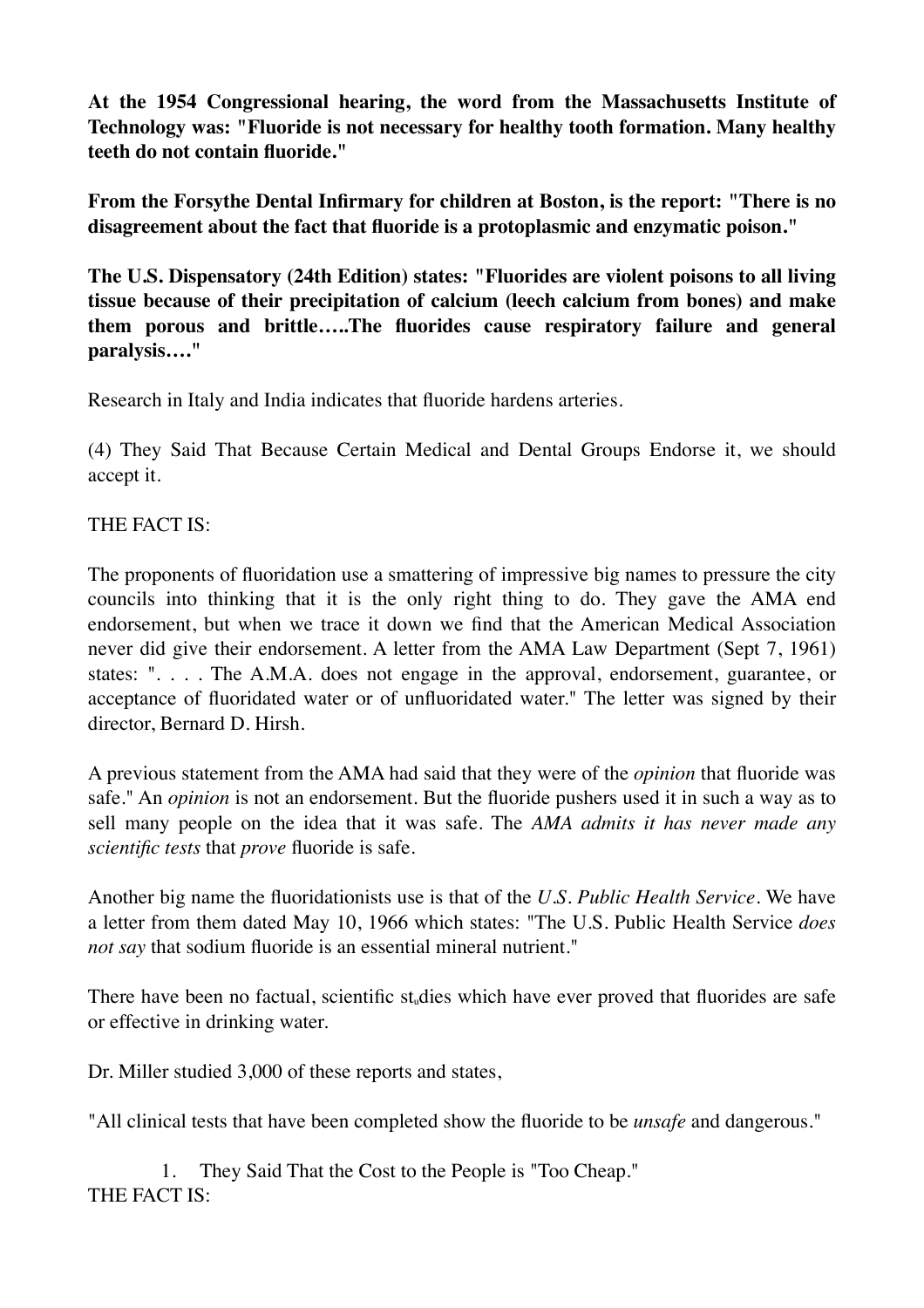**At the 1954 Congressional hearing, the word from the Massachusetts Institute of Technology was: "Fluoride is not necessary for healthy tooth formation. Many healthy teeth do not contain fluoride."**

**From the Forsythe Dental Infirmary for children at Boston, is the report: "There is no disagreement about the fact that fluoride is a protoplasmic and enzymatic poison."**

**The U.S. Dispensatory (24th Edition) states: "Fluorides are violent poisons to all living tissue because of their precipitation of calcium (leech calcium from bones) and make them porous and brittle…..The fluorides cause respiratory failure and general paralysis…."**

Research in Italy and India indicates that fluoride hardens arteries.

(4) They Said That Because Certain Medical and Dental Groups Endorse it, we should accept it.

THE FACT IS:

The proponents of fluoridation use a smattering of impressive big names to pressure the city councils into thinking that it is the only right thing to do. They gave the AMA end endorsement, but when we trace it down we find that the American Medical Association never did give their endorsement. A letter from the AMA Law Department (Sept 7, 1961) states: ". . . . The A.M.A. does not engage in the approval, endorsement, guarantee, or acceptance of fluoridated water or of unfluoridated water." The letter was signed by their director, Bernard D. Hirsh.

A previous statement from the AMA had said that they were of the *opinion* that fluoride was safe." An *opinion* is not an endorsement. But the fluoride pushers used it in such a way as to sell many people on the idea that it was safe. The *AMA admits it has never made any scientific tests* that *prove* fluoride is safe.

Another big name the fluoridationists use is that of the *U.S. Public Health Service*. We have a letter from them dated May 10, 1966 which states: "The U.S. Public Health Service *does not say* that sodium fluoride is an essential mineral nutrient."

There have been no factual, scientific studies which have ever proved that fluorides are safe or effective in drinking water.

Dr. Miller studied 3,000 of these reports and states,

"All clinical tests that have been completed show the fluoride to be *unsafe* and dangerous."

1. They Said That the Cost to the People is "Too Cheap."

THE FACT IS: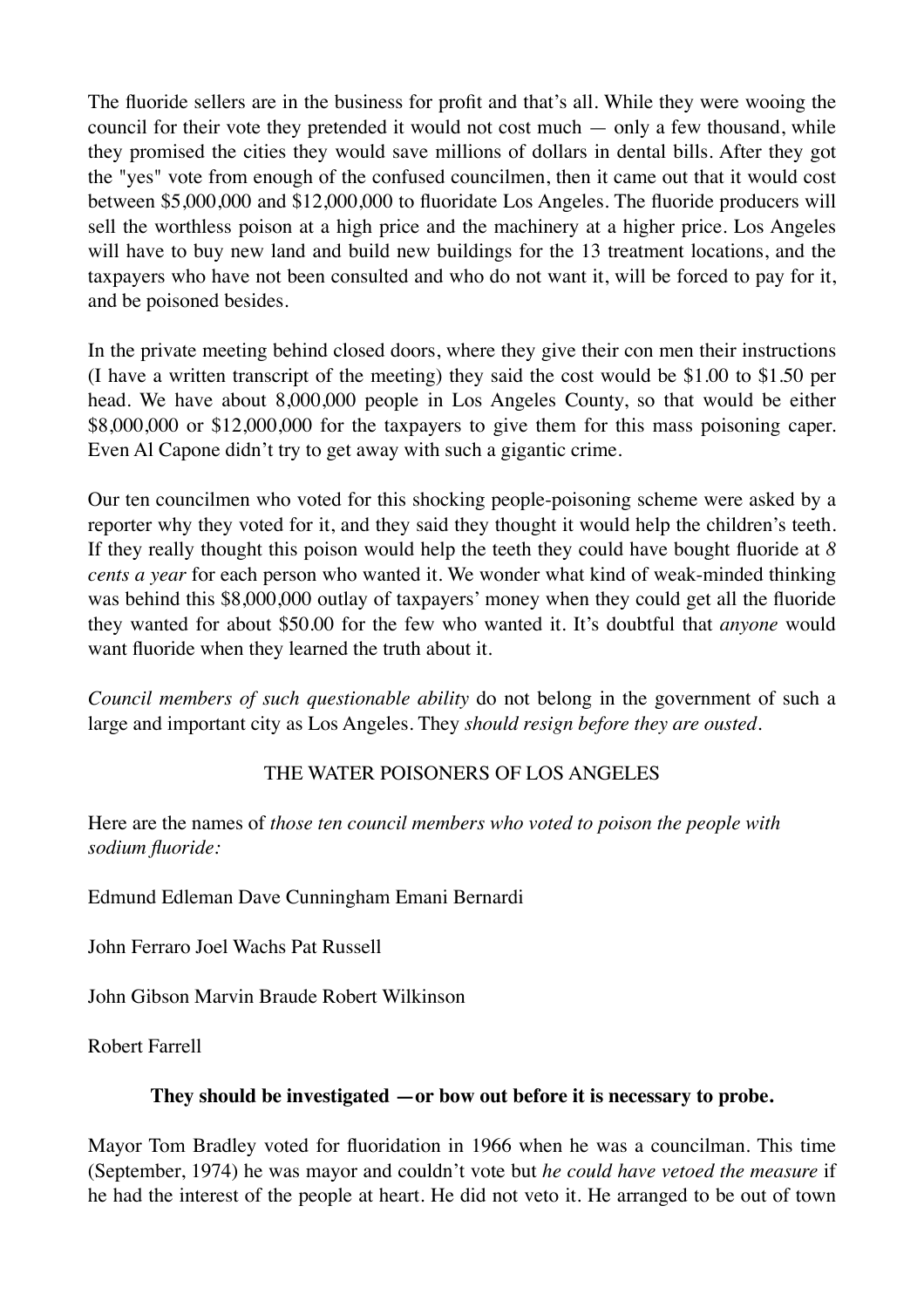The fluoride sellers are in the business for profit and that's all. While they were wooing the council for their vote they pretended it would not cost much — only a few thousand, while they promised the cities they would save millions of dollars in dental bills. After they got the "yes" vote from enough of the confused councilmen, then it came out that it would cost between $5,000,000 and $12,000,000 to fluoridate Los Angeles. The fluoride producers will sell the worthless poison at a high price and the machinery at a higher price. Los Angeles will have to buy new land and build new buildings for the 13 treatment locations, and the taxpayers who have not been consulted and who do not want it, will be forced to pay for it, and be poisoned besides.

In the private meeting behind closed doors, where they give their con men their instructions (I have a written transcript of the meeting) they said the cost would be $1.00 to $1.50 per head. We have about 8,000,000 people in Los Angeles County, so that would be either $8,000,000 or $12,000,000 for the taxpayers to give them for this mass poisoning caper. Even Al Capone didn't try to get away with such a gigantic crime.

Our ten councilmen who voted for this shocking people-poisoning scheme were asked by a reporter why they voted for it, and they said they thought it would help the children's teeth. If they really thought this poison would help the teeth they could have bought fluoride at *8 cents a year* for each person who wanted it. We wonder what kind of weak-minded thinking was behind this $8,000,000 outlay of taxpayers' money when they could get all the fluoride they wanted for about $50.00 for the few who wanted it. It's doubtful that *anyone* would want fluoride when they learned the truth about it.

*Council members of such questionable ability* do not belong in the government of such a large and important city as Los Angeles. They *should resign before they are ousted*.

THE WATER POISONERS OF LOS ANGELES

Here are the names of *those ten council members who voted to poison the people with sodium fluoride:*

Edmund Edleman Dave Cunningham Emani Bernardi

John Ferraro Joel Wachs Pat Russell

John Gibson Marvin Braude Robert Wilkinson

Robert Farrell

**They should be investigated —or bow out before it is necessary to probe.**

Mayor Tom Bradley voted for fluoridation in 1966 when he was a councilman. This time (September, 1974) he was mayor and couldn't vote but *he could have vetoed the measure* if he had the interest of the people at heart. He did not veto it. He arranged to be out of town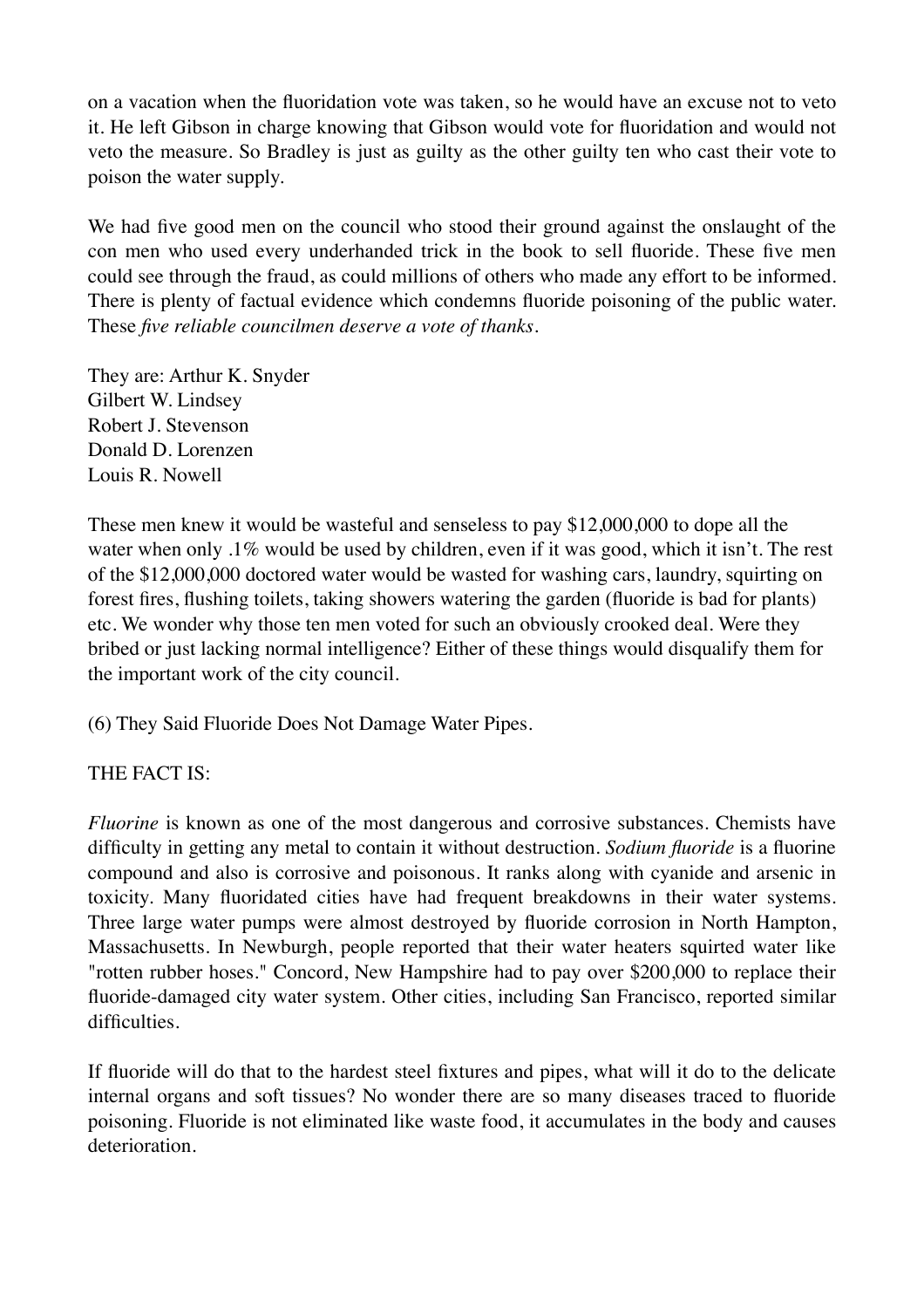on a vacation when the fluoridation vote was taken, so he would have an excuse not to veto it. He left Gibson in charge knowing that Gibson would vote for fluoridation and would not veto the measure. So Bradley is just as guilty as the other guilty ten who cast their vote to poison the water supply.

We had five good men on the council who stood their ground against the onslaught of the con men who used every underhanded trick in the book to sell fluoride. These five men could see through the fraud, as could millions of others who made any effort to be informed. There is plenty of factual evidence which condemns fluoride poisoning of the public water. These *five reliable councilmen deserve a vote of thanks.*

They are: Arthur K. Snyder
Gilbert W. Lindsey
Robert J. Stevenson
Donald D. Lorenzen
Louis R. Nowell

These men knew it would be wasteful and senseless to pay $12,000,000 to dope all the water when only .1% would be used by children, even if it was good, which it isn't. The rest of the $12,000,000 doctored water would be wasted for washing cars, laundry, squirting on forest fires, flushing toilets, taking showers watering the garden (fluoride is bad for plants) etc. We wonder why those ten men voted for such an obviously crooked deal. Were they bribed or just lacking normal intelligence? Either of these things would disqualify them for the important work of the city council.

(6) They Said Fluoride Does Not Damage Water Pipes.

THE FACT IS:

*Fluorine* is known as one of the most dangerous and corrosive substances. Chemists have difficulty in getting any metal to contain it without destruction. *Sodium fluoride* is a fluorine compound and also is corrosive and poisonous. It ranks along with cyanide and arsenic in toxicity. Many fluoridated cities have had frequent breakdowns in their water systems. Three large water pumps were almost destroyed by fluoride corrosion in North Hampton, Massachusetts. In Newburgh, people reported that their water heaters squirted water like "rotten rubber hoses." Concord, New Hampshire had to pay over $200,000 to replace their fluoride-damaged city water system. Other cities, including San Francisco, reported similar difficulties.

If fluoride will do that to the hardest steel fixtures and pipes, what will it do to the delicate internal organs and soft tissues? No wonder there are so many diseases traced to fluoride poisoning. Fluoride is not eliminated like waste food, it accumulates in the body and causes deterioration.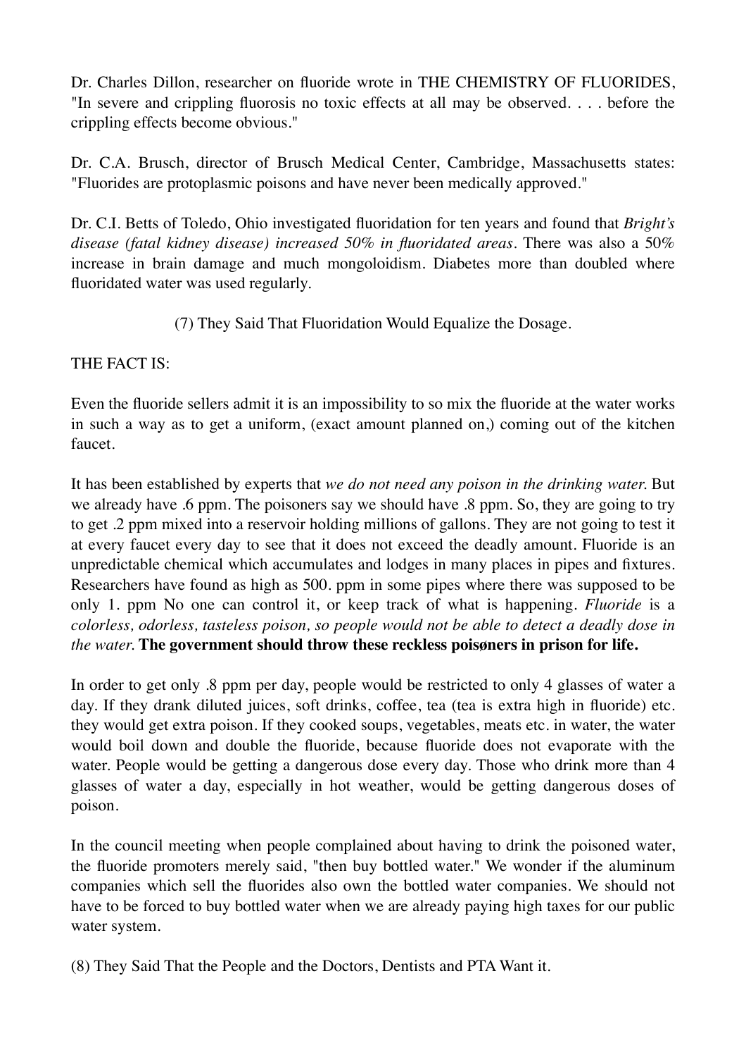Dr. Charles Dillon, researcher on fluoride wrote in THE CHEMISTRY OF FLUORIDES, "In severe and crippling fluorosis no toxic effects at all may be observed. . . . before the crippling effects become obvious."

Dr. C.A. Brusch, director of Brusch Medical Center, Cambridge, Massachusetts states: "Fluorides are protoplasmic poisons and have never been medically approved."

Dr. C.I. Betts of Toledo, Ohio investigated fluoridation for ten years and found that *Bright's disease (fatal kidney disease) increased 50% in fluoridated areas*. There was also a 50% increase in brain damage and much mongoloidism. Diabetes more than doubled where fluoridated water was used regularly.

(7) They Said That Fluoridation Would Equalize the Dosage.

THE FACT IS:

Even the fluoride sellers admit it is an impossibility to so mix the fluoride at the water works in such a way as to get a uniform, (exact amount planned on,) coming out of the kitchen faucet.

It has been established by experts that *we do not need any poison in the drinking water.* But we already have .6 ppm. The poisoners say we should have .8 ppm. So, they are going to try to get .2 ppm mixed into a reservoir holding millions of gallons. They are not going to test it at every faucet every day to see that it does not exceed the deadly amount. Fluoride is an unpredictable chemical which accumulates and lodges in many places in pipes and fixtures. Researchers have found as high as 500. ppm in some pipes where there was supposed to be only 1. ppm No one can control it, or keep track of what is happening. *Fluoride is a colorless, odorless, tasteless poison, so people would not be able to detect a deadly dose in the water.* **The government should throw these reckless poisøners in prison for life.**

In order to get only .8 ppm per day, people would be restricted to only 4 glasses of water a day. If they drank diluted juices, soft drinks, coffee, tea (tea is extra high in fluoride) etc. they would get extra poison. If they cooked soups, vegetables, meats etc. in water, the water would boil down and double the fluoride, because fluoride does not evaporate with the water. People would be getting a dangerous dose every day. Those who drink more than 4 glasses of water a day, especially in hot weather, would be getting dangerous doses of poison.

In the council meeting when people complained about having to drink the poisoned water, the fluoride promoters merely said, "then buy bottled water." We wonder if the aluminum companies which sell the fluorides also own the bottled water companies. We should not have to be forced to buy bottled water when we are already paying high taxes for our public water system.

(8) They Said That the People and the Doctors, Dentists and PTA Want it.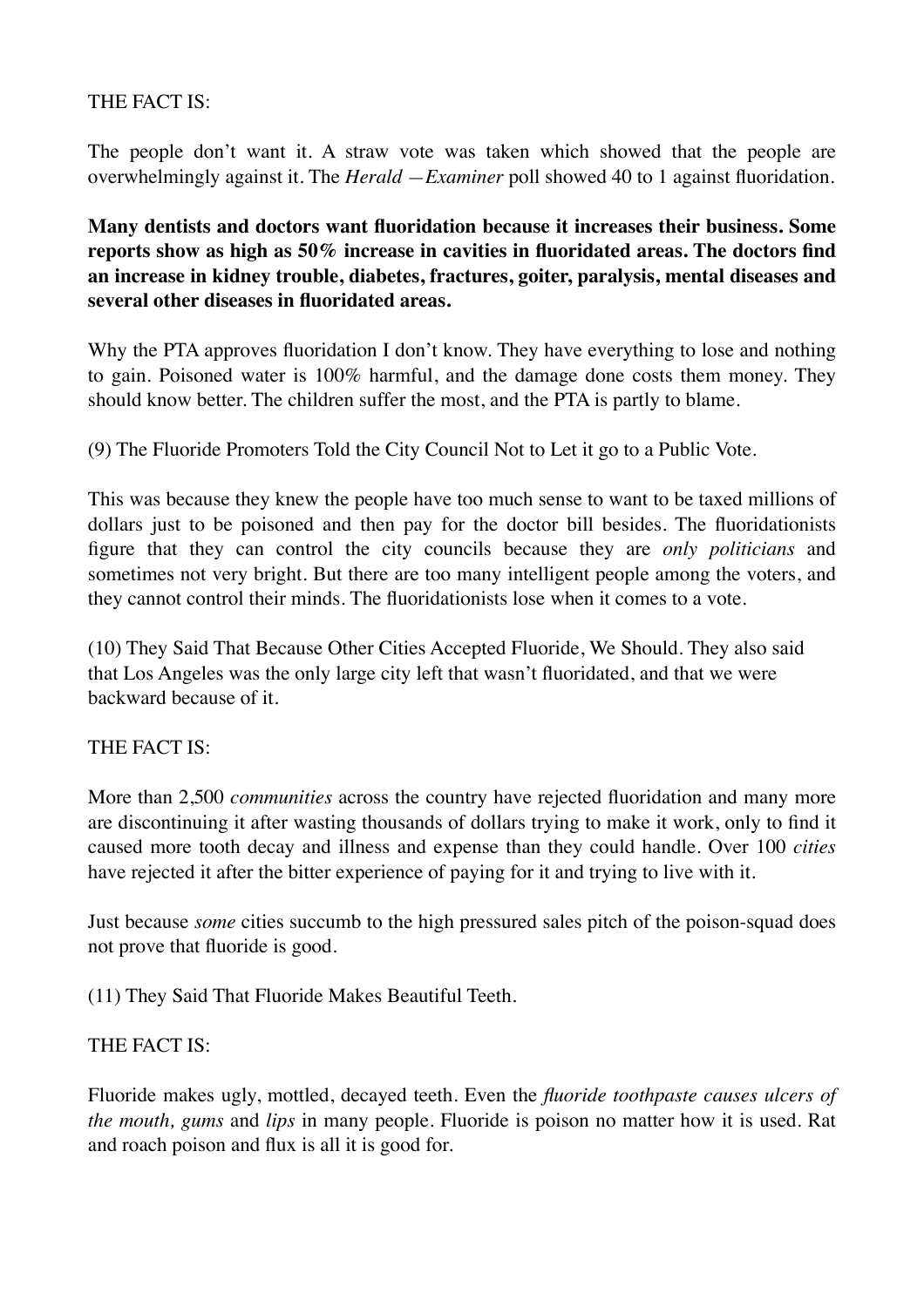THE FACT IS:

The people don't want it. A straw vote was taken which showed that the people are overwhelmingly against it. The *Herald —Examiner* poll showed 40 to 1 against fluoridation.

**Many dentists and doctors want fluoridation because it increases their business. Some reports show as high as 50% increase in cavities in fluoridated areas. The doctors find an increase in kidney trouble, diabetes, fractures, goiter, paralysis, mental diseases and several other diseases in fluoridated areas.**

Why the PTA approves fluoridation I don't know. They have everything to lose and nothing to gain. Poisoned water is 100% harmful, and the damage done costs them money. They should know better. The children suffer the most, and the PTA is partly to blame.

(9) The Fluoride Promoters Told the City Council Not to Let it go to a Public Vote.

This was because they knew the people have too much sense to want to be taxed millions of dollars just to be poisoned and then pay for the doctor bill besides. The fluoridationists figure that they can control the city councils because they are *only politicians* and sometimes not very bright. But there are too many intelligent people among the voters, and they cannot control their minds. The fluoridationists lose when it comes to a vote.

(10) They Said That Because Other Cities Accepted Fluoride, We Should. They also said that Los Angeles was the only large city left that wasn't fluoridated, and that we were backward because of it.

THE FACT IS:

More than 2,500 *communities* across the country have rejected fluoridation and many more are discontinuing it after wasting thousands of dollars trying to make it work, only to find it caused more tooth decay and illness and expense than they could handle. Over 100 *cities* have rejected it after the bitter experience of paying for it and trying to live with it.

Just because *some* cities succumb to the high pressured sales pitch of the poison-squad does not prove that fluoride is good.

(11) They Said That Fluoride Makes Beautiful Teeth.

THE FACT IS:

Fluoride makes ugly, mottled, decayed teeth. Even the *fluoride toothpaste causes ulcers of the mouth, gums* and *lips* in many people. Fluoride is poison no matter how it is used. Rat and roach poison and flux is all it is good for.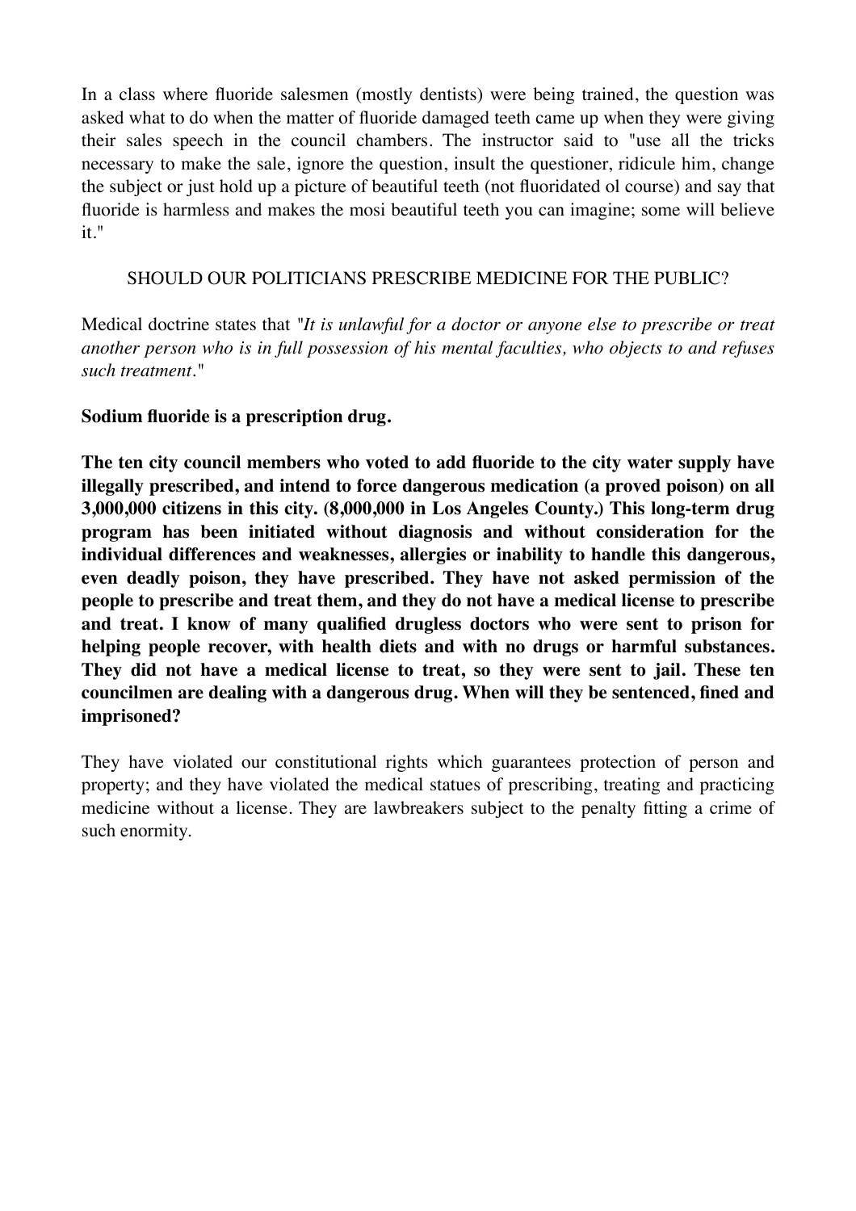In a class where fluoride salesmen (mostly dentists) were being trained, the question was asked what to do when the matter of fluoride damaged teeth came up when they were giving their sales speech in the council chambers. The instructor said to "use all the tricks necessary to make the sale, ignore the question, insult the questioner, ridicule him, change the subject or just hold up a picture of beautiful teeth (not fluoridated ol course) and say that fluoride is harmless and makes the mosi beautiful teeth you can imagine; some will believe it."

SHOULD OUR POLITICIANS PRESCRIBE MEDICINE FOR THE PUBLIC?

Medical doctrine states that "*It is unlawful for a doctor or anyone else to prescribe or treat another person who is in full possession of his mental faculties, who objects to and refuses such treatment.*"

**Sodium fluoride is a prescription drug.**

**The ten city council members who voted to add fluoride to the city water supply have illegally prescribed, and intend to force dangerous medication (a proved poison) on all 3,000,000 citizens in this city. (8,000,000 in Los Angeles County.) This long-term drug program has been initiated without diagnosis and without consideration for the individual differences and weaknesses, allergies or inability to handle this dangerous, even deadly poison, they have prescribed. They have not asked permission of the people to prescribe and treat them, and they do not have a medical license to prescribe and treat. I know of many qualified drugless doctors who were sent to prison for helping people recover, with health diets and with no drugs or harmful substances. They did not have a medical license to treat, so they were sent to jail. These ten councilmen are dealing with a dangerous drug. When will they be sentenced, fined and imprisoned?**

They have violated our constitutional rights which guarantees protection of person and property; and they have violated the medical statues of prescribing, treating and practicing medicine without a license. They are lawbreakers subject to the penalty fitting a crime of such enormity.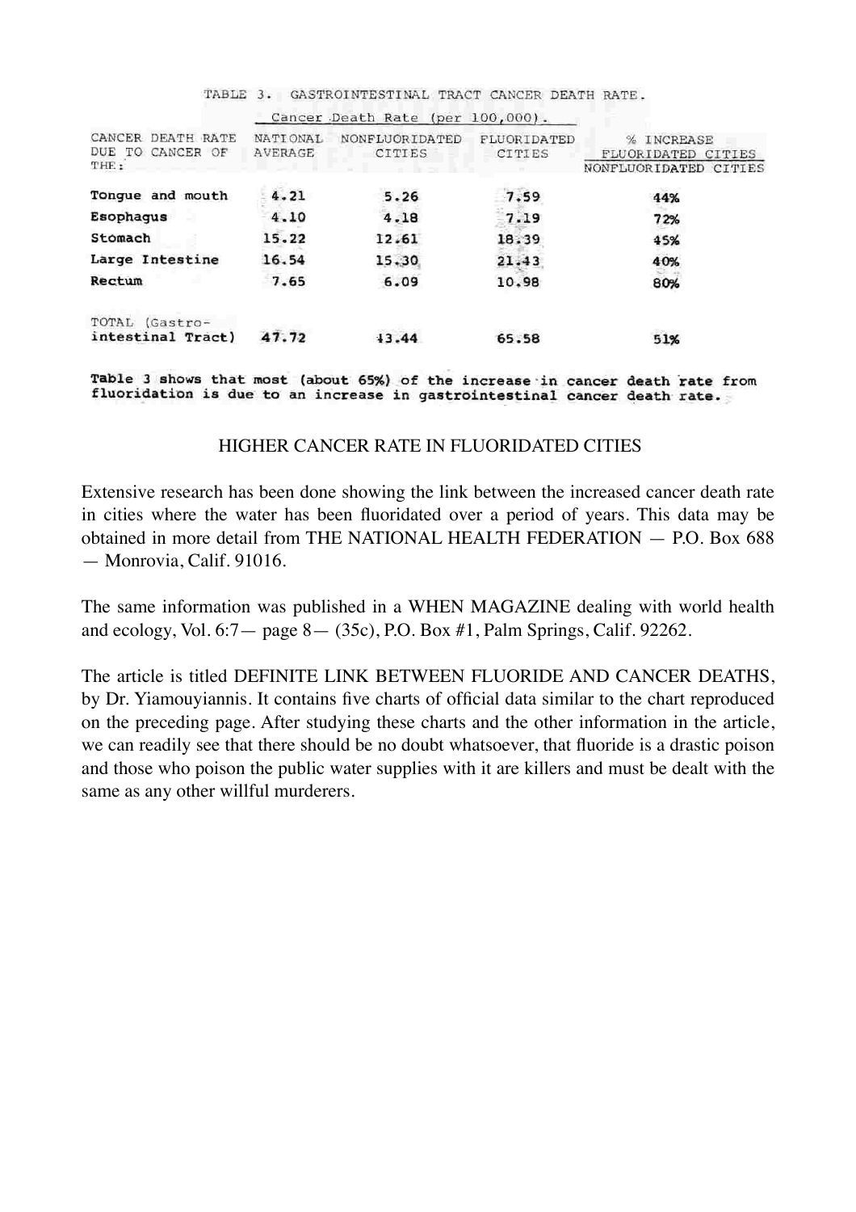TABLE 3. GASTROINTESTINAL TRACT CANCER DEATH RATE.

| CANCER DEATH RATE DUE TO CANCER OF THE: | Cancer Death Rate (per 100,000). NATIONAL AVERAGE | NONFLUORIDATED CITIES | FLUORIDATED CITIES | % INCREASE FLUORIDATED CITIES / NONFLUORIDATED CITIES |
|---|---|---|---|---|
| **Tongue and mouth** | 4.21 | 5.26 | 7.59 | 44% |
| **Esophagus** | 4.10 | 4.18 | 7.19 | 72% |
| **Stomach** | 15.22 | 12.61 | 18.39 | 45% |
| **Large Intestine** | 16.54 | 15.30 | 21.43 | 40% |
| **Rectum** | 7.65 | 6.09 | 10.98 | 80% |
| TOTAL (Gastro-intestinal Tract) | 47.72 | 43.44 | 65.58 | 51% |

**Table 3 shows that most (about 65%) of the increase in cancer death rate from fluoridation is due to an increase in gastrointestinal cancer death rate.**

## HIGHER CANCER RATE IN FLUORIDATED CITIES

Extensive research has been done showing the link between the increased cancer death rate in cities where the water has been fluoridated over a period of years. This data may be obtained in more detail from THE NATIONAL HEALTH FEDERATION — P.O. Box 688 — Monrovia, Calif. 91016.

The same information was published in a WHEN MAGAZINE dealing with world health and ecology, Vol. 6:7— page 8— (35c), P.O. Box #1, Palm Springs, Calif. 92262.

The article is titled DEFINITE LINK BETWEEN FLUORIDE AND CANCER DEATHS, by Dr. Yiamouyiannis. It contains five charts of official data similar to the chart reproduced on the preceding page. After studying these charts and the other information in the article, we can readily see that there should be no doubt whatsoever, that fluoride is a drastic poison and those who poison the public water supplies with it are killers and must be dealt with the same as any other willful murderers.